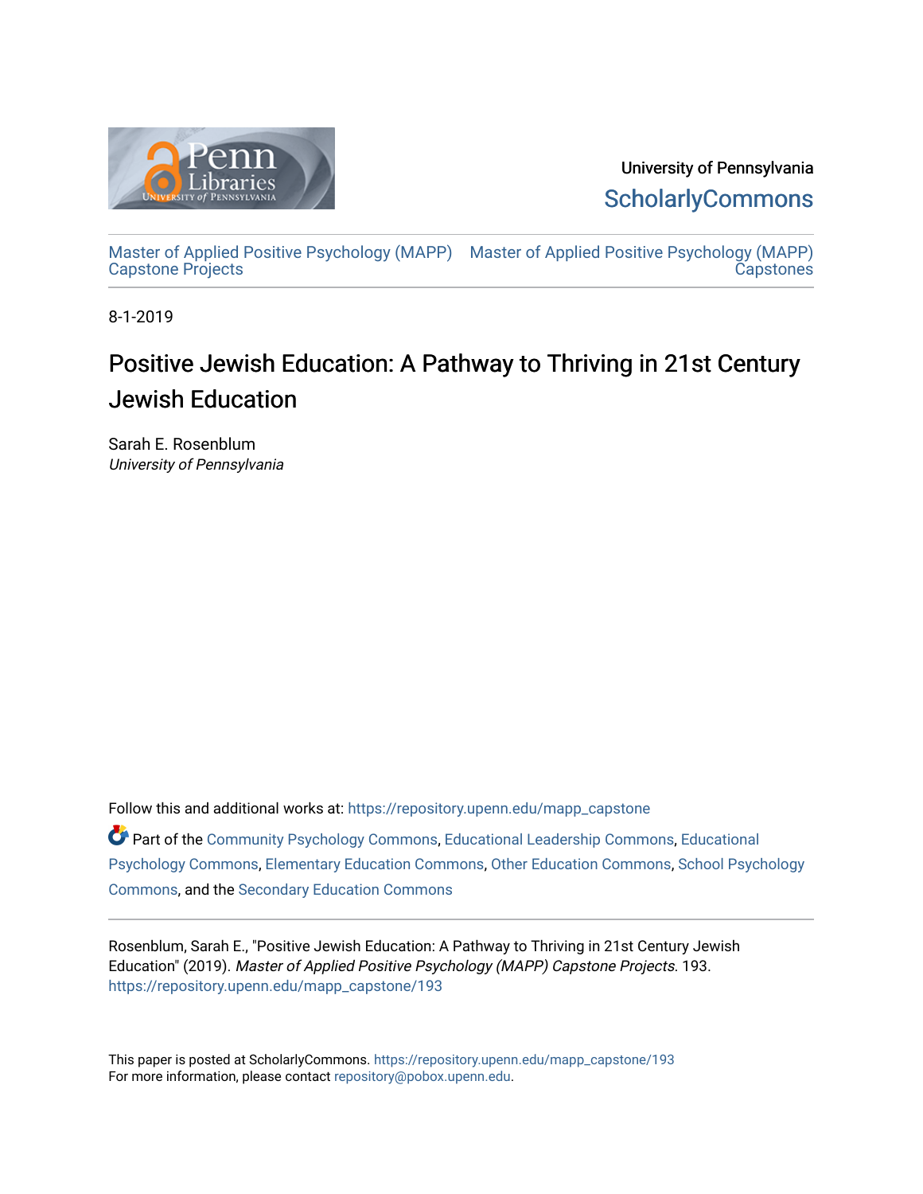University of Pennsylvania
ScholarlyCommons

Master of Applied Positive Psychology (MAPP) Capstone Projects

Master of Applied Positive Psychology (MAPP) Capstones

8-1-2019

# Positive Jewish Education: A Pathway to Thriving in 21st Century Jewish Education

Sarah E. Rosenblum
*University of Pennsylvania*

Follow this and additional works at: https://repository.upenn.edu/mapp_capstone

Part of the Community Psychology Commons, Educational Leadership Commons, Educational Psychology Commons, Elementary Education Commons, Other Education Commons, School Psychology Commons, and the Secondary Education Commons

Rosenblum, Sarah E., "Positive Jewish Education: A Pathway to Thriving in 21st Century Jewish Education" (2019). *Master of Applied Positive Psychology (MAPP) Capstone Projects*. 193.
https://repository.upenn.edu/mapp_capstone/193

This paper is posted at ScholarlyCommons. https://repository.upenn.edu/mapp_capstone/193
For more information, please contact repository@pobox.upenn.edu.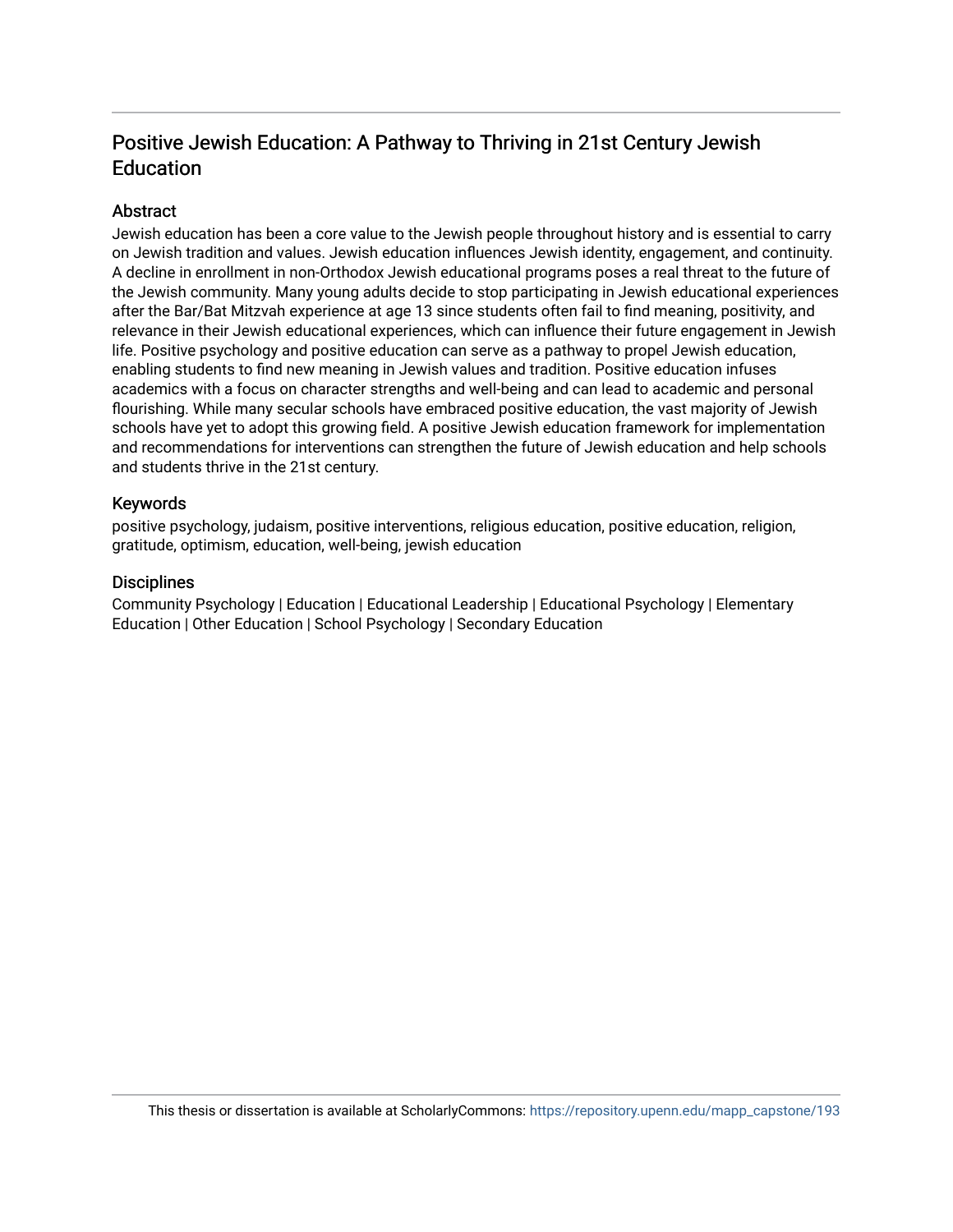# Positive Jewish Education: A Pathway to Thriving in 21st Century Jewish Education

## Abstract

Jewish education has been a core value to the Jewish people throughout history and is essential to carry on Jewish tradition and values. Jewish education influences Jewish identity, engagement, and continuity. A decline in enrollment in non-Orthodox Jewish educational programs poses a real threat to the future of the Jewish community. Many young adults decide to stop participating in Jewish educational experiences after the Bar/Bat Mitzvah experience at age 13 since students often fail to find meaning, positivity, and relevance in their Jewish educational experiences, which can influence their future engagement in Jewish life. Positive psychology and positive education can serve as a pathway to propel Jewish education, enabling students to find new meaning in Jewish values and tradition. Positive education infuses academics with a focus on character strengths and well-being and can lead to academic and personal flourishing. While many secular schools have embraced positive education, the vast majority of Jewish schools have yet to adopt this growing field. A positive Jewish education framework for implementation and recommendations for interventions can strengthen the future of Jewish education and help schools and students thrive in the 21st century.

## Keywords

positive psychology, judaism, positive interventions, religious education, positive education, religion, gratitude, optimism, education, well-being, jewish education

## Disciplines

Community Psychology | Education | Educational Leadership | Educational Psychology | Elementary Education | Other Education | School Psychology | Secondary Education

This thesis or dissertation is available at ScholarlyCommons: https://repository.upenn.edu/mapp_capstone/193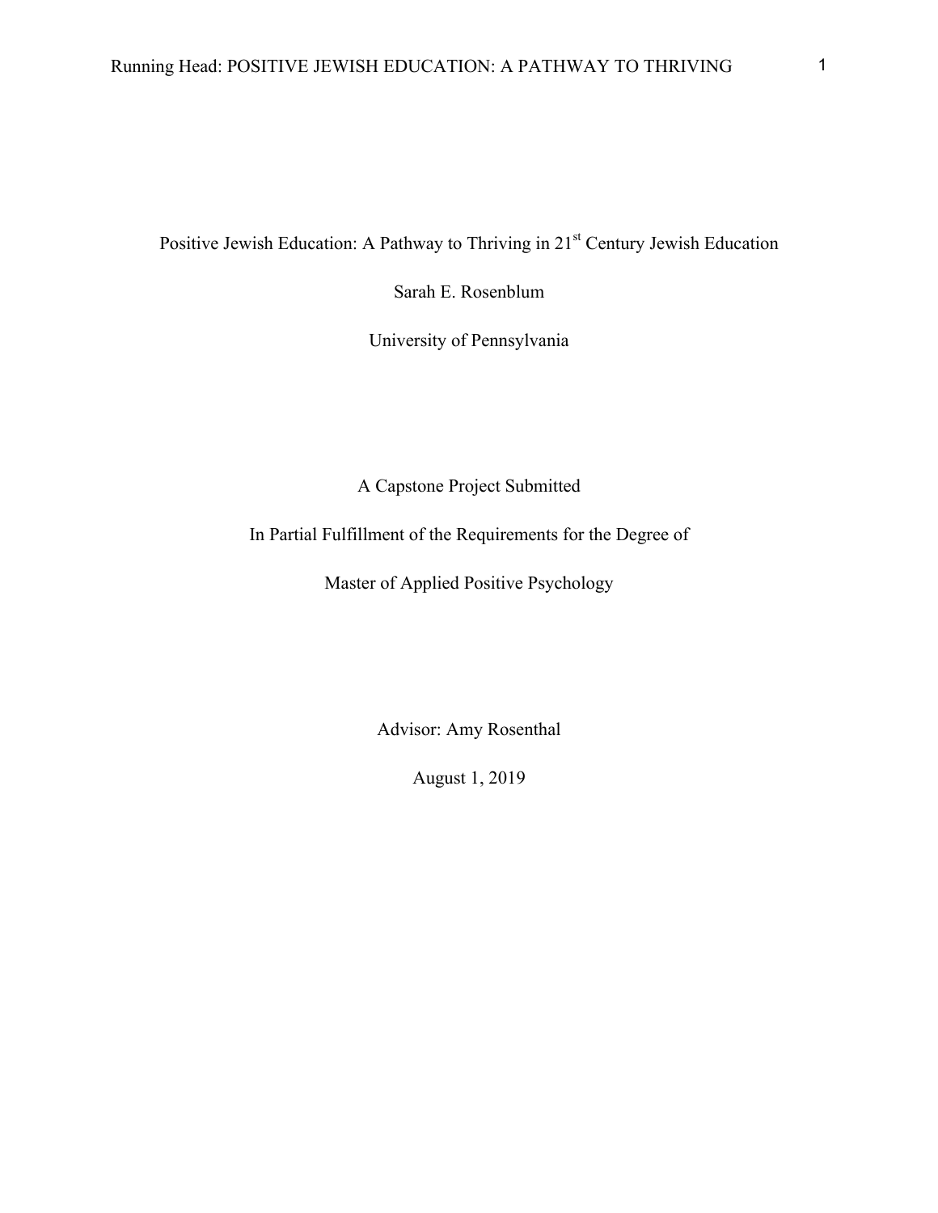Positive Jewish Education: A Pathway to Thriving in 21st Century Jewish Education

Sarah E. Rosenblum

University of Pennsylvania

A Capstone Project Submitted

In Partial Fulfillment of the Requirements for the Degree of

Master of Applied Positive Psychology

Advisor: Amy Rosenthal

August 1, 2019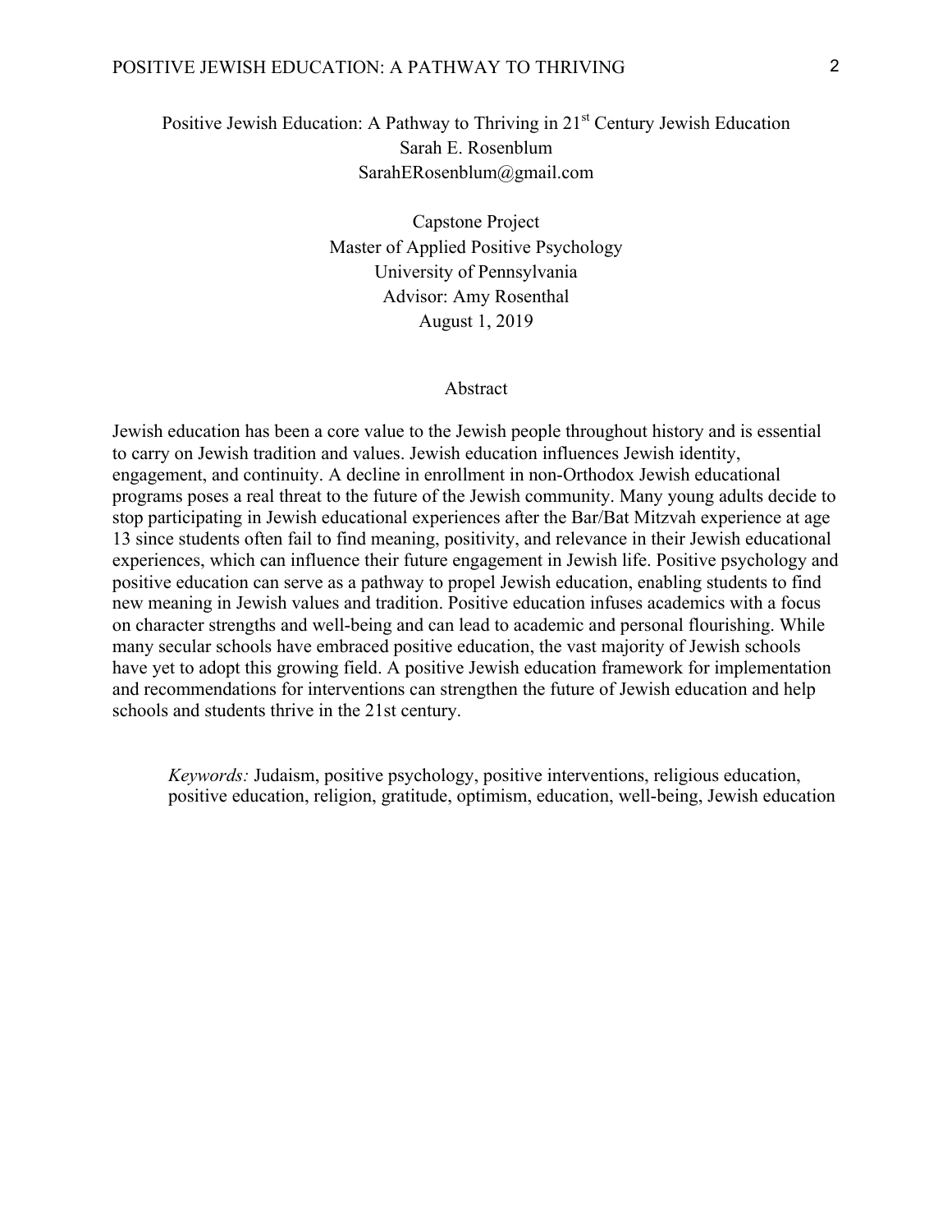Positive Jewish Education: A Pathway to Thriving in 21st Century Jewish Education

Sarah E. Rosenblum

SarahERosenblum@gmail.com

Capstone Project

Master of Applied Positive Psychology

University of Pennsylvania

Advisor: Amy Rosenthal

August 1, 2019

## Abstract

Jewish education has been a core value to the Jewish people throughout history and is essential to carry on Jewish tradition and values. Jewish education influences Jewish identity, engagement, and continuity. A decline in enrollment in non-Orthodox Jewish educational programs poses a real threat to the future of the Jewish community. Many young adults decide to stop participating in Jewish educational experiences after the Bar/Bat Mitzvah experience at age 13 since students often fail to find meaning, positivity, and relevance in their Jewish educational experiences, which can influence their future engagement in Jewish life. Positive psychology and positive education can serve as a pathway to propel Jewish education, enabling students to find new meaning in Jewish values and tradition. Positive education infuses academics with a focus on character strengths and well-being and can lead to academic and personal flourishing. While many secular schools have embraced positive education, the vast majority of Jewish schools have yet to adopt this growing field. A positive Jewish education framework for implementation and recommendations for interventions can strengthen the future of Jewish education and help schools and students thrive in the 21st century.

*Keywords:* Judaism, positive psychology, positive interventions, religious education, positive education, religion, gratitude, optimism, education, well-being, Jewish education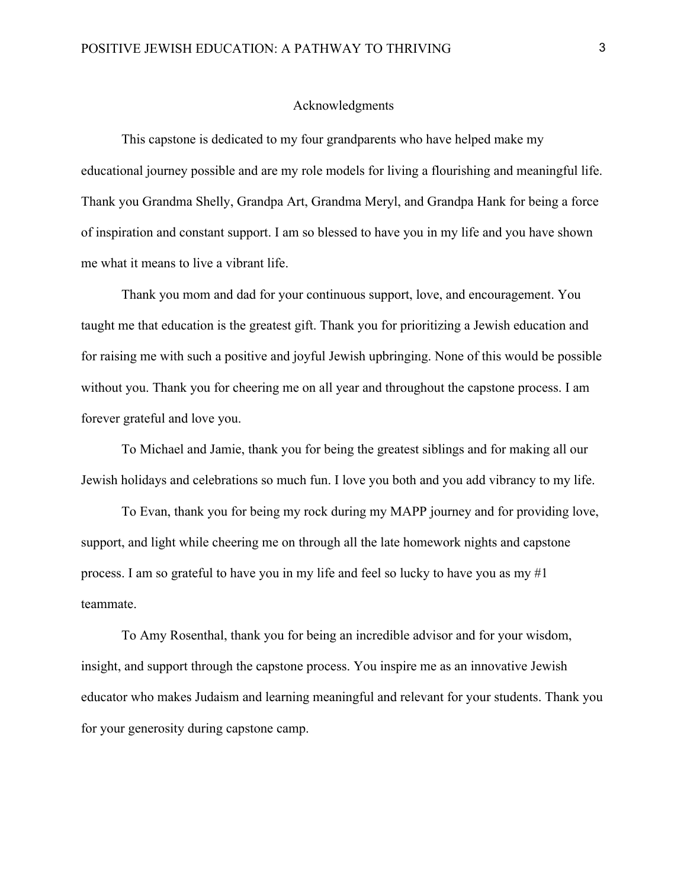# Acknowledgments

This capstone is dedicated to my four grandparents who have helped make my educational journey possible and are my role models for living a flourishing and meaningful life. Thank you Grandma Shelly, Grandpa Art, Grandma Meryl, and Grandpa Hank for being a force of inspiration and constant support. I am so blessed to have you in my life and you have shown me what it means to live a vibrant life.

Thank you mom and dad for your continuous support, love, and encouragement. You taught me that education is the greatest gift. Thank you for prioritizing a Jewish education and for raising me with such a positive and joyful Jewish upbringing. None of this would be possible without you. Thank you for cheering me on all year and throughout the capstone process. I am forever grateful and love you.

To Michael and Jamie, thank you for being the greatest siblings and for making all our Jewish holidays and celebrations so much fun. I love you both and you add vibrancy to my life.

To Evan, thank you for being my rock during my MAPP journey and for providing love, support, and light while cheering me on through all the late homework nights and capstone process. I am so grateful to have you in my life and feel so lucky to have you as my #1 teammate.

To Amy Rosenthal, thank you for being an incredible advisor and for your wisdom, insight, and support through the capstone process. You inspire me as an innovative Jewish educator who makes Judaism and learning meaningful and relevant for your students. Thank you for your generosity during capstone camp.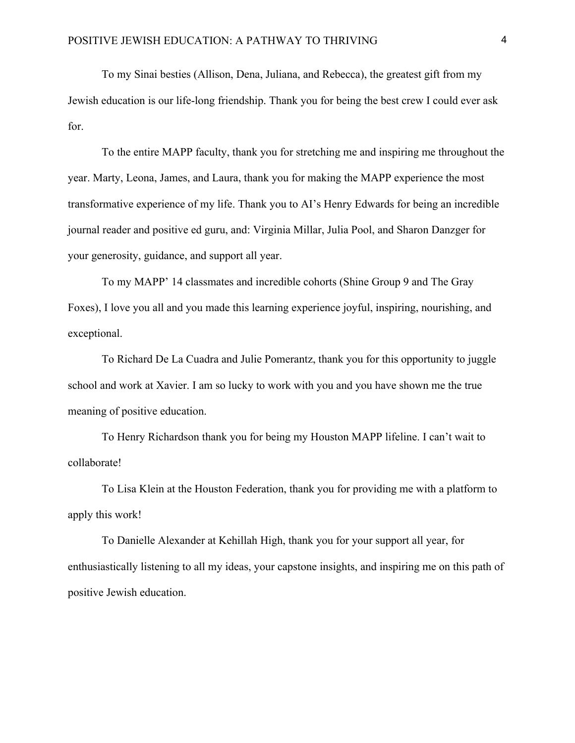To my Sinai besties (Allison, Dena, Juliana, and Rebecca), the greatest gift from my Jewish education is our life-long friendship. Thank you for being the best crew I could ever ask for.

To the entire MAPP faculty, thank you for stretching me and inspiring me throughout the year. Marty, Leona, James, and Laura, thank you for making the MAPP experience the most transformative experience of my life. Thank you to AI's Henry Edwards for being an incredible journal reader and positive ed guru, and: Virginia Millar, Julia Pool, and Sharon Danzger for your generosity, guidance, and support all year.

To my MAPP' 14 classmates and incredible cohorts (Shine Group 9 and The Gray Foxes), I love you all and you made this learning experience joyful, inspiring, nourishing, and exceptional.

To Richard De La Cuadra and Julie Pomerantz, thank you for this opportunity to juggle school and work at Xavier. I am so lucky to work with you and you have shown me the true meaning of positive education.

To Henry Richardson thank you for being my Houston MAPP lifeline. I can't wait to collaborate!

To Lisa Klein at the Houston Federation, thank you for providing me with a platform to apply this work!

To Danielle Alexander at Kehillah High, thank you for your support all year, for enthusiastically listening to all my ideas, your capstone insights, and inspiring me on this path of positive Jewish education.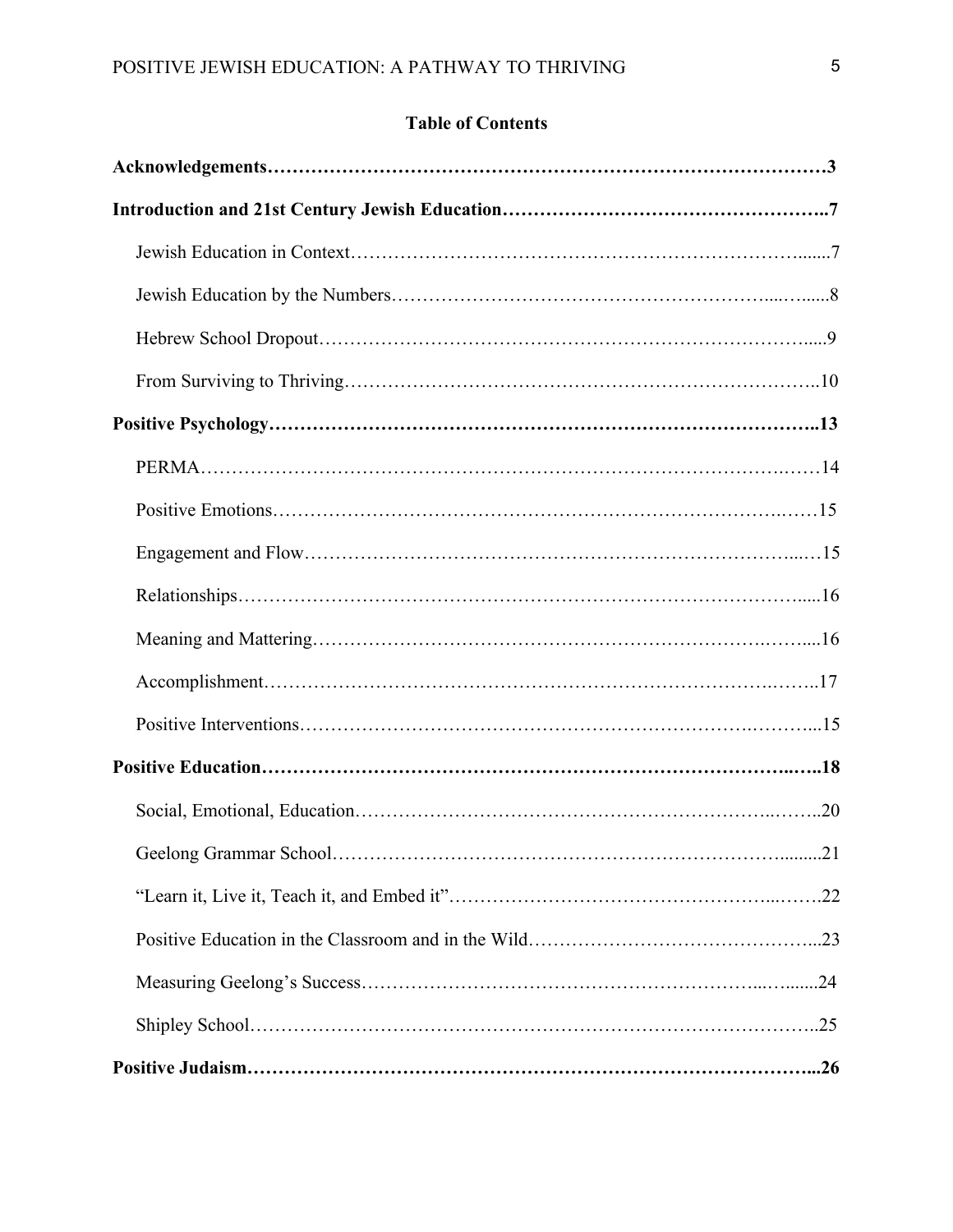**Table of Contents**

**Acknowledgements……………………………………………………………………………3**

**Introduction and 21st Century Jewish Education…………………………………………..7**

Jewish Education in Context……………………………………………………………….......7

Jewish Education by the Numbers……………….………………………………….....…......8

Hebrew School Dropout……………………………………………………………………......9

From Surviving to Thriving………………………………………………………………..10

**Positive Psychology…………………………………………………………………………..13**

PERMA…………………………………………………………………………….……14

Positive Emotions……………………………………………………………………….……15

Engagement and Flow……………………………………………………………………...…15

Relationships……………………………………………………………………………….....16

Meaning and Mattering…………………………………………………………….……....16

Accomplishment………………………………………………………………….……..17

Positive Interventions………………………………………………………….………...15

**Positive Education…………………………………………………………………….....…..18**

Social, Emotional, Education……………………………………………………..……..20

Geelong Grammar School………………….……………………………………….........21

"Learn it, Live it, Teach it, and Embed it"…………………………………………..…….22

Positive Education in the Classroom and in the Wild……………………………………...23

Measuring Geelong's Success…………………………………………………..….......24

Shipley School……………………………………………………………………………..25

**Positive Judaism……………………………………………………………………………...26**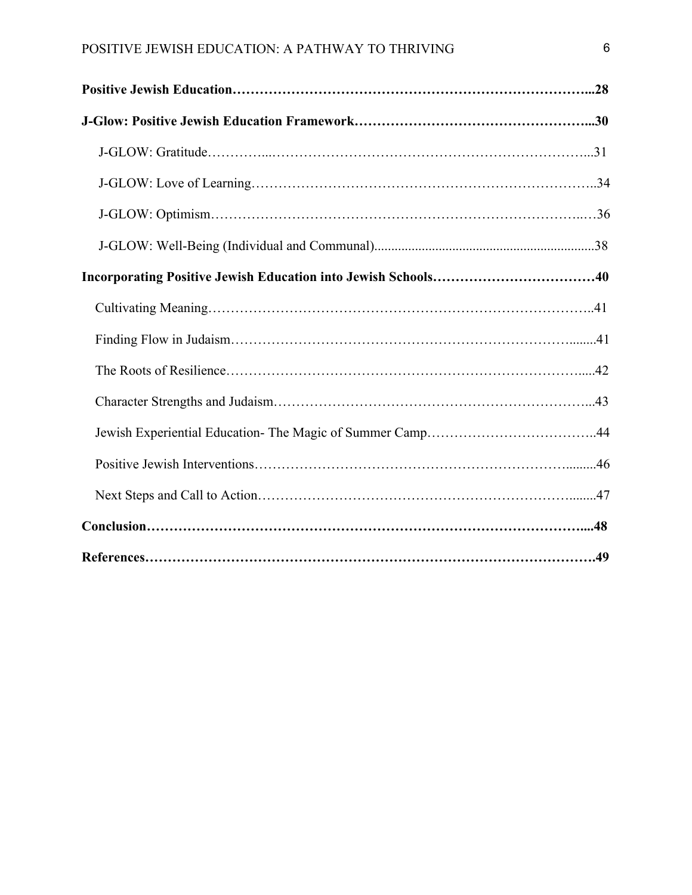**Positive Jewish Education……………………………………………………………………...28**

**J-Glow: Positive Jewish Education Framework……………………………………………...30**

J-GLOW: Gratitude…………...…………………………………………………………...31

J-GLOW: Love of Learning………………………………………………………………..34

J-GLOW: Optimism…………………………………………………………………..…36

J-GLOW: Well-Being (Individual and Communal)...............................................................38

**Incorporating Positive Jewish Education into Jewish Schools………………………………40**

Cultivating Meaning………………………………………………………………………..41

Finding Flow in Judaism…………………………………………………………………........41

The Roots of Resilience……………………………………………………………………....42

Character Strengths and Judaism…………………………………………………………...43

Jewish Experiential Education- The Magic of Summer Camp………………………………..44

Positive Jewish Interventions……………………………………………………………..........46

Next Steps and Call to Action……………………………………………………………........47

**Conclusion……………………………………………………………………………………....48**

**References……………………………………………………………………………………….49**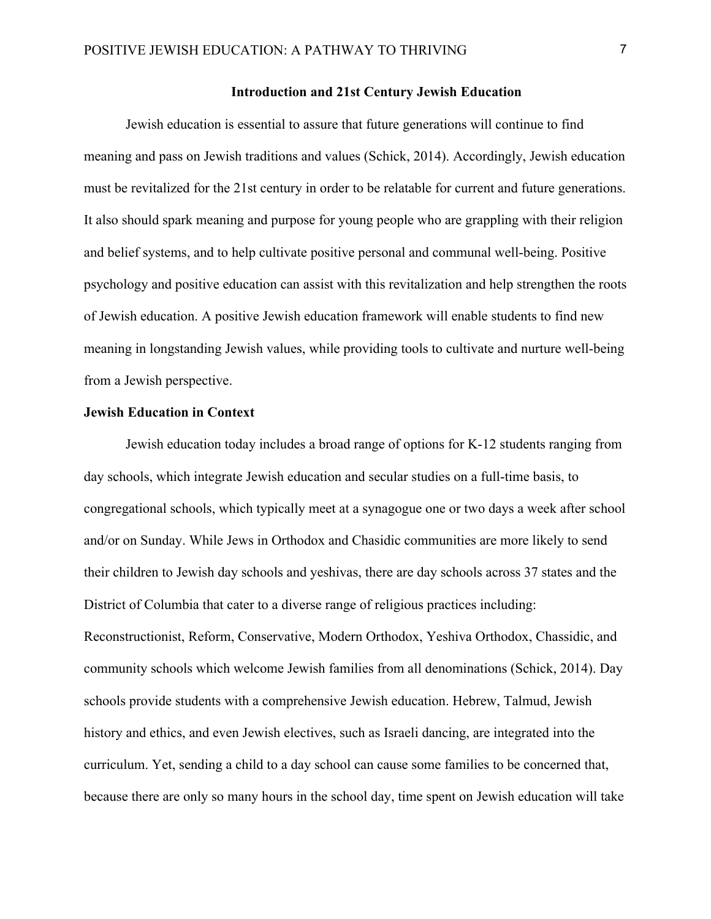## Introduction and 21st Century Jewish Education

Jewish education is essential to assure that future generations will continue to find meaning and pass on Jewish traditions and values (Schick, 2014). Accordingly, Jewish education must be revitalized for the 21st century in order to be relatable for current and future generations. It also should spark meaning and purpose for young people who are grappling with their religion and belief systems, and to help cultivate positive personal and communal well-being. Positive psychology and positive education can assist with this revitalization and help strengthen the roots of Jewish education. A positive Jewish education framework will enable students to find new meaning in longstanding Jewish values, while providing tools to cultivate and nurture well-being from a Jewish perspective.

### Jewish Education in Context

Jewish education today includes a broad range of options for K-12 students ranging from day schools, which integrate Jewish education and secular studies on a full-time basis, to congregational schools, which typically meet at a synagogue one or two days a week after school and/or on Sunday. While Jews in Orthodox and Chasidic communities are more likely to send their children to Jewish day schools and yeshivas, there are day schools across 37 states and the District of Columbia that cater to a diverse range of religious practices including: Reconstructionist, Reform, Conservative, Modern Orthodox, Yeshiva Orthodox, Chassidic, and community schools which welcome Jewish families from all denominations (Schick, 2014). Day schools provide students with a comprehensive Jewish education. Hebrew, Talmud, Jewish history and ethics, and even Jewish electives, such as Israeli dancing, are integrated into the curriculum. Yet, sending a child to a day school can cause some families to be concerned that, because there are only so many hours in the school day, time spent on Jewish education will take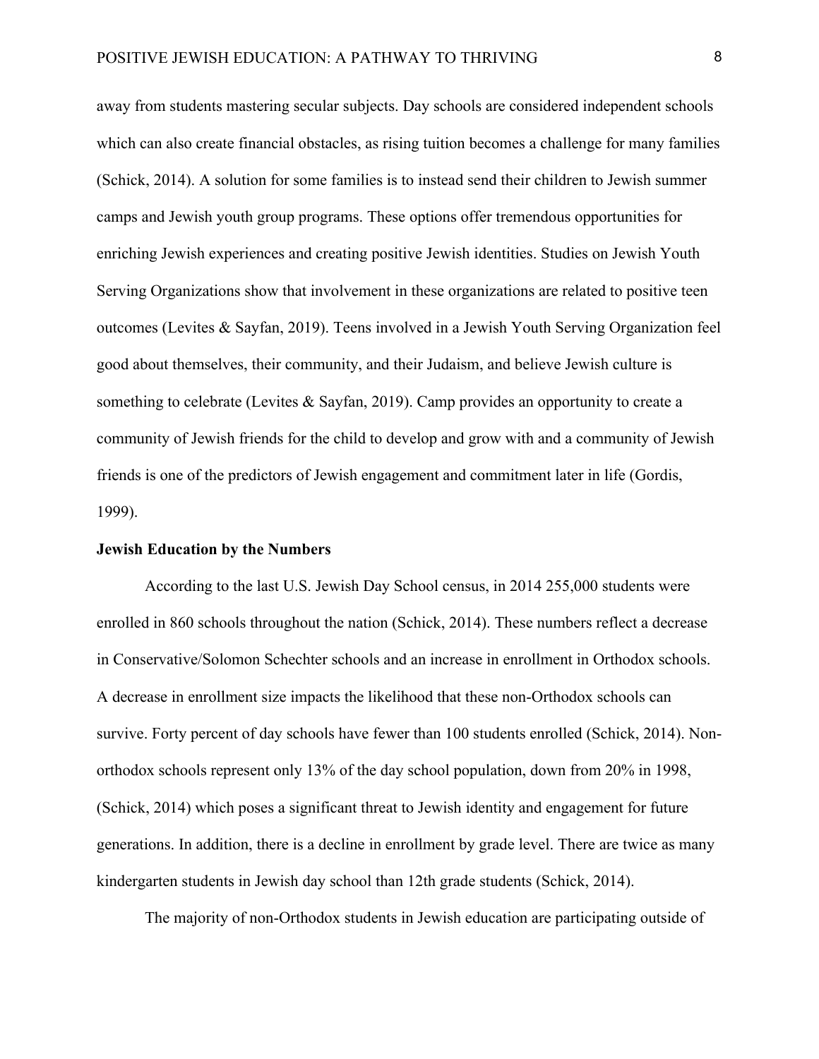away from students mastering secular subjects. Day schools are considered independent schools which can also create financial obstacles, as rising tuition becomes a challenge for many families (Schick, 2014). A solution for some families is to instead send their children to Jewish summer camps and Jewish youth group programs. These options offer tremendous opportunities for enriching Jewish experiences and creating positive Jewish identities. Studies on Jewish Youth Serving Organizations show that involvement in these organizations are related to positive teen outcomes (Levites & Sayfan, 2019). Teens involved in a Jewish Youth Serving Organization feel good about themselves, their community, and their Judaism, and believe Jewish culture is something to celebrate (Levites & Sayfan, 2019). Camp provides an opportunity to create a community of Jewish friends for the child to develop and grow with and a community of Jewish friends is one of the predictors of Jewish engagement and commitment later in life (Gordis, 1999).

**Jewish Education by the Numbers**

According to the last U.S. Jewish Day School census, in 2014 255,000 students were enrolled in 860 schools throughout the nation (Schick, 2014). These numbers reflect a decrease in Conservative/Solomon Schechter schools and an increase in enrollment in Orthodox schools. A decrease in enrollment size impacts the likelihood that these non-Orthodox schools can survive. Forty percent of day schools have fewer than 100 students enrolled (Schick, 2014). Non-orthodox schools represent only 13% of the day school population, down from 20% in 1998, (Schick, 2014) which poses a significant threat to Jewish identity and engagement for future generations. In addition, there is a decline in enrollment by grade level. There are twice as many kindergarten students in Jewish day school than 12th grade students (Schick, 2014).

The majority of non-Orthodox students in Jewish education are participating outside of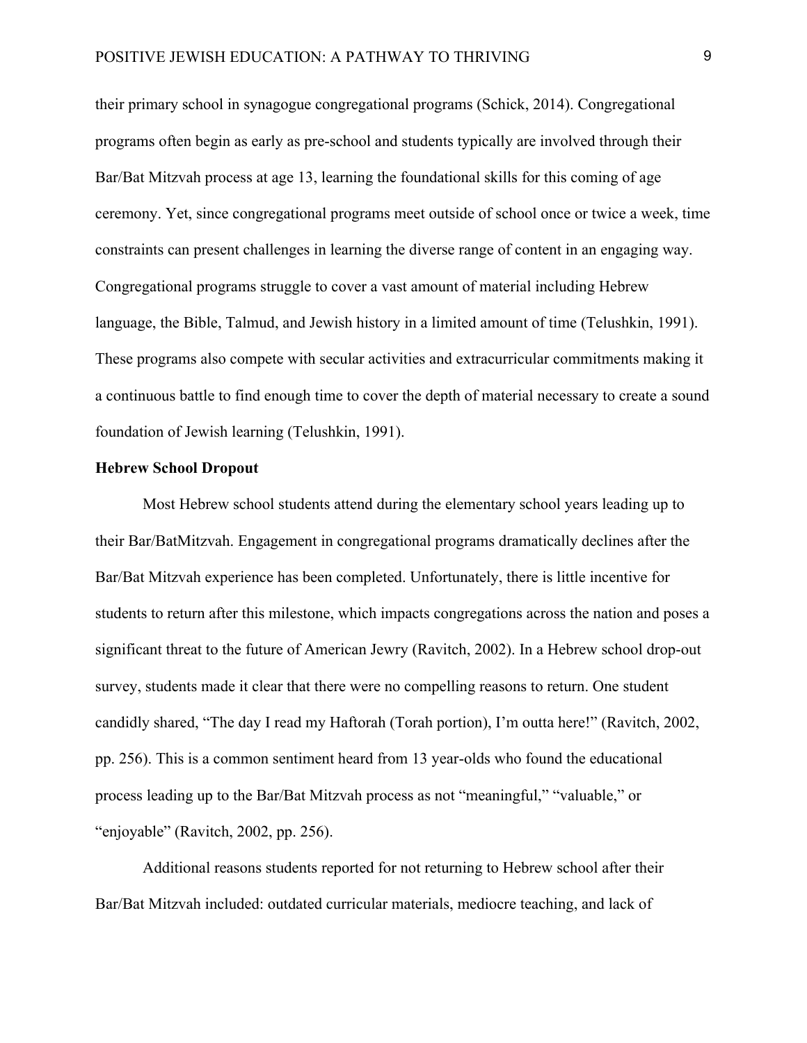their primary school in synagogue congregational programs (Schick, 2014). Congregational programs often begin as early as pre-school and students typically are involved through their Bar/Bat Mitzvah process at age 13, learning the foundational skills for this coming of age ceremony. Yet, since congregational programs meet outside of school once or twice a week, time constraints can present challenges in learning the diverse range of content in an engaging way. Congregational programs struggle to cover a vast amount of material including Hebrew language, the Bible, Talmud, and Jewish history in a limited amount of time (Telushkin, 1991). These programs also compete with secular activities and extracurricular commitments making it a continuous battle to find enough time to cover the depth of material necessary to create a sound foundation of Jewish learning (Telushkin, 1991).

**Hebrew School Dropout**

Most Hebrew school students attend during the elementary school years leading up to their Bar/BatMitzvah. Engagement in congregational programs dramatically declines after the Bar/Bat Mitzvah experience has been completed. Unfortunately, there is little incentive for students to return after this milestone, which impacts congregations across the nation and poses a significant threat to the future of American Jewry (Ravitch, 2002). In a Hebrew school drop-out survey, students made it clear that there were no compelling reasons to return. One student candidly shared, "The day I read my Haftorah (Torah portion), I'm outta here!" (Ravitch, 2002, pp. 256). This is a common sentiment heard from 13 year-olds who found the educational process leading up to the Bar/Bat Mitzvah process as not "meaningful," "valuable," or "enjoyable" (Ravitch, 2002, pp. 256).

Additional reasons students reported for not returning to Hebrew school after their Bar/Bat Mitzvah included: outdated curricular materials, mediocre teaching, and lack of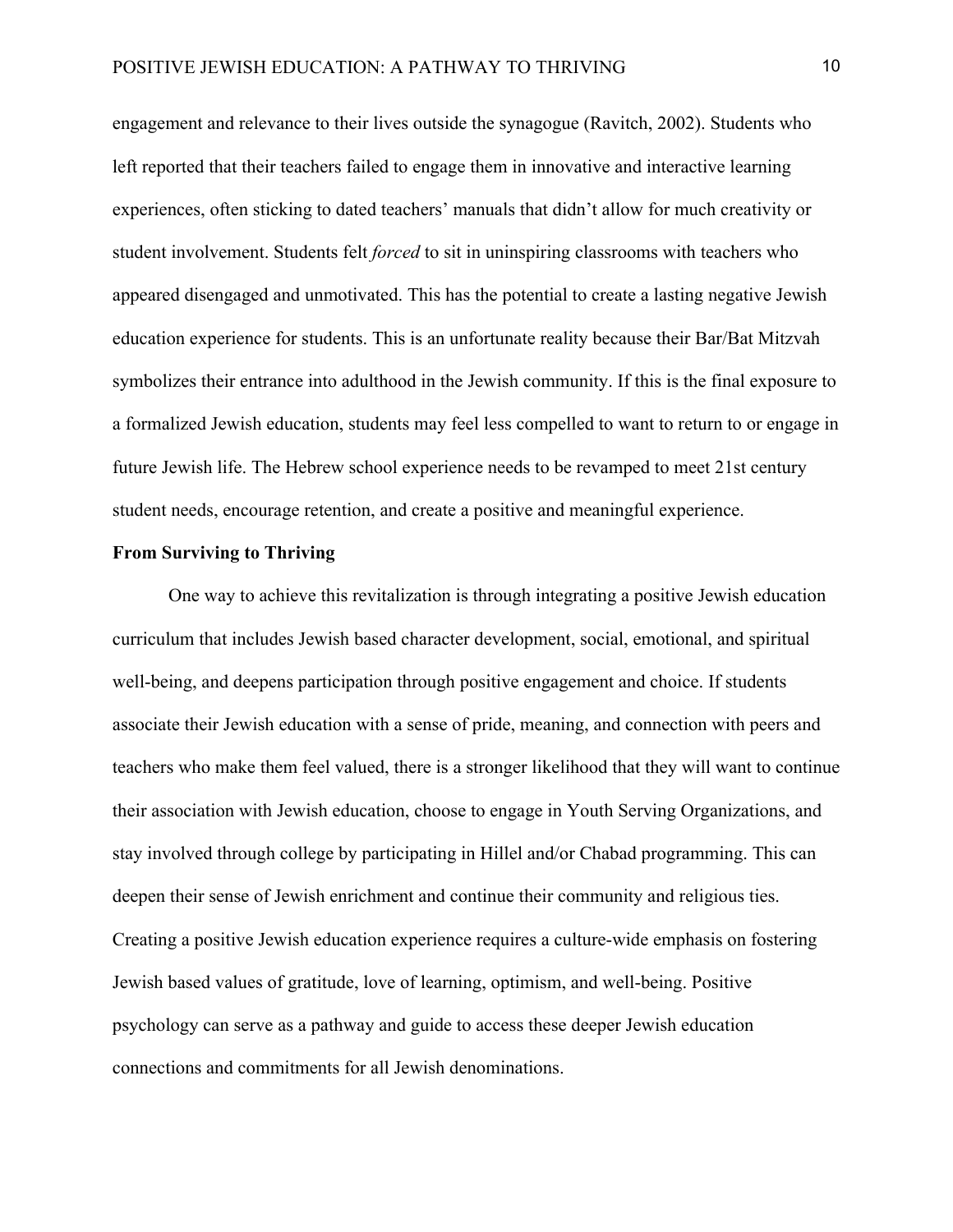engagement and relevance to their lives outside the synagogue (Ravitch, 2002). Students who left reported that their teachers failed to engage them in innovative and interactive learning experiences, often sticking to dated teachers' manuals that didn't allow for much creativity or student involvement. Students felt *forced* to sit in uninspiring classrooms with teachers who appeared disengaged and unmotivated. This has the potential to create a lasting negative Jewish education experience for students. This is an unfortunate reality because their Bar/Bat Mitzvah symbolizes their entrance into adulthood in the Jewish community. If this is the final exposure to a formalized Jewish education, students may feel less compelled to want to return to or engage in future Jewish life. The Hebrew school experience needs to be revamped to meet 21st century student needs, encourage retention, and create a positive and meaningful experience.

**From Surviving to Thriving**

One way to achieve this revitalization is through integrating a positive Jewish education curriculum that includes Jewish based character development, social, emotional, and spiritual well-being, and deepens participation through positive engagement and choice. If students associate their Jewish education with a sense of pride, meaning, and connection with peers and teachers who make them feel valued, there is a stronger likelihood that they will want to continue their association with Jewish education, choose to engage in Youth Serving Organizations, and stay involved through college by participating in Hillel and/or Chabad programming. This can deepen their sense of Jewish enrichment and continue their community and religious ties. Creating a positive Jewish education experience requires a culture-wide emphasis on fostering Jewish based values of gratitude, love of learning, optimism, and well-being. Positive psychology can serve as a pathway and guide to access these deeper Jewish education connections and commitments for all Jewish denominations.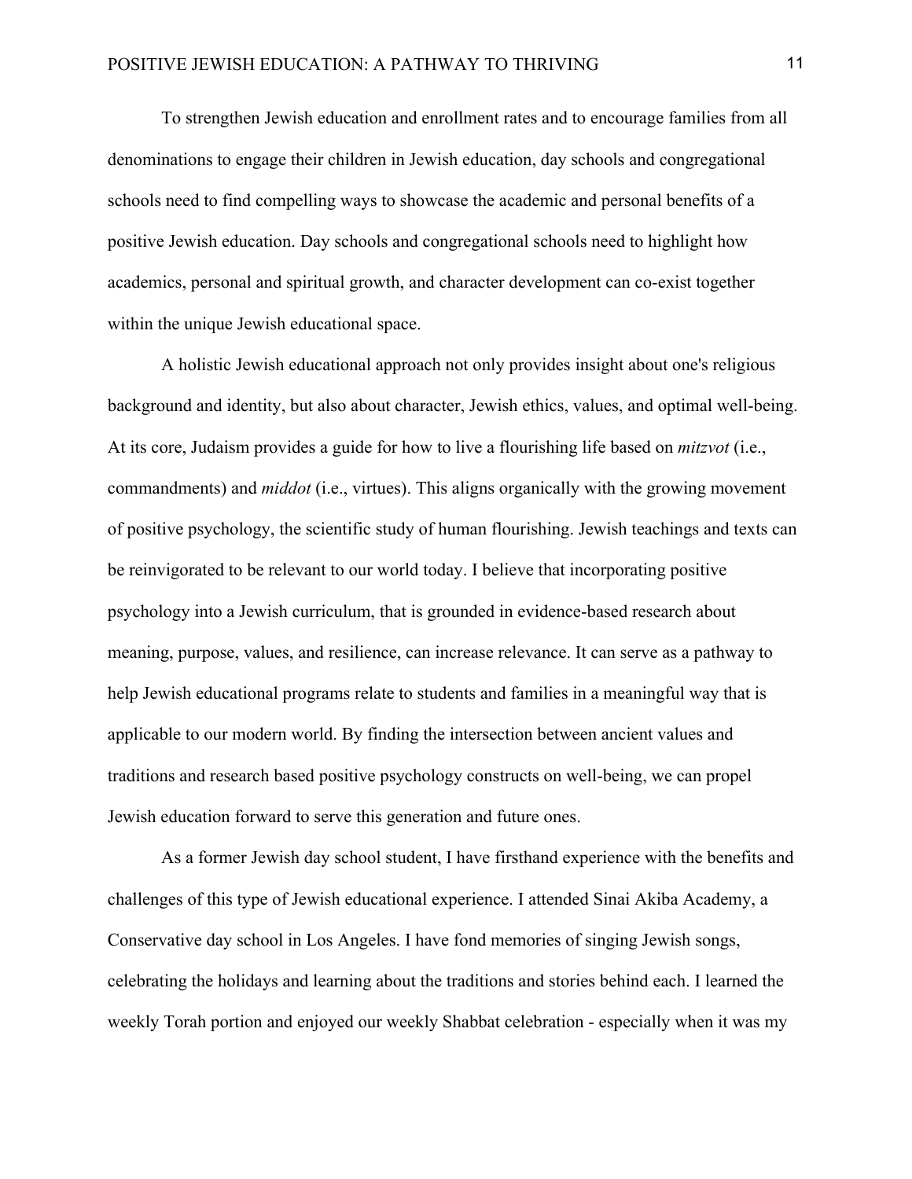To strengthen Jewish education and enrollment rates and to encourage families from all denominations to engage their children in Jewish education, day schools and congregational schools need to find compelling ways to showcase the academic and personal benefits of a positive Jewish education. Day schools and congregational schools need to highlight how academics, personal and spiritual growth, and character development can co-exist together within the unique Jewish educational space.

A holistic Jewish educational approach not only provides insight about one's religious background and identity, but also about character, Jewish ethics, values, and optimal well-being. At its core, Judaism provides a guide for how to live a flourishing life based on *mitzvot* (i.e., commandments) and *middot* (i.e., virtues). This aligns organically with the growing movement of positive psychology, the scientific study of human flourishing. Jewish teachings and texts can be reinvigorated to be relevant to our world today. I believe that incorporating positive psychology into a Jewish curriculum, that is grounded in evidence-based research about meaning, purpose, values, and resilience, can increase relevance. It can serve as a pathway to help Jewish educational programs relate to students and families in a meaningful way that is applicable to our modern world. By finding the intersection between ancient values and traditions and research based positive psychology constructs on well-being, we can propel Jewish education forward to serve this generation and future ones.

As a former Jewish day school student, I have firsthand experience with the benefits and challenges of this type of Jewish educational experience. I attended Sinai Akiba Academy, a Conservative day school in Los Angeles. I have fond memories of singing Jewish songs, celebrating the holidays and learning about the traditions and stories behind each. I learned the weekly Torah portion and enjoyed our weekly Shabbat celebration - especially when it was my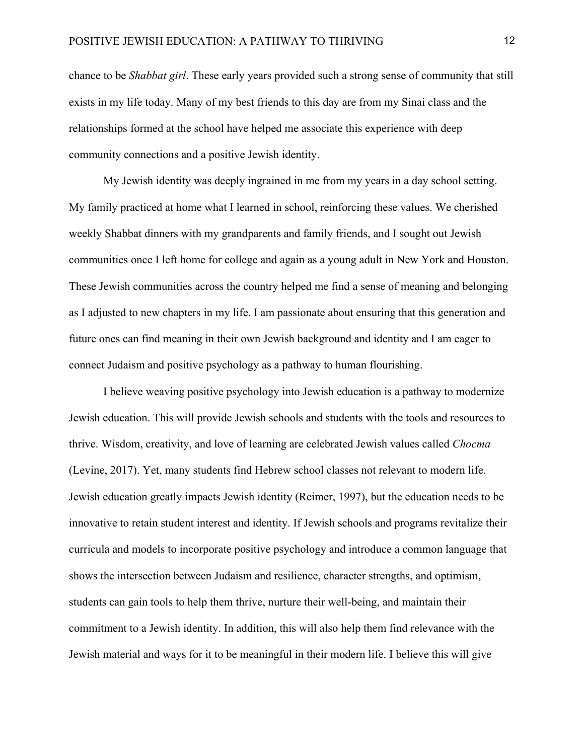chance to be *Shabbat girl*. These early years provided such a strong sense of community that still exists in my life today. Many of my best friends to this day are from my Sinai class and the relationships formed at the school have helped me associate this experience with deep community connections and a positive Jewish identity.

My Jewish identity was deeply ingrained in me from my years in a day school setting. My family practiced at home what I learned in school, reinforcing these values. We cherished weekly Shabbat dinners with my grandparents and family friends, and I sought out Jewish communities once I left home for college and again as a young adult in New York and Houston. These Jewish communities across the country helped me find a sense of meaning and belonging as I adjusted to new chapters in my life. I am passionate about ensuring that this generation and future ones can find meaning in their own Jewish background and identity and I am eager to connect Judaism and positive psychology as a pathway to human flourishing.

I believe weaving positive psychology into Jewish education is a pathway to modernize Jewish education. This will provide Jewish schools and students with the tools and resources to thrive. Wisdom, creativity, and love of learning are celebrated Jewish values called *Chocma* (Levine, 2017). Yet, many students find Hebrew school classes not relevant to modern life. Jewish education greatly impacts Jewish identity (Reimer, 1997), but the education needs to be innovative to retain student interest and identity. If Jewish schools and programs revitalize their curricula and models to incorporate positive psychology and introduce a common language that shows the intersection between Judaism and resilience, character strengths, and optimism, students can gain tools to help them thrive, nurture their well-being, and maintain their commitment to a Jewish identity. In addition, this will also help them find relevance with the Jewish material and ways for it to be meaningful in their modern life. I believe this will give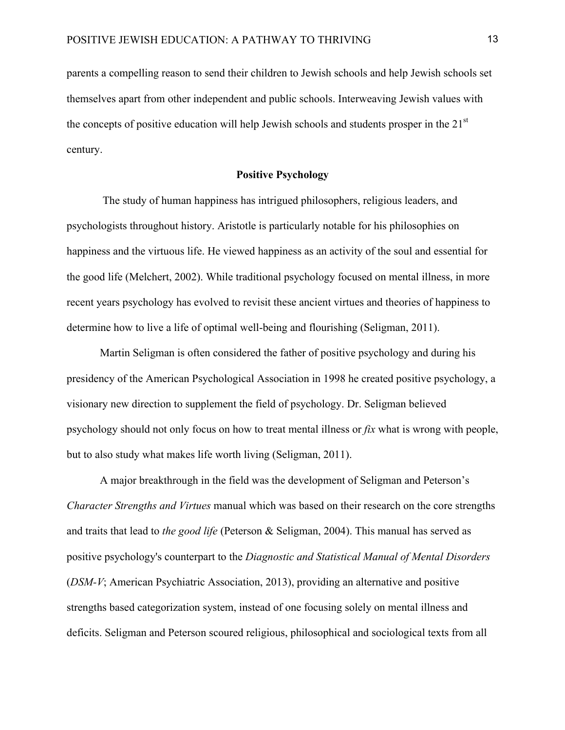parents a compelling reason to send their children to Jewish schools and help Jewish schools set themselves apart from other independent and public schools. Interweaving Jewish values with the concepts of positive education will help Jewish schools and students prosper in the 21st century.

## Positive Psychology

The study of human happiness has intrigued philosophers, religious leaders, and psychologists throughout history. Aristotle is particularly notable for his philosophies on happiness and the virtuous life. He viewed happiness as an activity of the soul and essential for the good life (Melchert, 2002). While traditional psychology focused on mental illness, in more recent years psychology has evolved to revisit these ancient virtues and theories of happiness to determine how to live a life of optimal well-being and flourishing (Seligman, 2011).

Martin Seligman is often considered the father of positive psychology and during his presidency of the American Psychological Association in 1998 he created positive psychology, a visionary new direction to supplement the field of psychology. Dr. Seligman believed psychology should not only focus on how to treat mental illness or *fix* what is wrong with people, but to also study what makes life worth living (Seligman, 2011).

A major breakthrough in the field was the development of Seligman and Peterson's *Character Strengths and Virtues* manual which was based on their research on the core strengths and traits that lead to *the good life* (Peterson & Seligman, 2004). This manual has served as positive psychology's counterpart to the *Diagnostic and Statistical Manual of Mental Disorders* (*DSM-V*; American Psychiatric Association, 2013), providing an alternative and positive strengths based categorization system, instead of one focusing solely on mental illness and deficits. Seligman and Peterson scoured religious, philosophical and sociological texts from all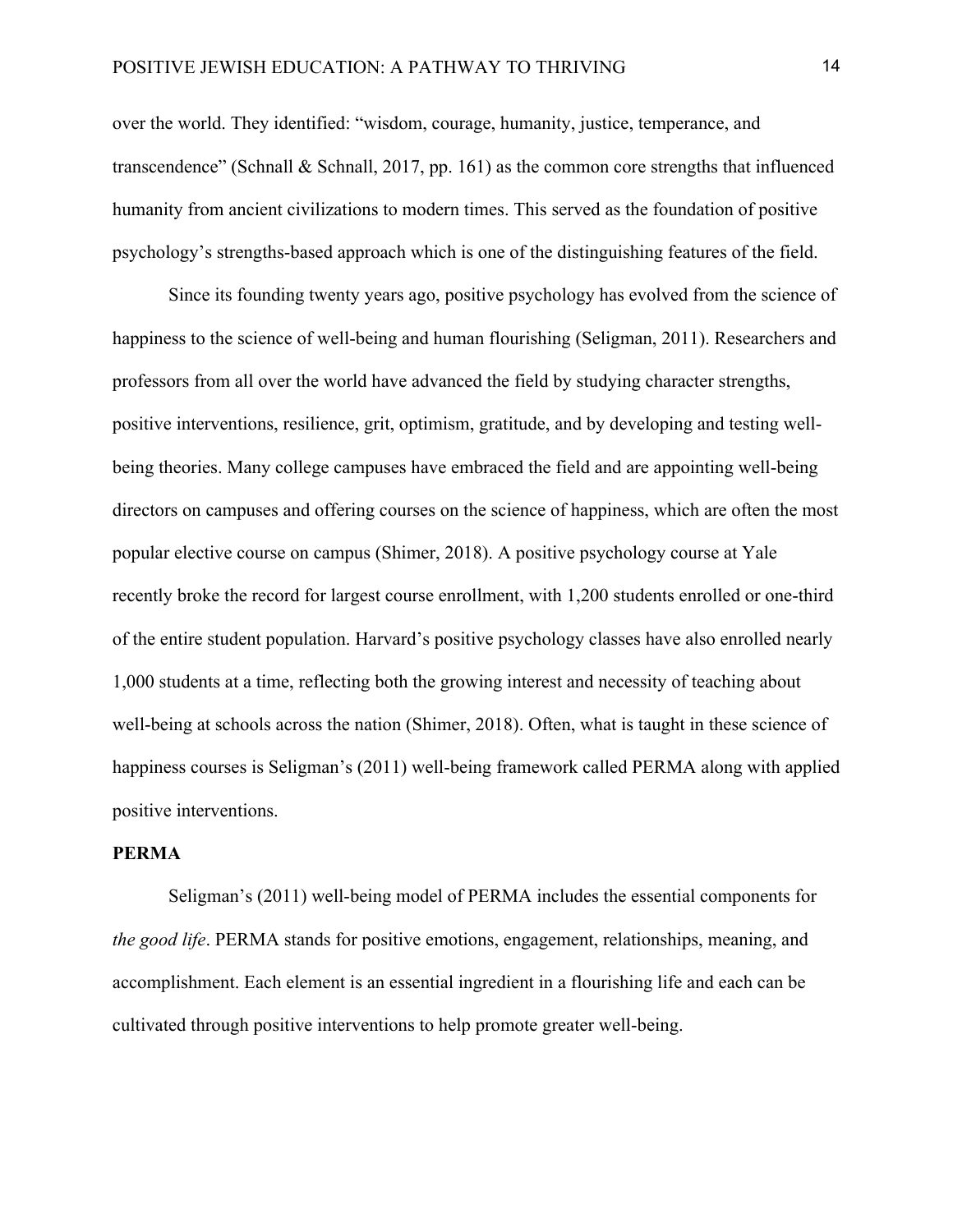over the world. They identified: “wisdom, courage, humanity, justice, temperance, and transcendence” (Schnall & Schnall, 2017, pp. 161) as the common core strengths that influenced humanity from ancient civilizations to modern times. This served as the foundation of positive psychology’s strengths-based approach which is one of the distinguishing features of the field.

Since its founding twenty years ago, positive psychology has evolved from the science of happiness to the science of well-being and human flourishing (Seligman, 2011). Researchers and professors from all over the world have advanced the field by studying character strengths, positive interventions, resilience, grit, optimism, gratitude, and by developing and testing well-being theories. Many college campuses have embraced the field and are appointing well-being directors on campuses and offering courses on the science of happiness, which are often the most popular elective course on campus (Shimer, 2018). A positive psychology course at Yale recently broke the record for largest course enrollment, with 1,200 students enrolled or one-third of the entire student population. Harvard’s positive psychology classes have also enrolled nearly 1,000 students at a time, reflecting both the growing interest and necessity of teaching about well-being at schools across the nation (Shimer, 2018). Often, what is taught in these science of happiness courses is Seligman’s (2011) well-being framework called PERMA along with applied positive interventions.

**PERMA**

Seligman’s (2011) well-being model of PERMA includes the essential components for *the good life*. PERMA stands for positive emotions, engagement, relationships, meaning, and accomplishment. Each element is an essential ingredient in a flourishing life and each can be cultivated through positive interventions to help promote greater well-being.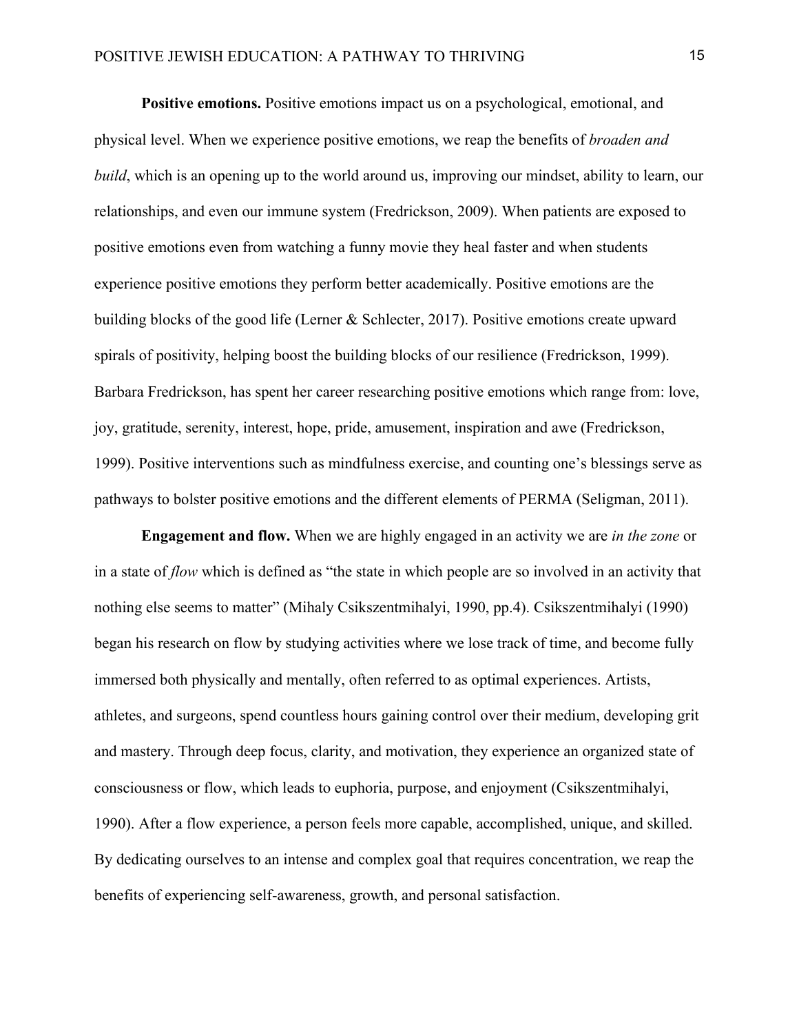**Positive emotions.** Positive emotions impact us on a psychological, emotional, and physical level. When we experience positive emotions, we reap the benefits of *broaden and build*, which is an opening up to the world around us, improving our mindset, ability to learn, our relationships, and even our immune system (Fredrickson, 2009). When patients are exposed to positive emotions even from watching a funny movie they heal faster and when students experience positive emotions they perform better academically. Positive emotions are the building blocks of the good life (Lerner & Schlecter, 2017). Positive emotions create upward spirals of positivity, helping boost the building blocks of our resilience (Fredrickson, 1999). Barbara Fredrickson, has spent her career researching positive emotions which range from: love, joy, gratitude, serenity, interest, hope, pride, amusement, inspiration and awe (Fredrickson, 1999). Positive interventions such as mindfulness exercise, and counting one's blessings serve as pathways to bolster positive emotions and the different elements of PERMA (Seligman, 2011).

**Engagement and flow.** When we are highly engaged in an activity we are *in the zone* or in a state of *flow* which is defined as "the state in which people are so involved in an activity that nothing else seems to matter" (Mihaly Csikszentmihalyi, 1990, pp.4). Csikszentmihalyi (1990) began his research on flow by studying activities where we lose track of time, and become fully immersed both physically and mentally, often referred to as optimal experiences. Artists, athletes, and surgeons, spend countless hours gaining control over their medium, developing grit and mastery. Through deep focus, clarity, and motivation, they experience an organized state of consciousness or flow, which leads to euphoria, purpose, and enjoyment (Csikszentmihalyi, 1990). After a flow experience, a person feels more capable, accomplished, unique, and skilled. By dedicating ourselves to an intense and complex goal that requires concentration, we reap the benefits of experiencing self-awareness, growth, and personal satisfaction.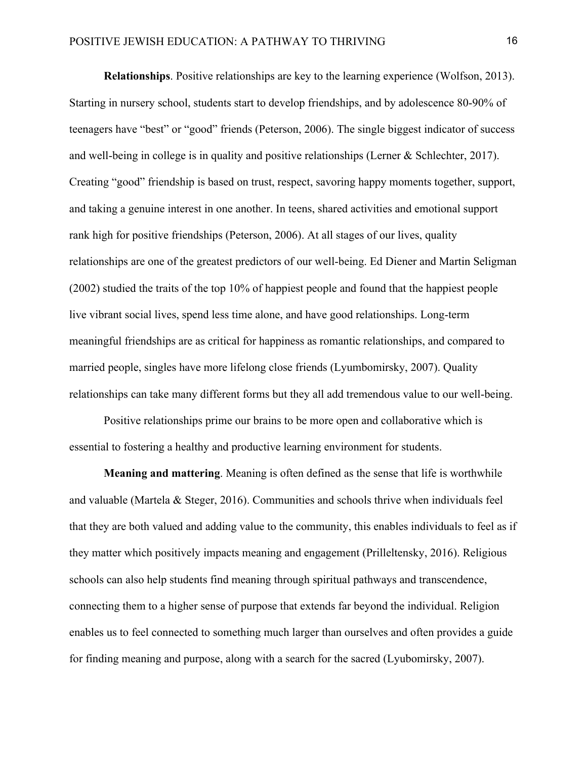**Relationships**. Positive relationships are key to the learning experience (Wolfson, 2013). Starting in nursery school, students start to develop friendships, and by adolescence 80-90% of teenagers have "best" or "good" friends (Peterson, 2006). The single biggest indicator of success and well-being in college is in quality and positive relationships (Lerner & Schlechter, 2017). Creating "good" friendship is based on trust, respect, savoring happy moments together, support, and taking a genuine interest in one another. In teens, shared activities and emotional support rank high for positive friendships (Peterson, 2006). At all stages of our lives, quality relationships are one of the greatest predictors of our well-being. Ed Diener and Martin Seligman (2002) studied the traits of the top 10% of happiest people and found that the happiest people live vibrant social lives, spend less time alone, and have good relationships. Long-term meaningful friendships are as critical for happiness as romantic relationships, and compared to married people, singles have more lifelong close friends (Lyumbomirsky, 2007). Quality relationships can take many different forms but they all add tremendous value to our well-being.

Positive relationships prime our brains to be more open and collaborative which is essential to fostering a healthy and productive learning environment for students.

**Meaning and mattering**. Meaning is often defined as the sense that life is worthwhile and valuable (Martela & Steger, 2016). Communities and schools thrive when individuals feel that they are both valued and adding value to the community, this enables individuals to feel as if they matter which positively impacts meaning and engagement (Prilleltensky, 2016). Religious schools can also help students find meaning through spiritual pathways and transcendence, connecting them to a higher sense of purpose that extends far beyond the individual. Religion enables us to feel connected to something much larger than ourselves and often provides a guide for finding meaning and purpose, along with a search for the sacred (Lyubomirsky, 2007).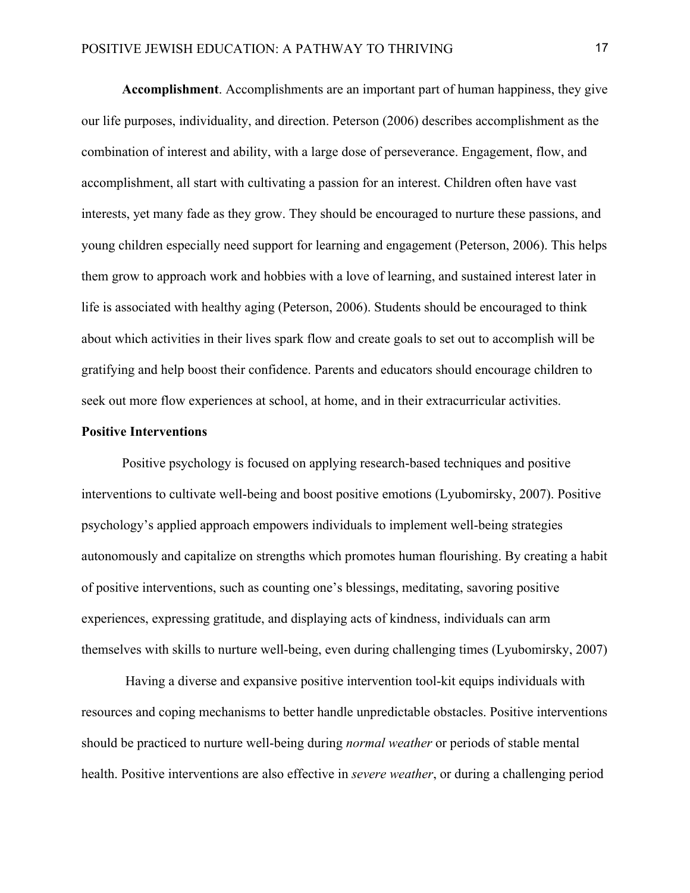**Accomplishment**. Accomplishments are an important part of human happiness, they give our life purposes, individuality, and direction. Peterson (2006) describes accomplishment as the combination of interest and ability, with a large dose of perseverance. Engagement, flow, and accomplishment, all start with cultivating a passion for an interest. Children often have vast interests, yet many fade as they grow. They should be encouraged to nurture these passions, and young children especially need support for learning and engagement (Peterson, 2006). This helps them grow to approach work and hobbies with a love of learning, and sustained interest later in life is associated with healthy aging (Peterson, 2006). Students should be encouraged to think about which activities in their lives spark flow and create goals to set out to accomplish will be gratifying and help boost their confidence. Parents and educators should encourage children to seek out more flow experiences at school, at home, and in their extracurricular activities.

## Positive Interventions

Positive psychology is focused on applying research-based techniques and positive interventions to cultivate well-being and boost positive emotions (Lyubomirsky, 2007). Positive psychology's applied approach empowers individuals to implement well-being strategies autonomously and capitalize on strengths which promotes human flourishing. By creating a habit of positive interventions, such as counting one's blessings, meditating, savoring positive experiences, expressing gratitude, and displaying acts of kindness, individuals can arm themselves with skills to nurture well-being, even during challenging times (Lyubomirsky, 2007)

Having a diverse and expansive positive intervention tool-kit equips individuals with resources and coping mechanisms to better handle unpredictable obstacles. Positive interventions should be practiced to nurture well-being during *normal weather* or periods of stable mental health. Positive interventions are also effective in *severe weather*, or during a challenging period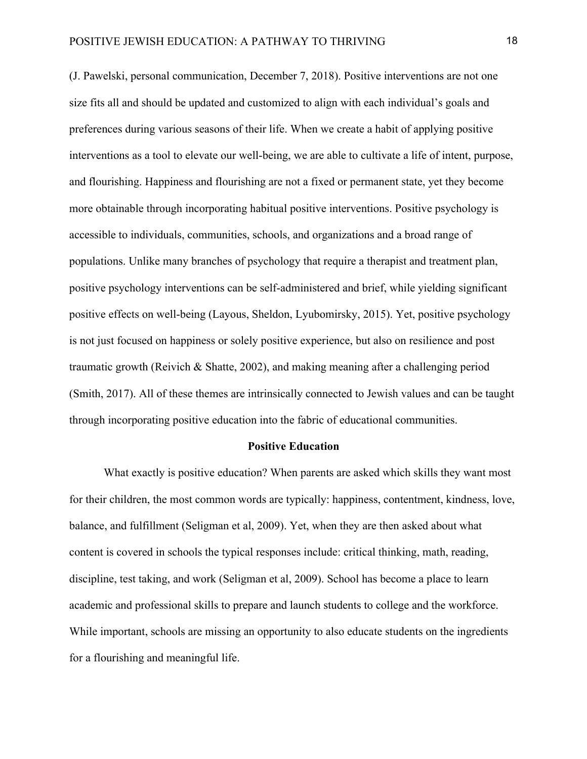(J. Pawelski, personal communication, December 7, 2018). Positive interventions are not one size fits all and should be updated and customized to align with each individual's goals and preferences during various seasons of their life. When we create a habit of applying positive interventions as a tool to elevate our well-being, we are able to cultivate a life of intent, purpose, and flourishing. Happiness and flourishing are not a fixed or permanent state, yet they become more obtainable through incorporating habitual positive interventions. Positive psychology is accessible to individuals, communities, schools, and organizations and a broad range of populations. Unlike many branches of psychology that require a therapist and treatment plan, positive psychology interventions can be self-administered and brief, while yielding significant positive effects on well-being (Layous, Sheldon, Lyubomirsky, 2015). Yet, positive psychology is not just focused on happiness or solely positive experience, but also on resilience and post traumatic growth (Reivich & Shatte, 2002), and making meaning after a challenging period (Smith, 2017). All of these themes are intrinsically connected to Jewish values and can be taught through incorporating positive education into the fabric of educational communities.

## Positive Education

What exactly is positive education? When parents are asked which skills they want most for their children, the most common words are typically: happiness, contentment, kindness, love, balance, and fulfillment (Seligman et al, 2009). Yet, when they are then asked about what content is covered in schools the typical responses include: critical thinking, math, reading, discipline, test taking, and work (Seligman et al, 2009). School has become a place to learn academic and professional skills to prepare and launch students to college and the workforce. While important, schools are missing an opportunity to also educate students on the ingredients for a flourishing and meaningful life.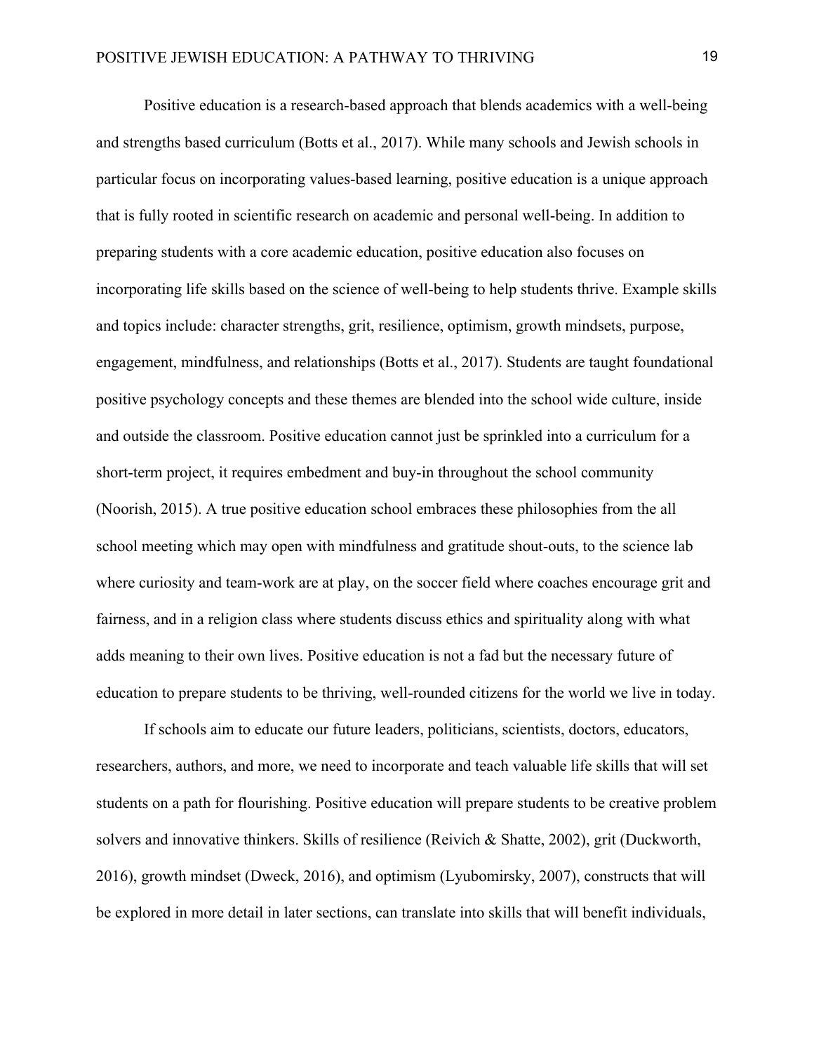Positive education is a research-based approach that blends academics with a well-being and strengths based curriculum (Botts et al., 2017). While many schools and Jewish schools in particular focus on incorporating values-based learning, positive education is a unique approach that is fully rooted in scientific research on academic and personal well-being. In addition to preparing students with a core academic education, positive education also focuses on incorporating life skills based on the science of well-being to help students thrive. Example skills and topics include: character strengths, grit, resilience, optimism, growth mindsets, purpose, engagement, mindfulness, and relationships (Botts et al., 2017). Students are taught foundational positive psychology concepts and these themes are blended into the school wide culture, inside and outside the classroom. Positive education cannot just be sprinkled into a curriculum for a short-term project, it requires embedment and buy-in throughout the school community (Noorish, 2015). A true positive education school embraces these philosophies from the all school meeting which may open with mindfulness and gratitude shout-outs, to the science lab where curiosity and team-work are at play, on the soccer field where coaches encourage grit and fairness, and in a religion class where students discuss ethics and spirituality along with what adds meaning to their own lives. Positive education is not a fad but the necessary future of education to prepare students to be thriving, well-rounded citizens for the world we live in today.

If schools aim to educate our future leaders, politicians, scientists, doctors, educators, researchers, authors, and more, we need to incorporate and teach valuable life skills that will set students on a path for flourishing. Positive education will prepare students to be creative problem solvers and innovative thinkers. Skills of resilience (Reivich & Shatte, 2002), grit (Duckworth, 2016), growth mindset (Dweck, 2016), and optimism (Lyubomirsky, 2007), constructs that will be explored in more detail in later sections, can translate into skills that will benefit individuals,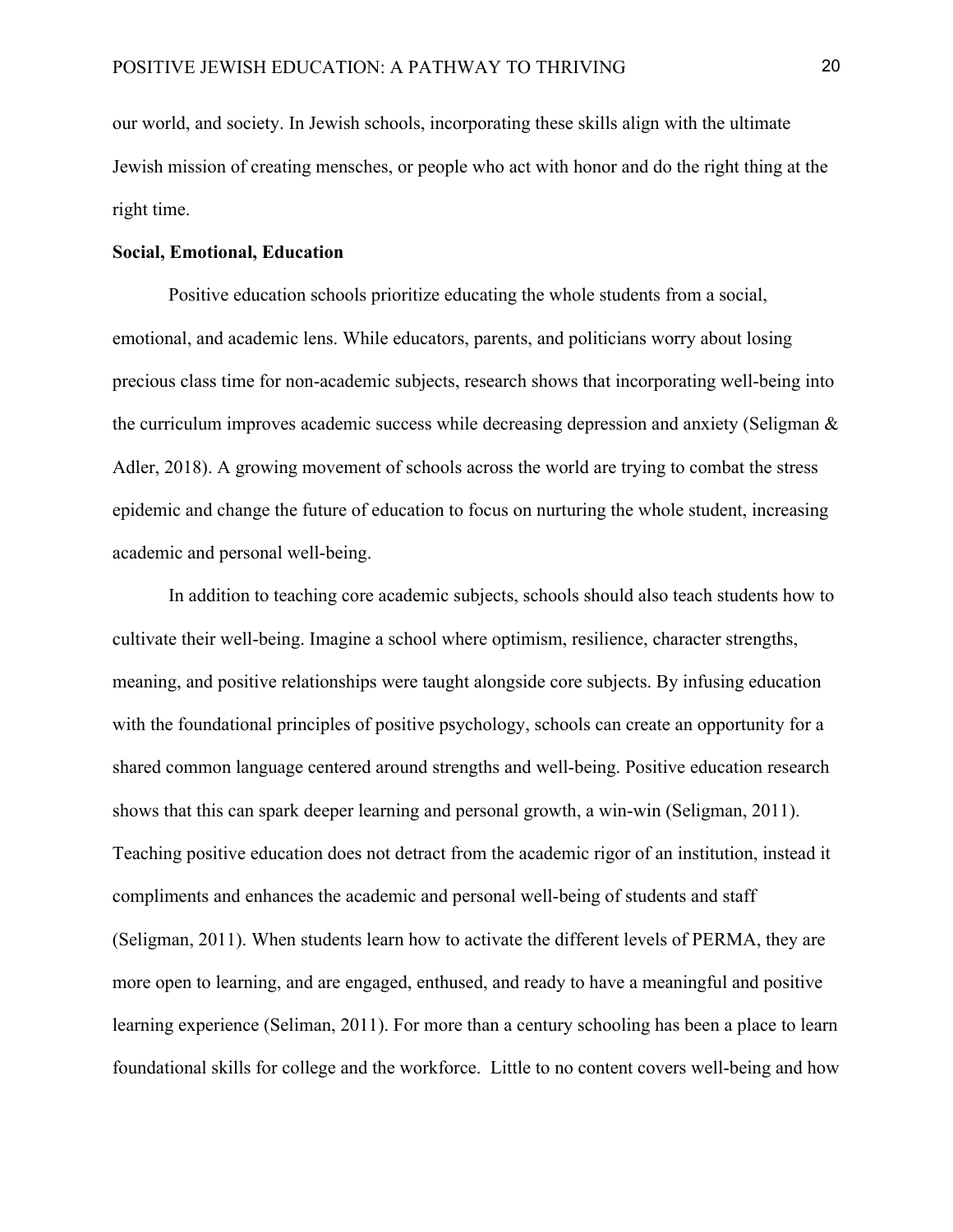our world, and society. In Jewish schools, incorporating these skills align with the ultimate Jewish mission of creating mensches, or people who act with honor and do the right thing at the right time.

**Social, Emotional, Education**

Positive education schools prioritize educating the whole students from a social, emotional, and academic lens. While educators, parents, and politicians worry about losing precious class time for non-academic subjects, research shows that incorporating well-being into the curriculum improves academic success while decreasing depression and anxiety (Seligman & Adler, 2018). A growing movement of schools across the world are trying to combat the stress epidemic and change the future of education to focus on nurturing the whole student, increasing academic and personal well-being.

In addition to teaching core academic subjects, schools should also teach students how to cultivate their well-being. Imagine a school where optimism, resilience, character strengths, meaning, and positive relationships were taught alongside core subjects. By infusing education with the foundational principles of positive psychology, schools can create an opportunity for a shared common language centered around strengths and well-being. Positive education research shows that this can spark deeper learning and personal growth, a win-win (Seligman, 2011). Teaching positive education does not detract from the academic rigor of an institution, instead it compliments and enhances the academic and personal well-being of students and staff (Seligman, 2011). When students learn how to activate the different levels of PERMA, they are more open to learning, and are engaged, enthused, and ready to have a meaningful and positive learning experience (Seliman, 2011). For more than a century schooling has been a place to learn foundational skills for college and the workforce.  Little to no content covers well-being and how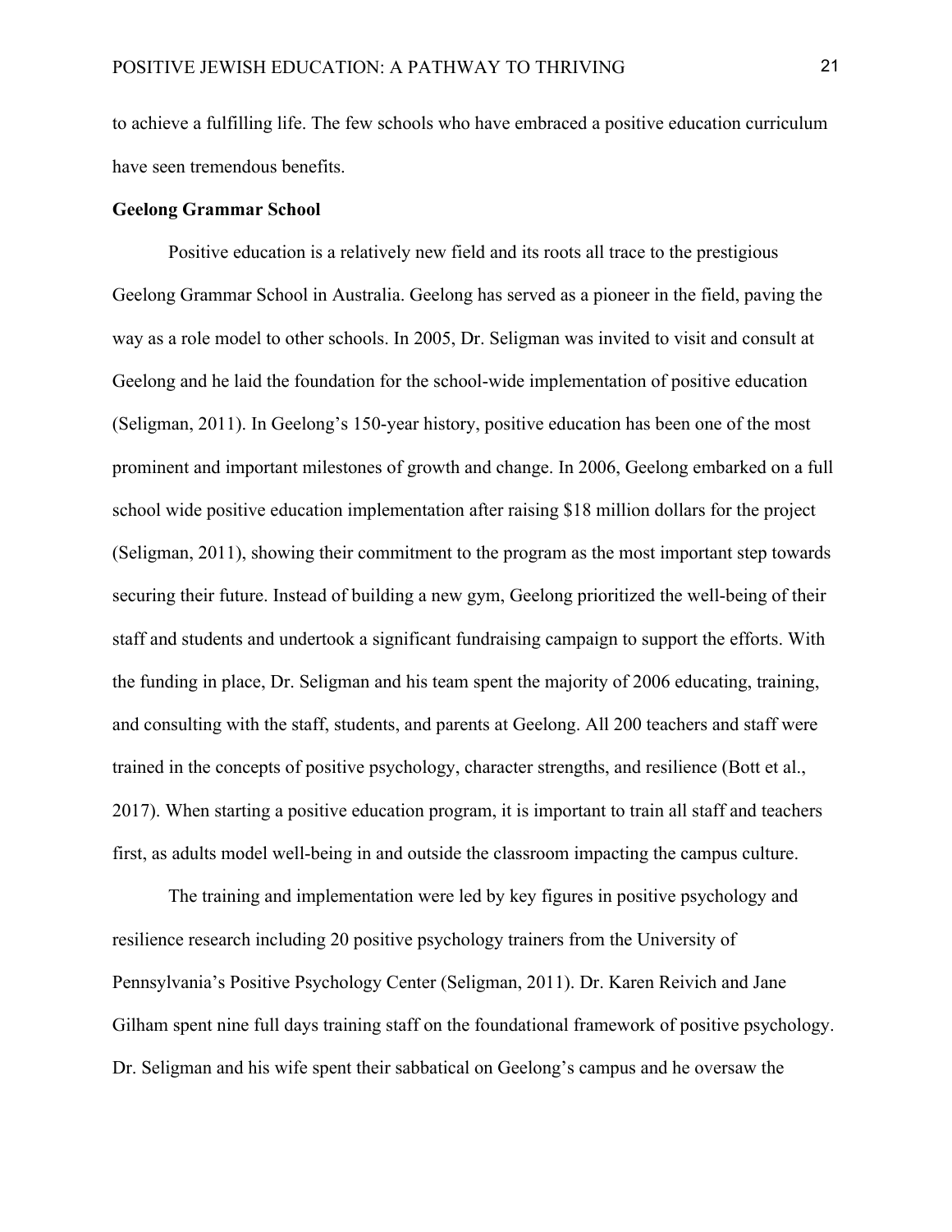to achieve a fulfilling life. The few schools who have embraced a positive education curriculum have seen tremendous benefits.

**Geelong Grammar School**

Positive education is a relatively new field and its roots all trace to the prestigious Geelong Grammar School in Australia. Geelong has served as a pioneer in the field, paving the way as a role model to other schools. In 2005, Dr. Seligman was invited to visit and consult at Geelong and he laid the foundation for the school-wide implementation of positive education (Seligman, 2011). In Geelong's 150-year history, positive education has been one of the most prominent and important milestones of growth and change. In 2006, Geelong embarked on a full school wide positive education implementation after raising $18 million dollars for the project (Seligman, 2011), showing their commitment to the program as the most important step towards securing their future. Instead of building a new gym, Geelong prioritized the well-being of their staff and students and undertook a significant fundraising campaign to support the efforts. With the funding in place, Dr. Seligman and his team spent the majority of 2006 educating, training, and consulting with the staff, students, and parents at Geelong. All 200 teachers and staff were trained in the concepts of positive psychology, character strengths, and resilience (Bott et al., 2017). When starting a positive education program, it is important to train all staff and teachers first, as adults model well-being in and outside the classroom impacting the campus culture.

The training and implementation were led by key figures in positive psychology and resilience research including 20 positive psychology trainers from the University of Pennsylvania's Positive Psychology Center (Seligman, 2011). Dr. Karen Reivich and Jane Gilham spent nine full days training staff on the foundational framework of positive psychology. Dr. Seligman and his wife spent their sabbatical on Geelong's campus and he oversaw the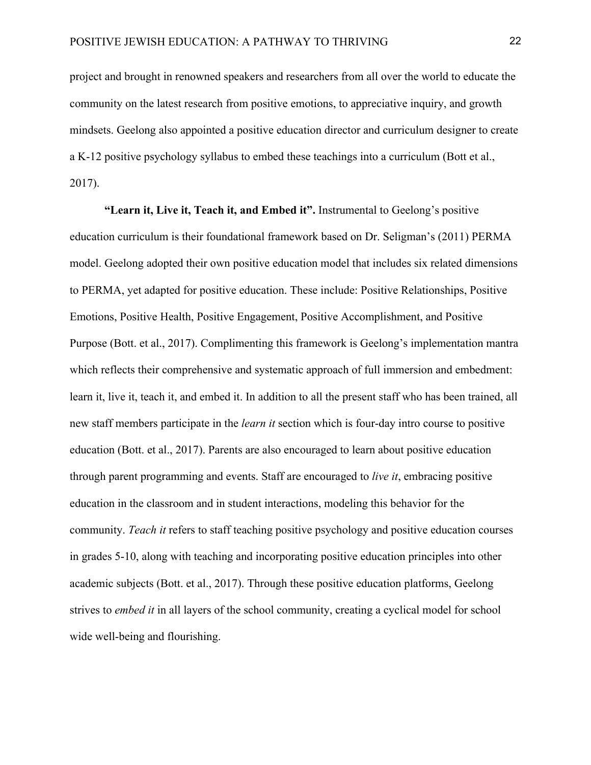project and brought in renowned speakers and researchers from all over the world to educate the community on the latest research from positive emotions, to appreciative inquiry, and growth mindsets. Geelong also appointed a positive education director and curriculum designer to create a K-12 positive psychology syllabus to embed these teachings into a curriculum (Bott et al., 2017).

**"Learn it, Live it, Teach it, and Embed it".** Instrumental to Geelong's positive education curriculum is their foundational framework based on Dr. Seligman's (2011) PERMA model. Geelong adopted their own positive education model that includes six related dimensions to PERMA, yet adapted for positive education. These include: Positive Relationships, Positive Emotions, Positive Health, Positive Engagement, Positive Accomplishment, and Positive Purpose (Bott. et al., 2017). Complimenting this framework is Geelong's implementation mantra which reflects their comprehensive and systematic approach of full immersion and embedment: learn it, live it, teach it, and embed it. In addition to all the present staff who has been trained, all new staff members participate in the *learn it* section which is four-day intro course to positive education (Bott. et al., 2017). Parents are also encouraged to learn about positive education through parent programming and events. Staff are encouraged to *live it*, embracing positive education in the classroom and in student interactions, modeling this behavior for the community. *Teach it* refers to staff teaching positive psychology and positive education courses in grades 5-10, along with teaching and incorporating positive education principles into other academic subjects (Bott. et al., 2017). Through these positive education platforms, Geelong strives to *embed it* in all layers of the school community, creating a cyclical model for school wide well-being and flourishing.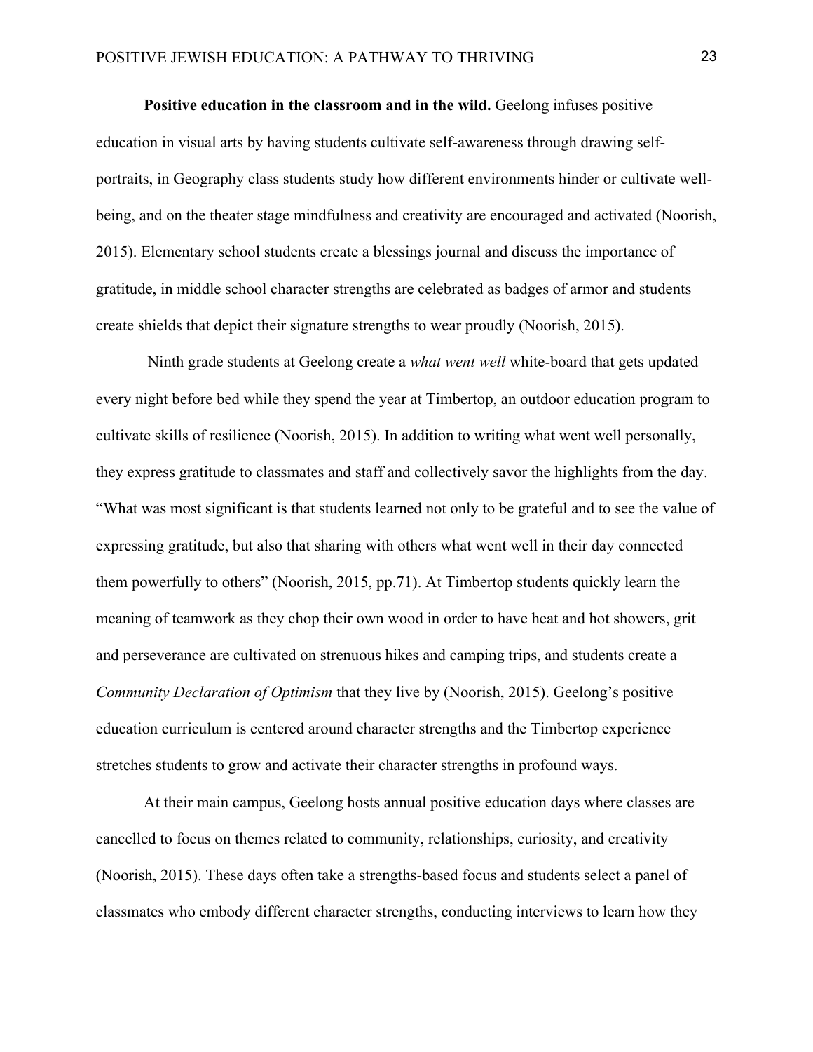**Positive education in the classroom and in the wild.** Geelong infuses positive education in visual arts by having students cultivate self-awareness through drawing self-portraits, in Geography class students study how different environments hinder or cultivate well-being, and on the theater stage mindfulness and creativity are encouraged and activated (Noorish, 2015). Elementary school students create a blessings journal and discuss the importance of gratitude, in middle school character strengths are celebrated as badges of armor and students create shields that depict their signature strengths to wear proudly (Noorish, 2015).

Ninth grade students at Geelong create a *what went well* white-board that gets updated every night before bed while they spend the year at Timbertop, an outdoor education program to cultivate skills of resilience (Noorish, 2015). In addition to writing what went well personally, they express gratitude to classmates and staff and collectively savor the highlights from the day. "What was most significant is that students learned not only to be grateful and to see the value of expressing gratitude, but also that sharing with others what went well in their day connected them powerfully to others" (Noorish, 2015, pp.71). At Timbertop students quickly learn the meaning of teamwork as they chop their own wood in order to have heat and hot showers, grit and perseverance are cultivated on strenuous hikes and camping trips, and students create a *Community Declaration of Optimism* that they live by (Noorish, 2015). Geelong's positive education curriculum is centered around character strengths and the Timbertop experience stretches students to grow and activate their character strengths in profound ways.

At their main campus, Geelong hosts annual positive education days where classes are cancelled to focus on themes related to community, relationships, curiosity, and creativity (Noorish, 2015). These days often take a strengths-based focus and students select a panel of classmates who embody different character strengths, conducting interviews to learn how they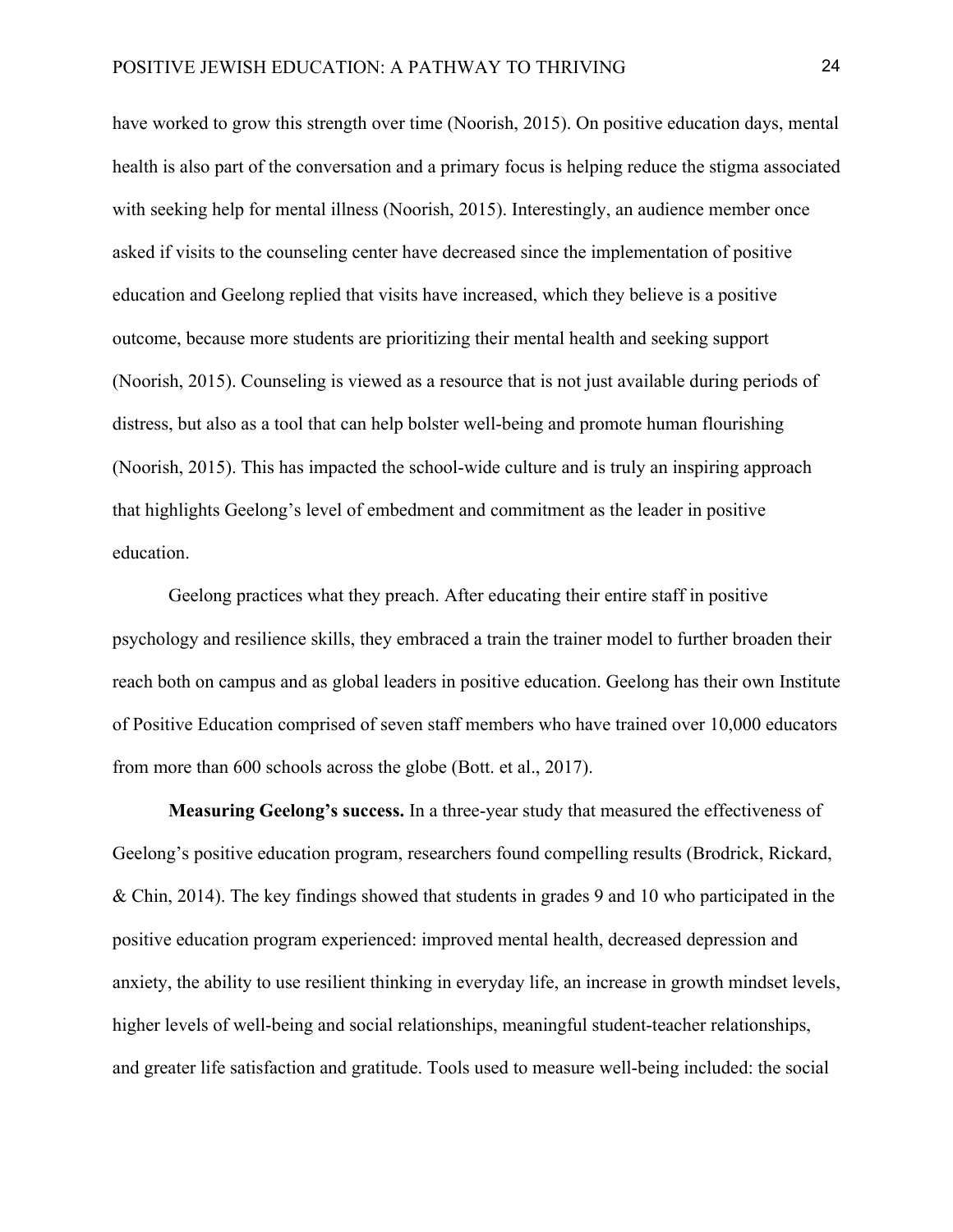have worked to grow this strength over time (Noorish, 2015). On positive education days, mental health is also part of the conversation and a primary focus is helping reduce the stigma associated with seeking help for mental illness (Noorish, 2015). Interestingly, an audience member once asked if visits to the counseling center have decreased since the implementation of positive education and Geelong replied that visits have increased, which they believe is a positive outcome, because more students are prioritizing their mental health and seeking support (Noorish, 2015). Counseling is viewed as a resource that is not just available during periods of distress, but also as a tool that can help bolster well-being and promote human flourishing (Noorish, 2015). This has impacted the school-wide culture and is truly an inspiring approach that highlights Geelong's level of embedment and commitment as the leader in positive education.

Geelong practices what they preach. After educating their entire staff in positive psychology and resilience skills, they embraced a train the trainer model to further broaden their reach both on campus and as global leaders in positive education. Geelong has their own Institute of Positive Education comprised of seven staff members who have trained over 10,000 educators from more than 600 schools across the globe (Bott. et al., 2017).

**Measuring Geelong's success.** In a three-year study that measured the effectiveness of Geelong's positive education program, researchers found compelling results (Brodrick, Rickard, & Chin, 2014). The key findings showed that students in grades 9 and 10 who participated in the positive education program experienced: improved mental health, decreased depression and anxiety, the ability to use resilient thinking in everyday life, an increase in growth mindset levels, higher levels of well-being and social relationships, meaningful student-teacher relationships, and greater life satisfaction and gratitude. Tools used to measure well-being included: the social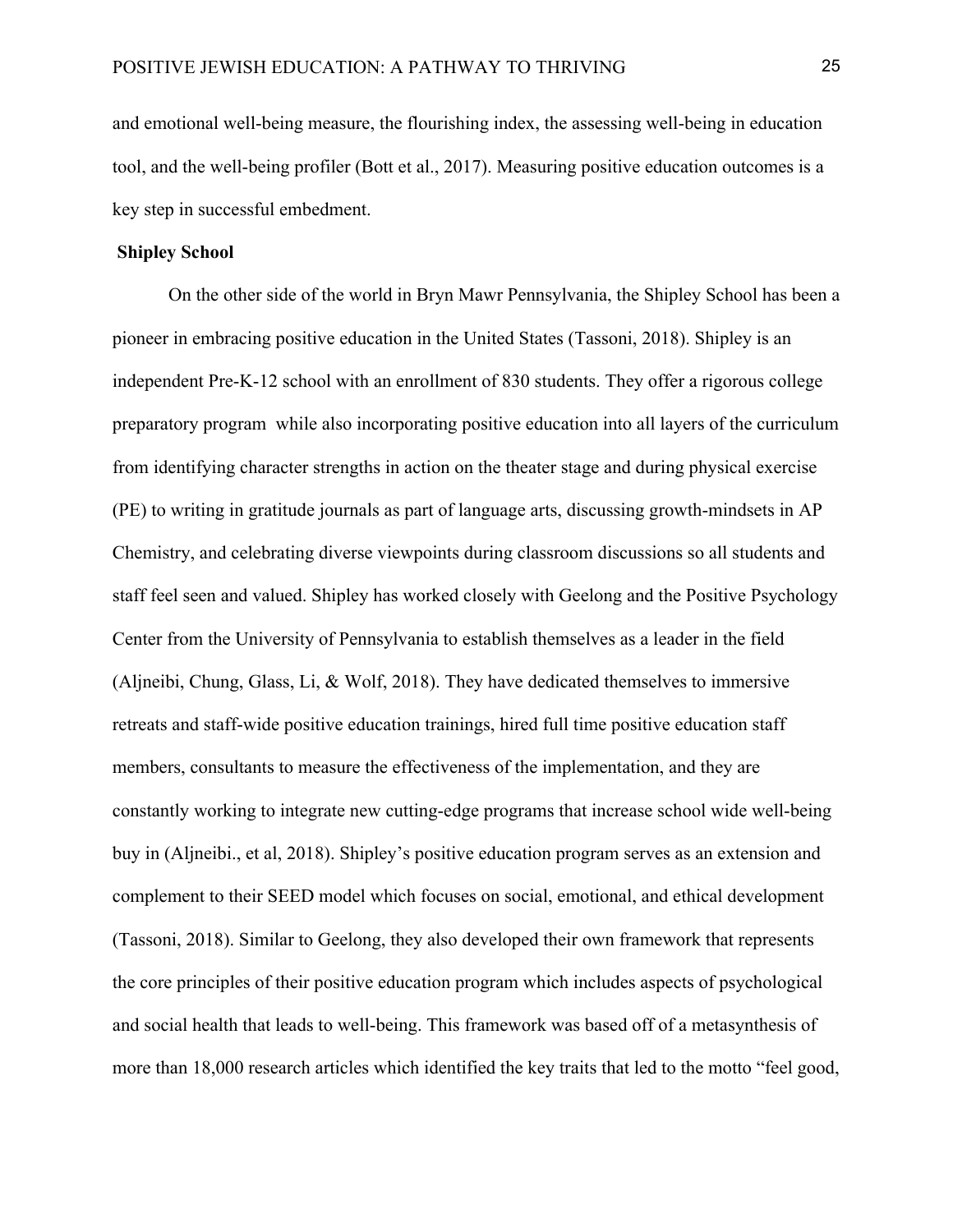and emotional well-being measure, the flourishing index, the assessing well-being in education tool, and the well-being profiler (Bott et al., 2017). Measuring positive education outcomes is a key step in successful embedment.

**Shipley School**

On the other side of the world in Bryn Mawr Pennsylvania, the Shipley School has been a pioneer in embracing positive education in the United States (Tassoni, 2018). Shipley is an independent Pre-K-12 school with an enrollment of 830 students. They offer a rigorous college preparatory program while also incorporating positive education into all layers of the curriculum from identifying character strengths in action on the theater stage and during physical exercise (PE) to writing in gratitude journals as part of language arts, discussing growth-mindsets in AP Chemistry, and celebrating diverse viewpoints during classroom discussions so all students and staff feel seen and valued. Shipley has worked closely with Geelong and the Positive Psychology Center from the University of Pennsylvania to establish themselves as a leader in the field (Aljneibi, Chung, Glass, Li, & Wolf, 2018). They have dedicated themselves to immersive retreats and staff-wide positive education trainings, hired full time positive education staff members, consultants to measure the effectiveness of the implementation, and they are constantly working to integrate new cutting-edge programs that increase school wide well-being buy in (Aljneibi., et al, 2018). Shipley's positive education program serves as an extension and complement to their SEED model which focuses on social, emotional, and ethical development (Tassoni, 2018). Similar to Geelong, they also developed their own framework that represents the core principles of their positive education program which includes aspects of psychological and social health that leads to well-being. This framework was based off of a metasynthesis of more than 18,000 research articles which identified the key traits that led to the motto "feel good,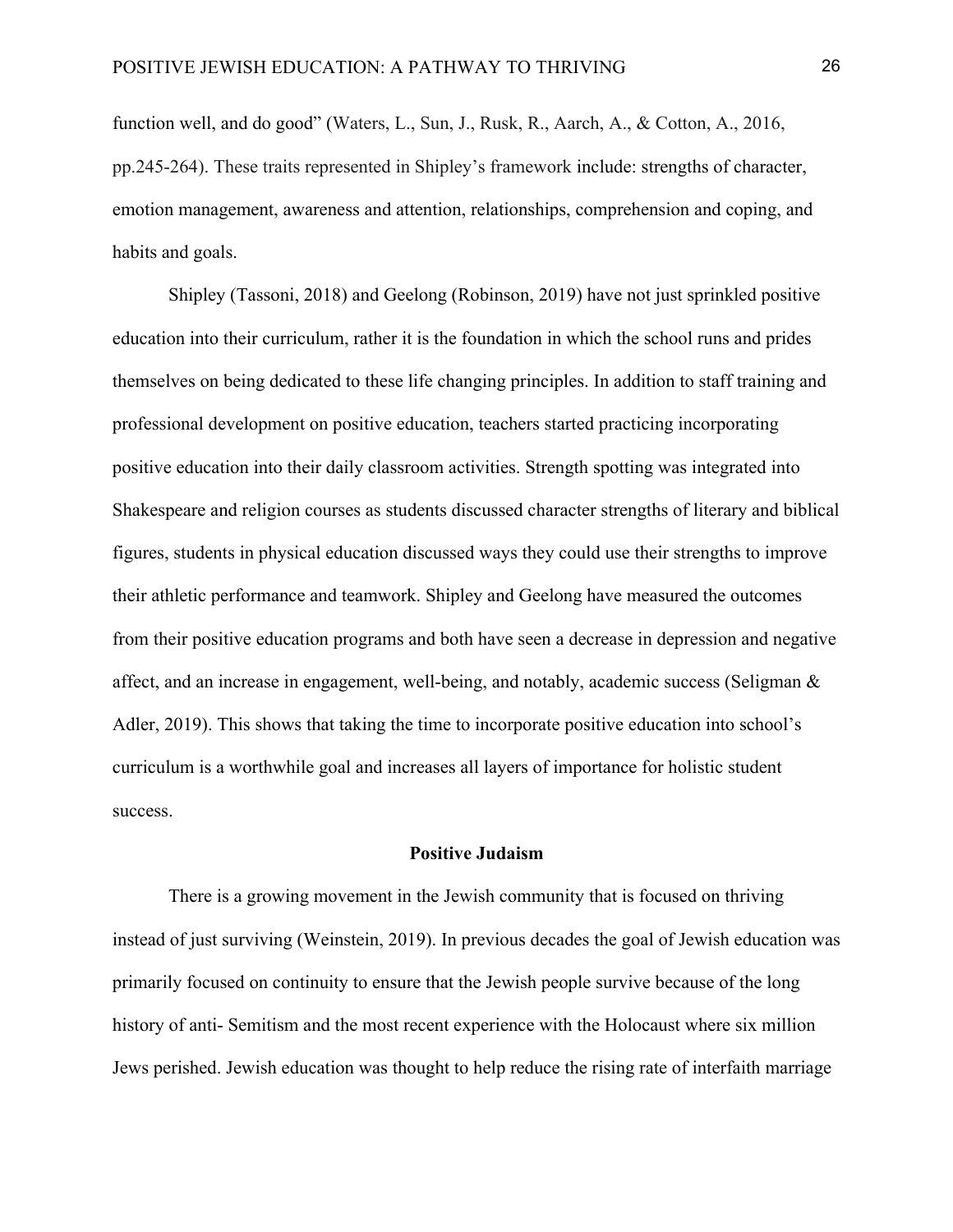function well, and do good" (Waters, L., Sun, J., Rusk, R., Aarch, A., & Cotton, A., 2016, pp.245-264). These traits represented in Shipley's framework include: strengths of character, emotion management, awareness and attention, relationships, comprehension and coping, and habits and goals.

Shipley (Tassoni, 2018) and Geelong (Robinson, 2019) have not just sprinkled positive education into their curriculum, rather it is the foundation in which the school runs and prides themselves on being dedicated to these life changing principles. In addition to staff training and professional development on positive education, teachers started practicing incorporating positive education into their daily classroom activities. Strength spotting was integrated into Shakespeare and religion courses as students discussed character strengths of literary and biblical figures, students in physical education discussed ways they could use their strengths to improve their athletic performance and teamwork. Shipley and Geelong have measured the outcomes from their positive education programs and both have seen a decrease in depression and negative affect, and an increase in engagement, well-being, and notably, academic success (Seligman & Adler, 2019). This shows that taking the time to incorporate positive education into school's curriculum is a worthwhile goal and increases all layers of importance for holistic student success.

## Positive Judaism

There is a growing movement in the Jewish community that is focused on thriving instead of just surviving (Weinstein, 2019). In previous decades the goal of Jewish education was primarily focused on continuity to ensure that the Jewish people survive because of the long history of anti- Semitism and the most recent experience with the Holocaust where six million Jews perished. Jewish education was thought to help reduce the rising rate of interfaith marriage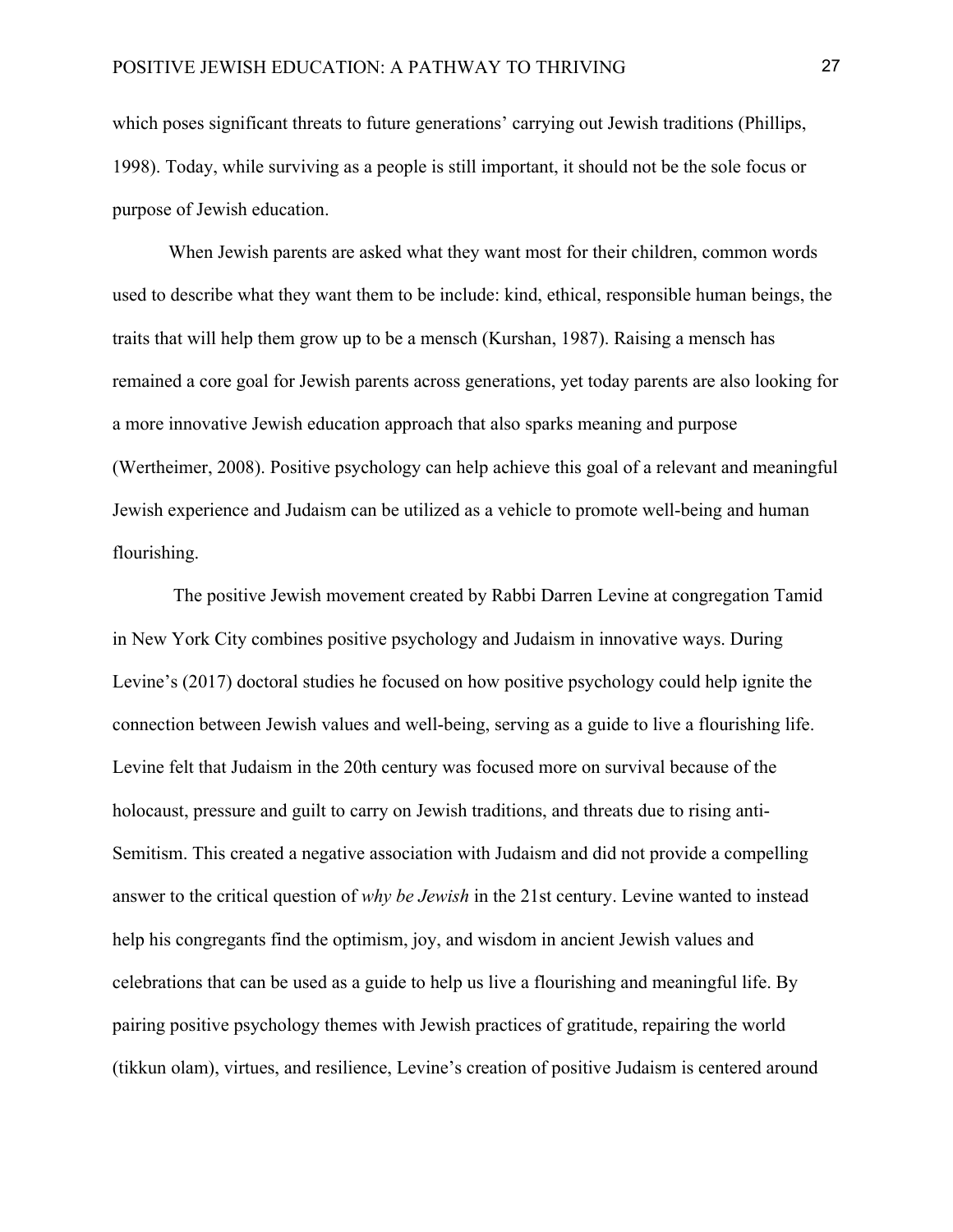which poses significant threats to future generations' carrying out Jewish traditions (Phillips, 1998). Today, while surviving as a people is still important, it should not be the sole focus or purpose of Jewish education.

When Jewish parents are asked what they want most for their children, common words used to describe what they want them to be include: kind, ethical, responsible human beings, the traits that will help them grow up to be a mensch (Kurshan, 1987). Raising a mensch has remained a core goal for Jewish parents across generations, yet today parents are also looking for a more innovative Jewish education approach that also sparks meaning and purpose (Wertheimer, 2008). Positive psychology can help achieve this goal of a relevant and meaningful Jewish experience and Judaism can be utilized as a vehicle to promote well-being and human flourishing.

The positive Jewish movement created by Rabbi Darren Levine at congregation Tamid in New York City combines positive psychology and Judaism in innovative ways. During Levine's (2017) doctoral studies he focused on how positive psychology could help ignite the connection between Jewish values and well-being, serving as a guide to live a flourishing life. Levine felt that Judaism in the 20th century was focused more on survival because of the holocaust, pressure and guilt to carry on Jewish traditions, and threats due to rising anti-Semitism. This created a negative association with Judaism and did not provide a compelling answer to the critical question of *why be Jewish* in the 21st century. Levine wanted to instead help his congregants find the optimism, joy, and wisdom in ancient Jewish values and celebrations that can be used as a guide to help us live a flourishing and meaningful life. By pairing positive psychology themes with Jewish practices of gratitude, repairing the world (tikkun olam), virtues, and resilience, Levine's creation of positive Judaism is centered around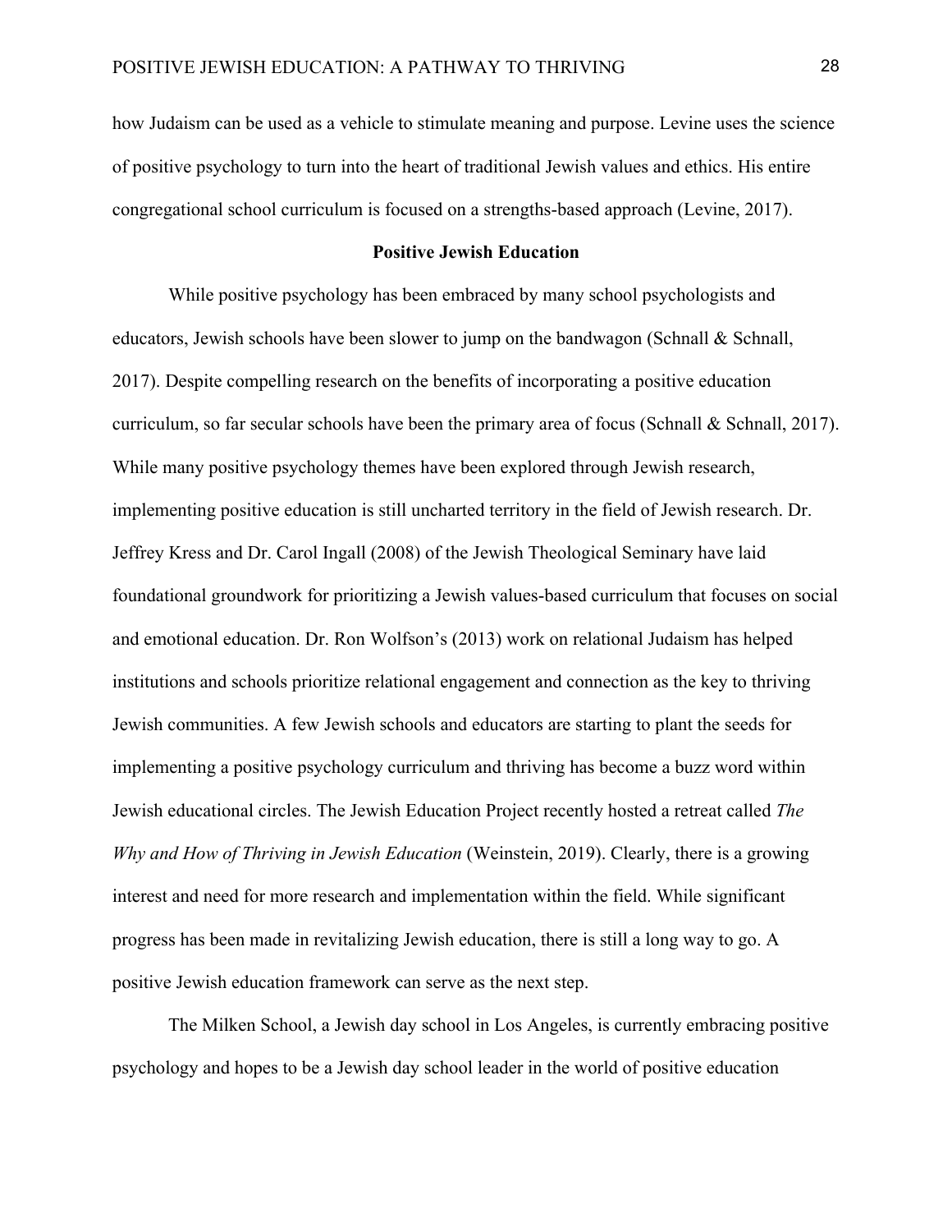how Judaism can be used as a vehicle to stimulate meaning and purpose. Levine uses the science of positive psychology to turn into the heart of traditional Jewish values and ethics. His entire congregational school curriculum is focused on a strengths-based approach (Levine, 2017).

## Positive Jewish Education

While positive psychology has been embraced by many school psychologists and educators, Jewish schools have been slower to jump on the bandwagon (Schnall & Schnall, 2017). Despite compelling research on the benefits of incorporating a positive education curriculum, so far secular schools have been the primary area of focus (Schnall & Schnall, 2017). While many positive psychology themes have been explored through Jewish research, implementing positive education is still uncharted territory in the field of Jewish research. Dr. Jeffrey Kress and Dr. Carol Ingall (2008) of the Jewish Theological Seminary have laid foundational groundwork for prioritizing a Jewish values-based curriculum that focuses on social and emotional education. Dr. Ron Wolfson's (2013) work on relational Judaism has helped institutions and schools prioritize relational engagement and connection as the key to thriving Jewish communities. A few Jewish schools and educators are starting to plant the seeds for implementing a positive psychology curriculum and thriving has become a buzz word within Jewish educational circles. The Jewish Education Project recently hosted a retreat called *The Why and How of Thriving in Jewish Education* (Weinstein, 2019). Clearly, there is a growing interest and need for more research and implementation within the field. While significant progress has been made in revitalizing Jewish education, there is still a long way to go. A positive Jewish education framework can serve as the next step.

The Milken School, a Jewish day school in Los Angeles, is currently embracing positive psychology and hopes to be a Jewish day school leader in the world of positive education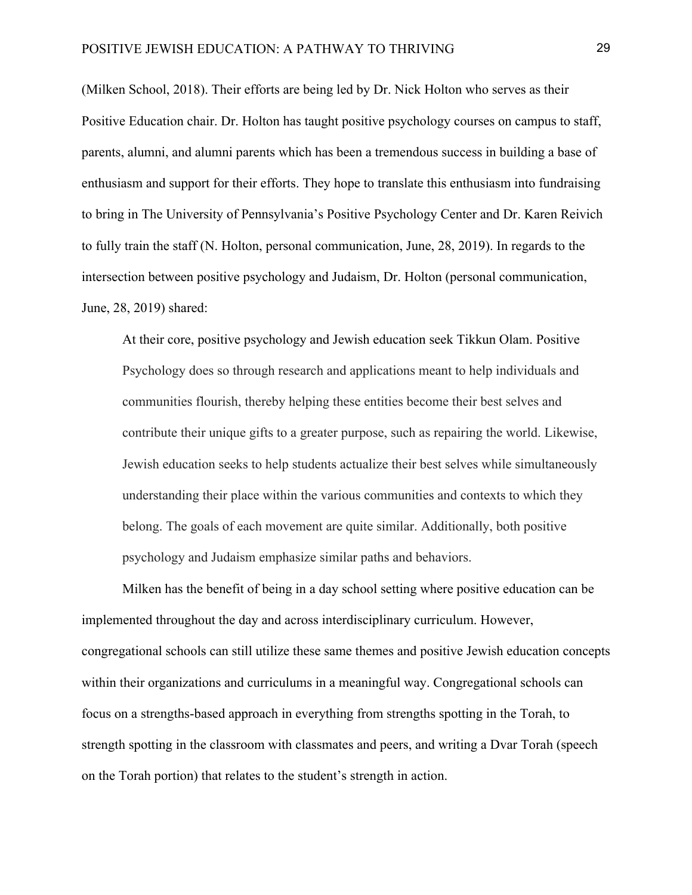(Milken School, 2018). Their efforts are being led by Dr. Nick Holton who serves as their Positive Education chair. Dr. Holton has taught positive psychology courses on campus to staff, parents, alumni, and alumni parents which has been a tremendous success in building a base of enthusiasm and support for their efforts. They hope to translate this enthusiasm into fundraising to bring in The University of Pennsylvania's Positive Psychology Center and Dr. Karen Reivich to fully train the staff (N. Holton, personal communication, June, 28, 2019). In regards to the intersection between positive psychology and Judaism, Dr. Holton (personal communication, June, 28, 2019) shared:

> At their core, positive psychology and Jewish education seek Tikkun Olam. Positive Psychology does so through research and applications meant to help individuals and communities flourish, thereby helping these entities become their best selves and contribute their unique gifts to a greater purpose, such as repairing the world. Likewise, Jewish education seeks to help students actualize their best selves while simultaneously understanding their place within the various communities and contexts to which they belong. The goals of each movement are quite similar. Additionally, both positive psychology and Judaism emphasize similar paths and behaviors.

Milken has the benefit of being in a day school setting where positive education can be implemented throughout the day and across interdisciplinary curriculum. However, congregational schools can still utilize these same themes and positive Jewish education concepts within their organizations and curriculums in a meaningful way. Congregational schools can focus on a strengths-based approach in everything from strengths spotting in the Torah, to strength spotting in the classroom with classmates and peers, and writing a Dvar Torah (speech on the Torah portion) that relates to the student's strength in action.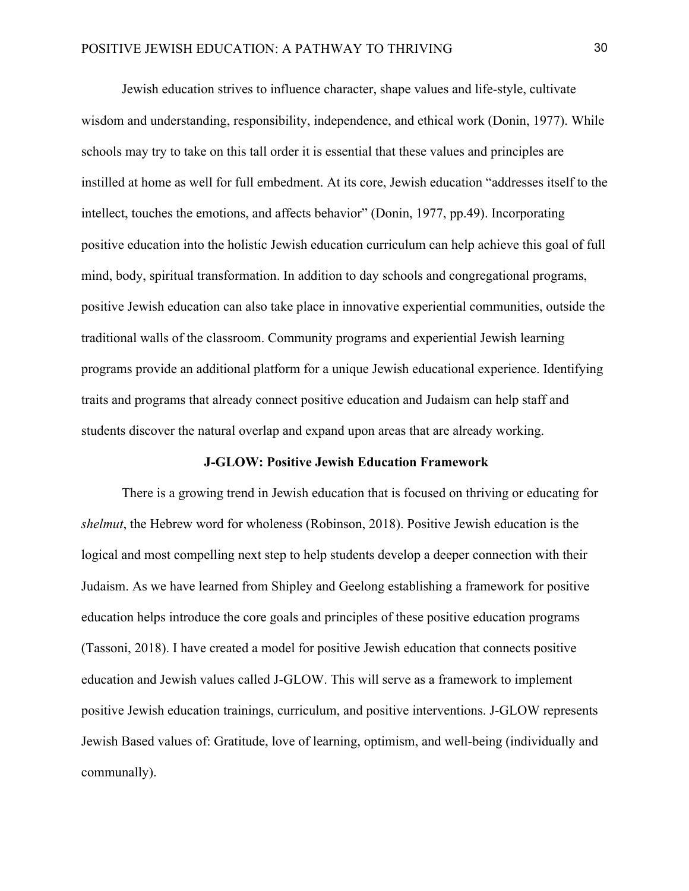Jewish education strives to influence character, shape values and life-style, cultivate wisdom and understanding, responsibility, independence, and ethical work (Donin, 1977). While schools may try to take on this tall order it is essential that these values and principles are instilled at home as well for full embedment. At its core, Jewish education "addresses itself to the intellect, touches the emotions, and affects behavior" (Donin, 1977, pp.49). Incorporating positive education into the holistic Jewish education curriculum can help achieve this goal of full mind, body, spiritual transformation. In addition to day schools and congregational programs, positive Jewish education can also take place in innovative experiential communities, outside the traditional walls of the classroom. Community programs and experiential Jewish learning programs provide an additional platform for a unique Jewish educational experience. Identifying traits and programs that already connect positive education and Judaism can help staff and students discover the natural overlap and expand upon areas that are already working.

## J-GLOW: Positive Jewish Education Framework

There is a growing trend in Jewish education that is focused on thriving or educating for *shelmut*, the Hebrew word for wholeness (Robinson, 2018). Positive Jewish education is the logical and most compelling next step to help students develop a deeper connection with their Judaism. As we have learned from Shipley and Geelong establishing a framework for positive education helps introduce the core goals and principles of these positive education programs (Tassoni, 2018). I have created a model for positive Jewish education that connects positive education and Jewish values called J-GLOW. This will serve as a framework to implement positive Jewish education trainings, curriculum, and positive interventions. J-GLOW represents Jewish Based values of: Gratitude, love of learning, optimism, and well-being (individually and communally).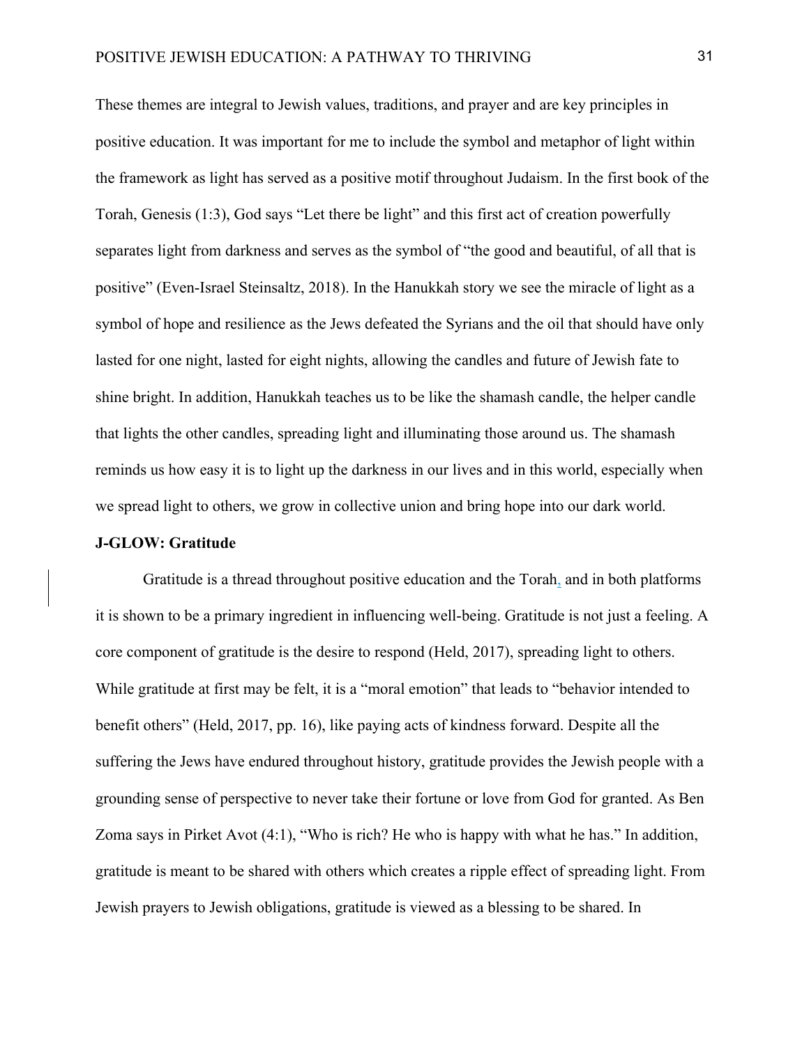These themes are integral to Jewish values, traditions, and prayer and are key principles in positive education. It was important for me to include the symbol and metaphor of light within the framework as light has served as a positive motif throughout Judaism. In the first book of the Torah, Genesis (1:3), God says "Let there be light" and this first act of creation powerfully separates light from darkness and serves as the symbol of "the good and beautiful, of all that is positive" (Even-Israel Steinsaltz, 2018). In the Hanukkah story we see the miracle of light as a symbol of hope and resilience as the Jews defeated the Syrians and the oil that should have only lasted for one night, lasted for eight nights, allowing the candles and future of Jewish fate to shine bright. In addition, Hanukkah teaches us to be like the shamash candle, the helper candle that lights the other candles, spreading light and illuminating those around us. The shamash reminds us how easy it is to light up the darkness in our lives and in this world, especially when we spread light to others, we grow in collective union and bring hope into our dark world.

**J-GLOW: Gratitude**

Gratitude is a thread throughout positive education and the Torah, and in both platforms it is shown to be a primary ingredient in influencing well-being. Gratitude is not just a feeling. A core component of gratitude is the desire to respond (Held, 2017), spreading light to others. While gratitude at first may be felt, it is a "moral emotion" that leads to "behavior intended to benefit others" (Held, 2017, pp. 16), like paying acts of kindness forward. Despite all the suffering the Jews have endured throughout history, gratitude provides the Jewish people with a grounding sense of perspective to never take their fortune or love from God for granted. As Ben Zoma says in Pirket Avot (4:1), "Who is rich? He who is happy with what he has." In addition, gratitude is meant to be shared with others which creates a ripple effect of spreading light. From Jewish prayers to Jewish obligations, gratitude is viewed as a blessing to be shared. In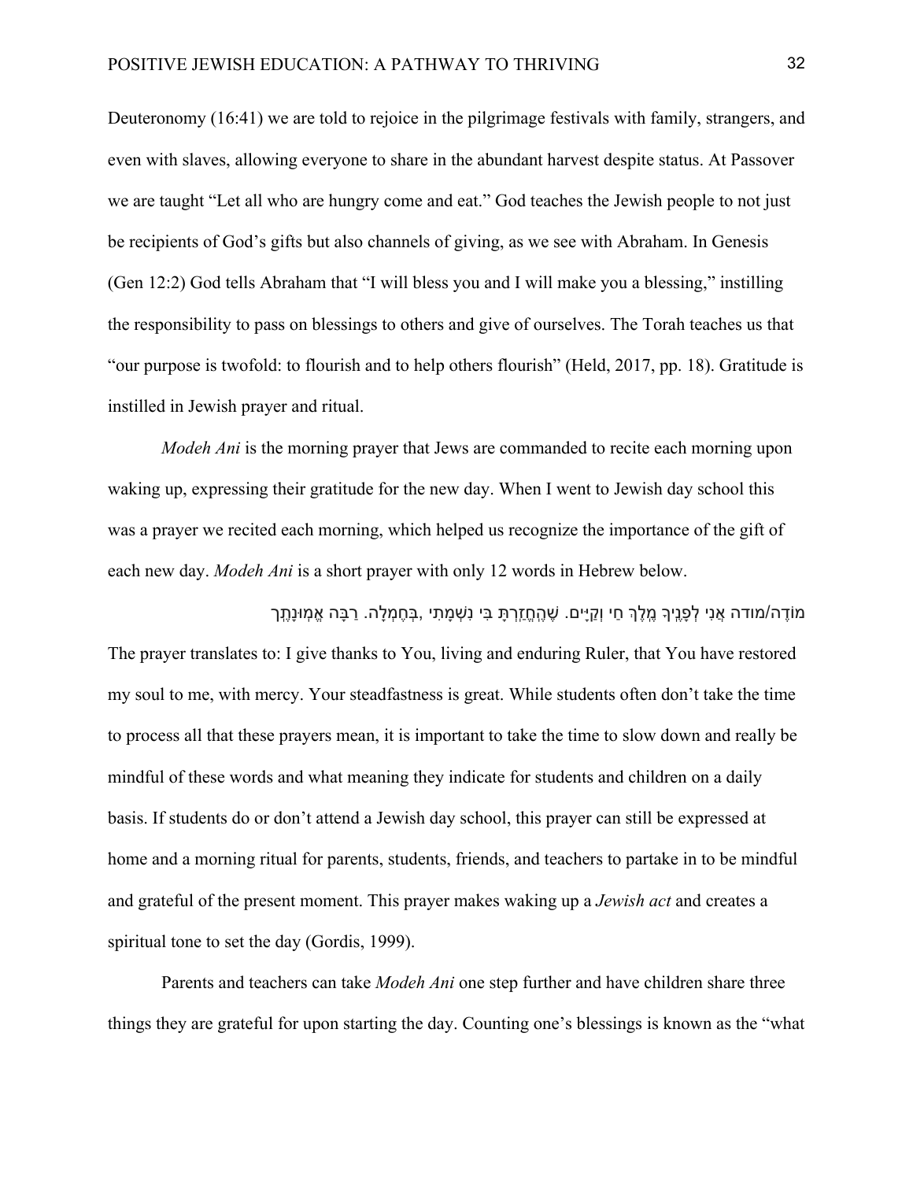Deuteronomy (16:41) we are told to rejoice in the pilgrimage festivals with family, strangers, and even with slaves, allowing everyone to share in the abundant harvest despite status. At Passover we are taught "Let all who are hungry come and eat." God teaches the Jewish people to not just be recipients of God's gifts but also channels of giving, as we see with Abraham. In Genesis (Gen 12:2) God tells Abraham that "I will bless you and I will make you a blessing," instilling the responsibility to pass on blessings to others and give of ourselves. The Torah teaches us that "our purpose is twofold: to flourish and to help others flourish" (Held, 2017, pp. 18). Gratitude is instilled in Jewish prayer and ritual.

*Modeh Ani* is the morning prayer that Jews are commanded to recite each morning upon waking up, expressing their gratitude for the new day. When I went to Jewish day school this was a prayer we recited each morning, which helped us recognize the importance of the gift of each new day. *Modeh Ani* is a short prayer with only 12 words in Hebrew below.

מוֹדֶה/מודה אֲנִי לְפָנֶיךָ מֶלֶךְ חַי וְקַיָּים. שֶׁהֶחֱזַרְתָּ בִּי נִשְׁמָתִי ,בְּחֶמְלָה. רַבָּה אֱמוּנָתֶךָ

The prayer translates to: I give thanks to You, living and enduring Ruler, that You have restored my soul to me, with mercy. Your steadfastness is great. While students often don't take the time to process all that these prayers mean, it is important to take the time to slow down and really be mindful of these words and what meaning they indicate for students and children on a daily basis. If students do or don't attend a Jewish day school, this prayer can still be expressed at home and a morning ritual for parents, students, friends, and teachers to partake in to be mindful and grateful of the present moment. This prayer makes waking up a *Jewish act* and creates a spiritual tone to set the day (Gordis, 1999).

Parents and teachers can take *Modeh Ani* one step further and have children share three things they are grateful for upon starting the day. Counting one's blessings is known as the "what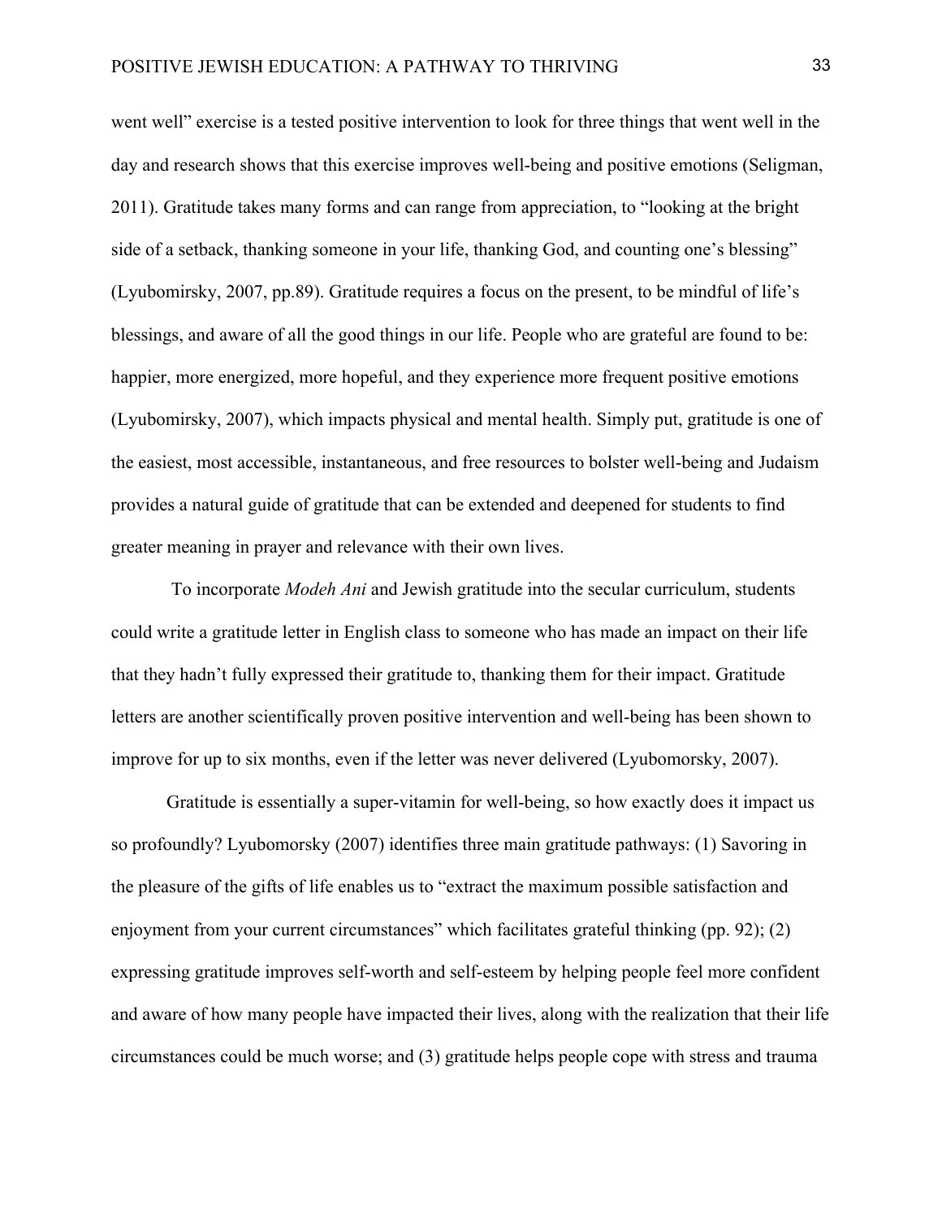went well" exercise is a tested positive intervention to look for three things that went well in the day and research shows that this exercise improves well-being and positive emotions (Seligman, 2011). Gratitude takes many forms and can range from appreciation, to "looking at the bright side of a setback, thanking someone in your life, thanking God, and counting one's blessing" (Lyubomirsky, 2007, pp.89). Gratitude requires a focus on the present, to be mindful of life's blessings, and aware of all the good things in our life. People who are grateful are found to be: happier, more energized, more hopeful, and they experience more frequent positive emotions (Lyubomirsky, 2007), which impacts physical and mental health. Simply put, gratitude is one of the easiest, most accessible, instantaneous, and free resources to bolster well-being and Judaism provides a natural guide of gratitude that can be extended and deepened for students to find greater meaning in prayer and relevance with their own lives.

To incorporate *Modeh Ani* and Jewish gratitude into the secular curriculum, students could write a gratitude letter in English class to someone who has made an impact on their life that they hadn't fully expressed their gratitude to, thanking them for their impact. Gratitude letters are another scientifically proven positive intervention and well-being has been shown to improve for up to six months, even if the letter was never delivered (Lyubomorsky, 2007).

Gratitude is essentially a super-vitamin for well-being, so how exactly does it impact us so profoundly? Lyubomorsky (2007) identifies three main gratitude pathways: (1) Savoring in the pleasure of the gifts of life enables us to "extract the maximum possible satisfaction and enjoyment from your current circumstances" which facilitates grateful thinking (pp. 92); (2) expressing gratitude improves self-worth and self-esteem by helping people feel more confident and aware of how many people have impacted their lives, along with the realization that their life circumstances could be much worse; and (3) gratitude helps people cope with stress and trauma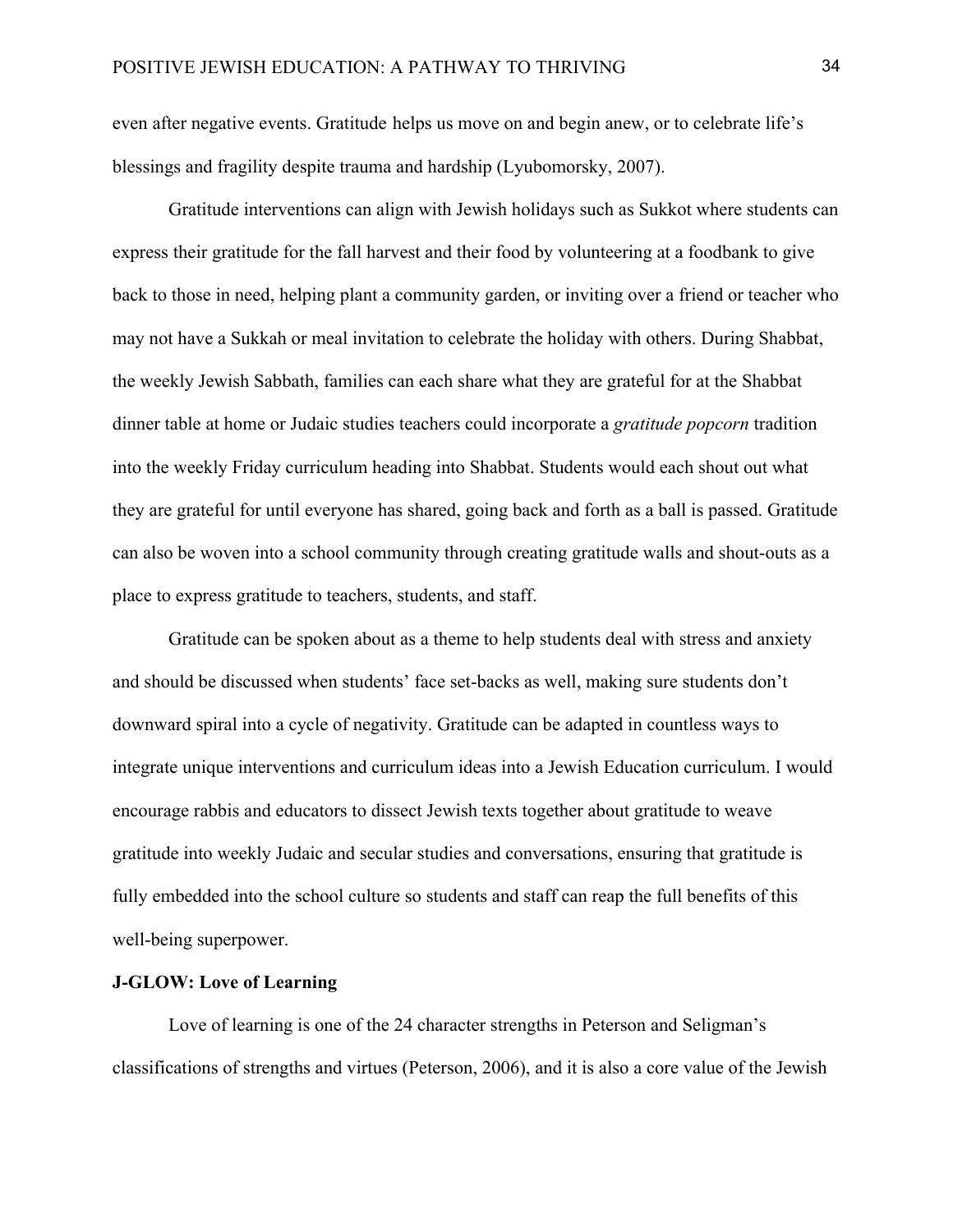even after negative events. Gratitude helps us move on and begin anew, or to celebrate life's blessings and fragility despite trauma and hardship (Lyubomorsky, 2007).

Gratitude interventions can align with Jewish holidays such as Sukkot where students can express their gratitude for the fall harvest and their food by volunteering at a foodbank to give back to those in need, helping plant a community garden, or inviting over a friend or teacher who may not have a Sukkah or meal invitation to celebrate the holiday with others. During Shabbat, the weekly Jewish Sabbath, families can each share what they are grateful for at the Shabbat dinner table at home or Judaic studies teachers could incorporate a *gratitude popcorn* tradition into the weekly Friday curriculum heading into Shabbat. Students would each shout out what they are grateful for until everyone has shared, going back and forth as a ball is passed. Gratitude can also be woven into a school community through creating gratitude walls and shout-outs as a place to express gratitude to teachers, students, and staff.

Gratitude can be spoken about as a theme to help students deal with stress and anxiety and should be discussed when students' face set-backs as well, making sure students don't downward spiral into a cycle of negativity. Gratitude can be adapted in countless ways to integrate unique interventions and curriculum ideas into a Jewish Education curriculum. I would encourage rabbis and educators to dissect Jewish texts together about gratitude to weave gratitude into weekly Judaic and secular studies and conversations, ensuring that gratitude is fully embedded into the school culture so students and staff can reap the full benefits of this well-being superpower.

**J-GLOW: Love of Learning**

Love of learning is one of the 24 character strengths in Peterson and Seligman's classifications of strengths and virtues (Peterson, 2006), and it is also a core value of the Jewish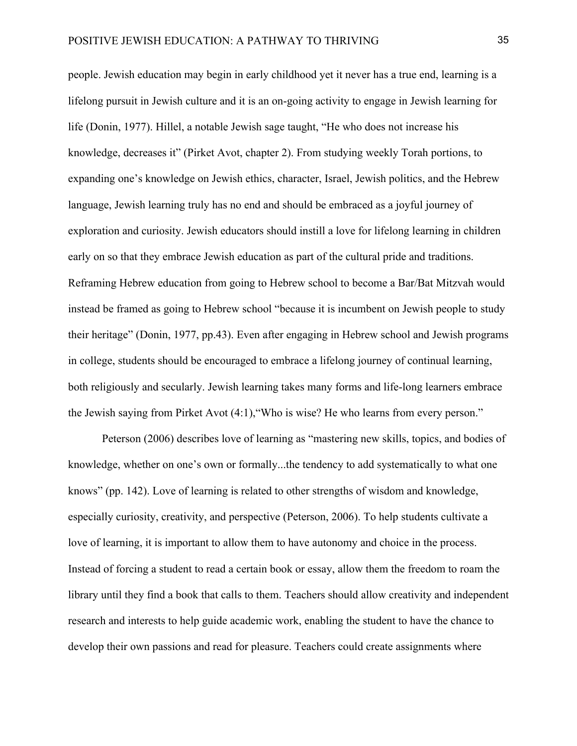people. Jewish education may begin in early childhood yet it never has a true end, learning is a lifelong pursuit in Jewish culture and it is an on-going activity to engage in Jewish learning for life (Donin, 1977). Hillel, a notable Jewish sage taught, “He who does not increase his knowledge, decreases it” (Pirket Avot, chapter 2). From studying weekly Torah portions, to expanding one’s knowledge on Jewish ethics, character, Israel, Jewish politics, and the Hebrew language, Jewish learning truly has no end and should be embraced as a joyful journey of exploration and curiosity. Jewish educators should instill a love for lifelong learning in children early on so that they embrace Jewish education as part of the cultural pride and traditions. Reframing Hebrew education from going to Hebrew school to become a Bar/Bat Mitzvah would instead be framed as going to Hebrew school “because it is incumbent on Jewish people to study their heritage” (Donin, 1977, pp.43). Even after engaging in Hebrew school and Jewish programs in college, students should be encouraged to embrace a lifelong journey of continual learning, both religiously and secularly. Jewish learning takes many forms and life-long learners embrace the Jewish saying from Pirket Avot (4:1),“Who is wise? He who learns from every person.”

Peterson (2006) describes love of learning as “mastering new skills, topics, and bodies of knowledge, whether on one’s own or formally...the tendency to add systematically to what one knows” (pp. 142). Love of learning is related to other strengths of wisdom and knowledge, especially curiosity, creativity, and perspective (Peterson, 2006). To help students cultivate a love of learning, it is important to allow them to have autonomy and choice in the process. Instead of forcing a student to read a certain book or essay, allow them the freedom to roam the library until they find a book that calls to them. Teachers should allow creativity and independent research and interests to help guide academic work, enabling the student to have the chance to develop their own passions and read for pleasure. Teachers could create assignments where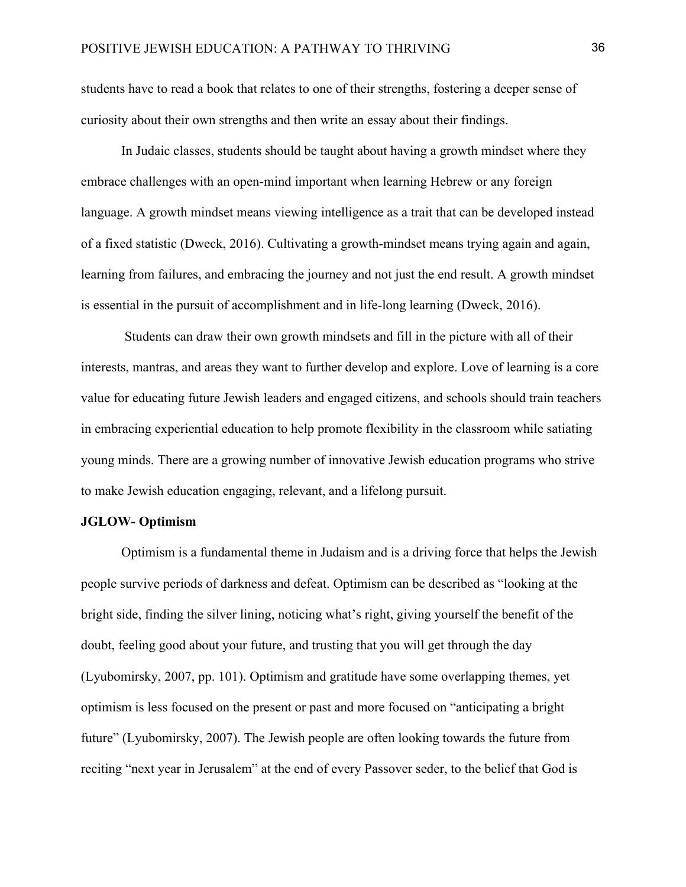students have to read a book that relates to one of their strengths, fostering a deeper sense of curiosity about their own strengths and then write an essay about their findings.

In Judaic classes, students should be taught about having a growth mindset where they embrace challenges with an open-mind important when learning Hebrew or any foreign language. A growth mindset means viewing intelligence as a trait that can be developed instead of a fixed statistic (Dweck, 2016). Cultivating a growth-mindset means trying again and again, learning from failures, and embracing the journey and not just the end result. A growth mindset is essential in the pursuit of accomplishment and in life-long learning (Dweck, 2016).

Students can draw their own growth mindsets and fill in the picture with all of their interests, mantras, and areas they want to further develop and explore. Love of learning is a core value for educating future Jewish leaders and engaged citizens, and schools should train teachers in embracing experiential education to help promote flexibility in the classroom while satiating young minds. There are a growing number of innovative Jewish education programs who strive to make Jewish education engaging, relevant, and a lifelong pursuit.

**JGLOW- Optimism**

Optimism is a fundamental theme in Judaism and is a driving force that helps the Jewish people survive periods of darkness and defeat. Optimism can be described as "looking at the bright side, finding the silver lining, noticing what's right, giving yourself the benefit of the doubt, feeling good about your future, and trusting that you will get through the day (Lyubomirsky, 2007, pp. 101). Optimism and gratitude have some overlapping themes, yet optimism is less focused on the present or past and more focused on "anticipating a bright future" (Lyubomirsky, 2007). The Jewish people are often looking towards the future from reciting "next year in Jerusalem" at the end of every Passover seder, to the belief that God is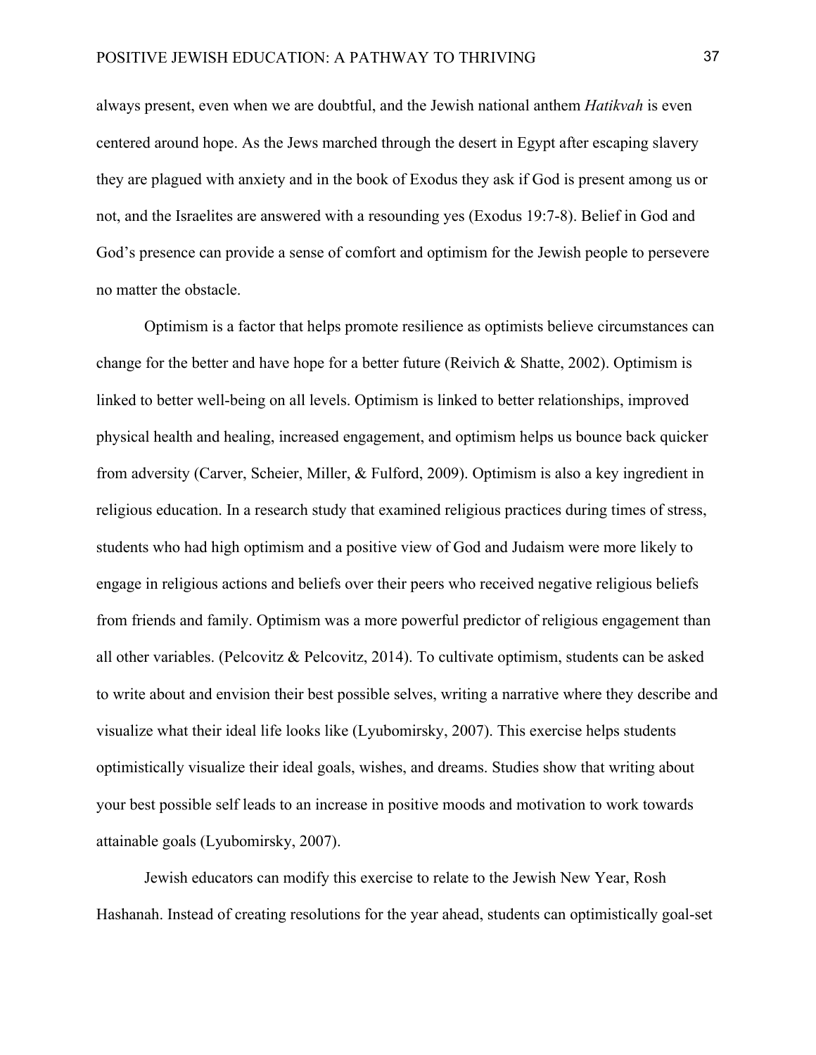always present, even when we are doubtful, and the Jewish national anthem *Hatikvah* is even centered around hope. As the Jews marched through the desert in Egypt after escaping slavery they are plagued with anxiety and in the book of Exodus they ask if God is present among us or not, and the Israelites are answered with a resounding yes (Exodus 19:7-8). Belief in God and God's presence can provide a sense of comfort and optimism for the Jewish people to persevere no matter the obstacle.

Optimism is a factor that helps promote resilience as optimists believe circumstances can change for the better and have hope for a better future (Reivich & Shatte, 2002). Optimism is linked to better well-being on all levels. Optimism is linked to better relationships, improved physical health and healing, increased engagement, and optimism helps us bounce back quicker from adversity (Carver, Scheier, Miller, & Fulford, 2009). Optimism is also a key ingredient in religious education. In a research study that examined religious practices during times of stress, students who had high optimism and a positive view of God and Judaism were more likely to engage in religious actions and beliefs over their peers who received negative religious beliefs from friends and family. Optimism was a more powerful predictor of religious engagement than all other variables. (Pelcovitz & Pelcovitz, 2014). To cultivate optimism, students can be asked to write about and envision their best possible selves, writing a narrative where they describe and visualize what their ideal life looks like (Lyubomirsky, 2007). This exercise helps students optimistically visualize their ideal goals, wishes, and dreams. Studies show that writing about your best possible self leads to an increase in positive moods and motivation to work towards attainable goals (Lyubomirsky, 2007).

Jewish educators can modify this exercise to relate to the Jewish New Year, Rosh Hashanah. Instead of creating resolutions for the year ahead, students can optimistically goal-set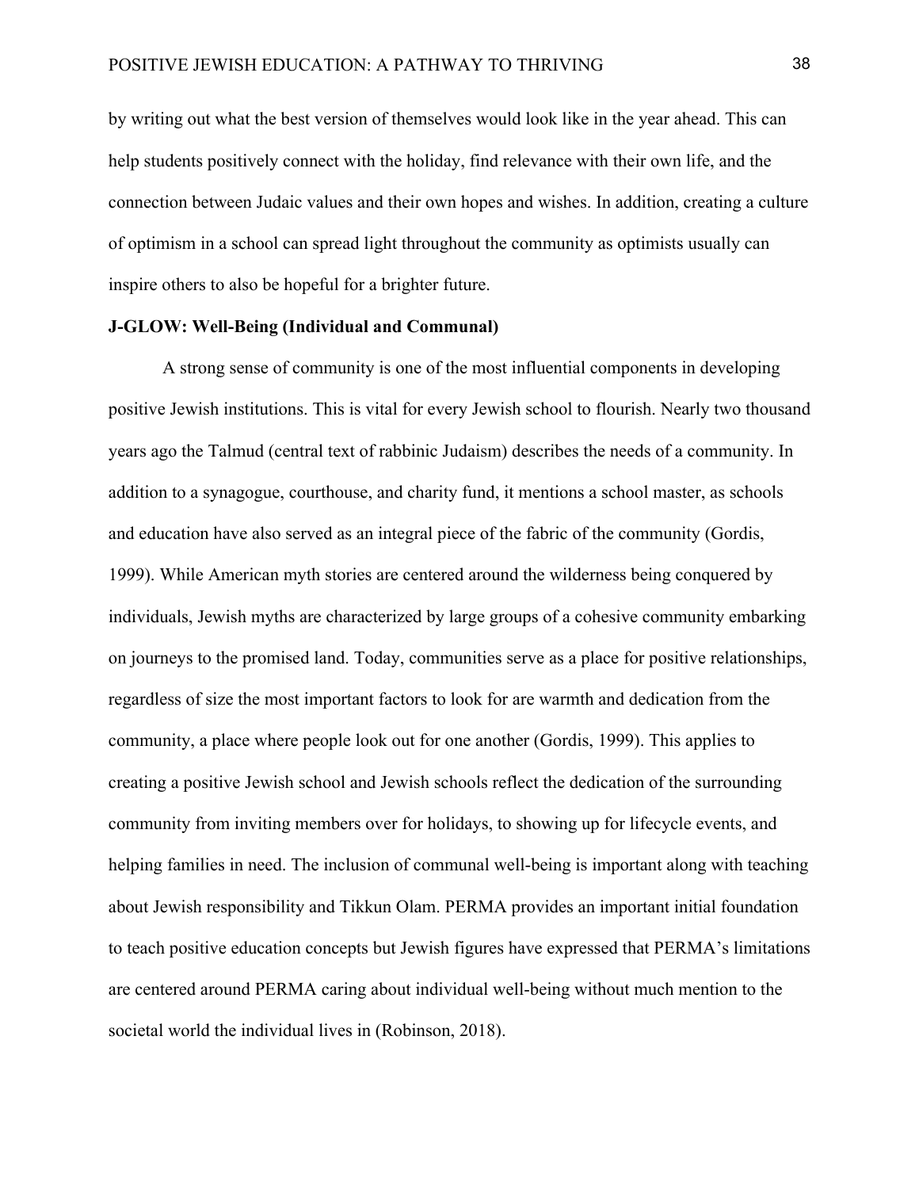by writing out what the best version of themselves would look like in the year ahead. This can help students positively connect with the holiday, find relevance with their own life, and the connection between Judaic values and their own hopes and wishes. In addition, creating a culture of optimism in a school can spread light throughout the community as optimists usually can inspire others to also be hopeful for a brighter future.

**J-GLOW: Well-Being (Individual and Communal)**

A strong sense of community is one of the most influential components in developing positive Jewish institutions. This is vital for every Jewish school to flourish. Nearly two thousand years ago the Talmud (central text of rabbinic Judaism) describes the needs of a community. In addition to a synagogue, courthouse, and charity fund, it mentions a school master, as schools and education have also served as an integral piece of the fabric of the community (Gordis, 1999). While American myth stories are centered around the wilderness being conquered by individuals, Jewish myths are characterized by large groups of a cohesive community embarking on journeys to the promised land. Today, communities serve as a place for positive relationships, regardless of size the most important factors to look for are warmth and dedication from the community, a place where people look out for one another (Gordis, 1999). This applies to creating a positive Jewish school and Jewish schools reflect the dedication of the surrounding community from inviting members over for holidays, to showing up for lifecycle events, and helping families in need. The inclusion of communal well-being is important along with teaching about Jewish responsibility and Tikkun Olam. PERMA provides an important initial foundation to teach positive education concepts but Jewish figures have expressed that PERMA's limitations are centered around PERMA caring about individual well-being without much mention to the societal world the individual lives in (Robinson, 2018).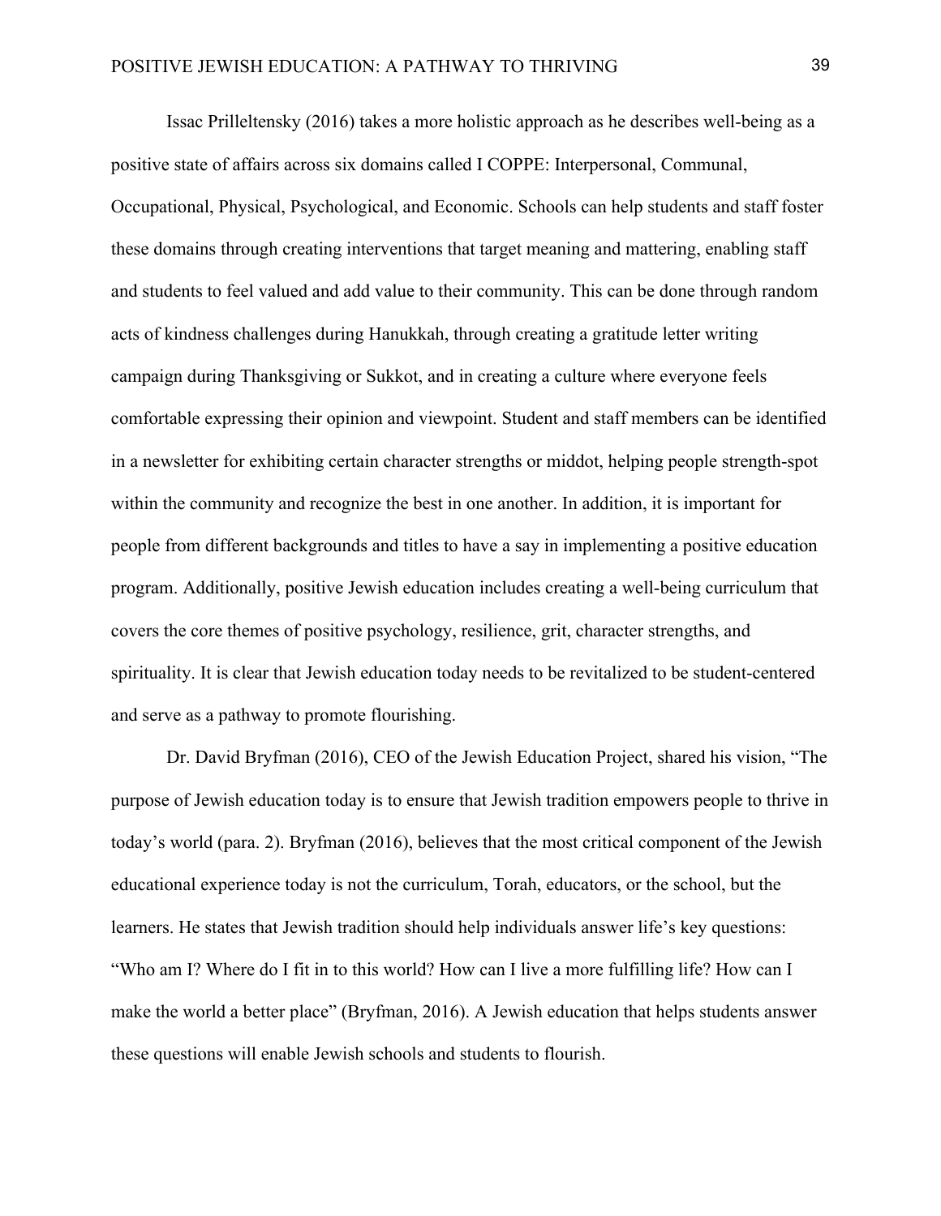Issac Prilleltensky (2016) takes a more holistic approach as he describes well-being as a positive state of affairs across six domains called I COPPE: Interpersonal, Communal, Occupational, Physical, Psychological, and Economic. Schools can help students and staff foster these domains through creating interventions that target meaning and mattering, enabling staff and students to feel valued and add value to their community. This can be done through random acts of kindness challenges during Hanukkah, through creating a gratitude letter writing campaign during Thanksgiving or Sukkot, and in creating a culture where everyone feels comfortable expressing their opinion and viewpoint. Student and staff members can be identified in a newsletter for exhibiting certain character strengths or middot, helping people strength-spot within the community and recognize the best in one another. In addition, it is important for people from different backgrounds and titles to have a say in implementing a positive education program. Additionally, positive Jewish education includes creating a well-being curriculum that covers the core themes of positive psychology, resilience, grit, character strengths, and spirituality. It is clear that Jewish education today needs to be revitalized to be student-centered and serve as a pathway to promote flourishing.

Dr. David Bryfman (2016), CEO of the Jewish Education Project, shared his vision, "The purpose of Jewish education today is to ensure that Jewish tradition empowers people to thrive in today's world (para. 2). Bryfman (2016), believes that the most critical component of the Jewish educational experience today is not the curriculum, Torah, educators, or the school, but the learners. He states that Jewish tradition should help individuals answer life's key questions: "Who am I? Where do I fit in to this world? How can I live a more fulfilling life? How can I make the world a better place" (Bryfman, 2016). A Jewish education that helps students answer these questions will enable Jewish schools and students to flourish.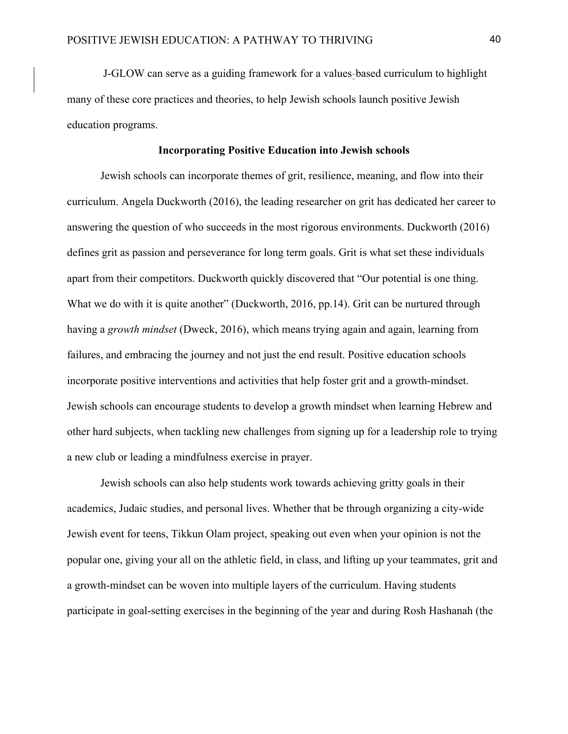J-GLOW can serve as a guiding framework for a values-based curriculum to highlight many of these core practices and theories, to help Jewish schools launch positive Jewish education programs.

**Incorporating Positive Education into Jewish schools**

Jewish schools can incorporate themes of grit, resilience, meaning, and flow into their curriculum. Angela Duckworth (2016), the leading researcher on grit has dedicated her career to answering the question of who succeeds in the most rigorous environments. Duckworth (2016) defines grit as passion and perseverance for long term goals. Grit is what set these individuals apart from their competitors. Duckworth quickly discovered that "Our potential is one thing. What we do with it is quite another" (Duckworth, 2016, pp.14). Grit can be nurtured through having a *growth mindset* (Dweck, 2016), which means trying again and again, learning from failures, and embracing the journey and not just the end result. Positive education schools incorporate positive interventions and activities that help foster grit and a growth-mindset. Jewish schools can encourage students to develop a growth mindset when learning Hebrew and other hard subjects, when tackling new challenges from signing up for a leadership role to trying a new club or leading a mindfulness exercise in prayer.

Jewish schools can also help students work towards achieving gritty goals in their academics, Judaic studies, and personal lives. Whether that be through organizing a city-wide Jewish event for teens, Tikkun Olam project, speaking out even when your opinion is not the popular one, giving your all on the athletic field, in class, and lifting up your teammates, grit and a growth-mindset can be woven into multiple layers of the curriculum. Having students participate in goal-setting exercises in the beginning of the year and during Rosh Hashanah (the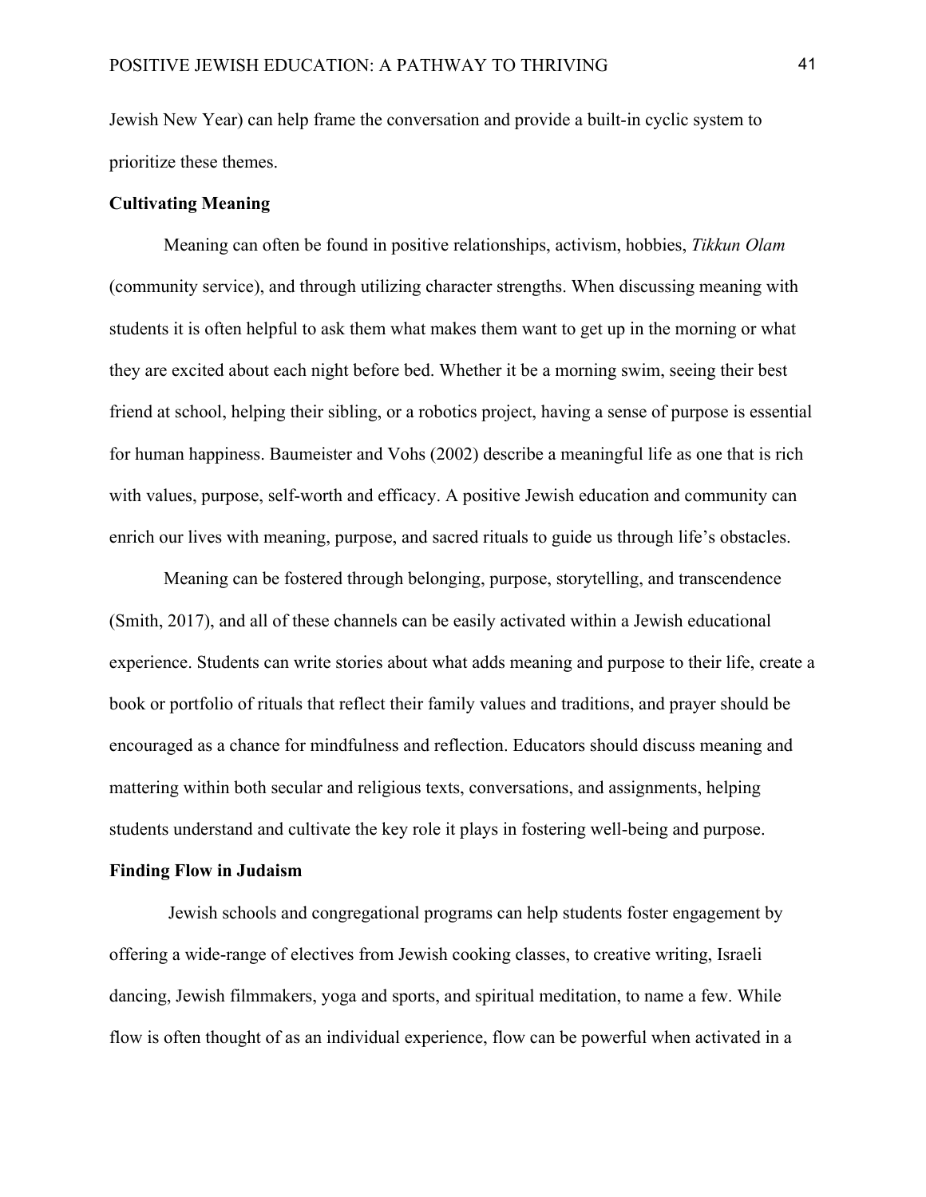Jewish New Year) can help frame the conversation and provide a built-in cyclic system to prioritize these themes.

**Cultivating Meaning**

Meaning can often be found in positive relationships, activism, hobbies, *Tikkun Olam* (community service), and through utilizing character strengths. When discussing meaning with students it is often helpful to ask them what makes them want to get up in the morning or what they are excited about each night before bed. Whether it be a morning swim, seeing their best friend at school, helping their sibling, or a robotics project, having a sense of purpose is essential for human happiness. Baumeister and Vohs (2002) describe a meaningful life as one that is rich with values, purpose, self-worth and efficacy. A positive Jewish education and community can enrich our lives with meaning, purpose, and sacred rituals to guide us through life's obstacles.

Meaning can be fostered through belonging, purpose, storytelling, and transcendence (Smith, 2017), and all of these channels can be easily activated within a Jewish educational experience. Students can write stories about what adds meaning and purpose to their life, create a book or portfolio of rituals that reflect their family values and traditions, and prayer should be encouraged as a chance for mindfulness and reflection. Educators should discuss meaning and mattering within both secular and religious texts, conversations, and assignments, helping students understand and cultivate the key role it plays in fostering well-being and purpose.

**Finding Flow in Judaism**

Jewish schools and congregational programs can help students foster engagement by offering a wide-range of electives from Jewish cooking classes, to creative writing, Israeli dancing, Jewish filmmakers, yoga and sports, and spiritual meditation, to name a few. While flow is often thought of as an individual experience, flow can be powerful when activated in a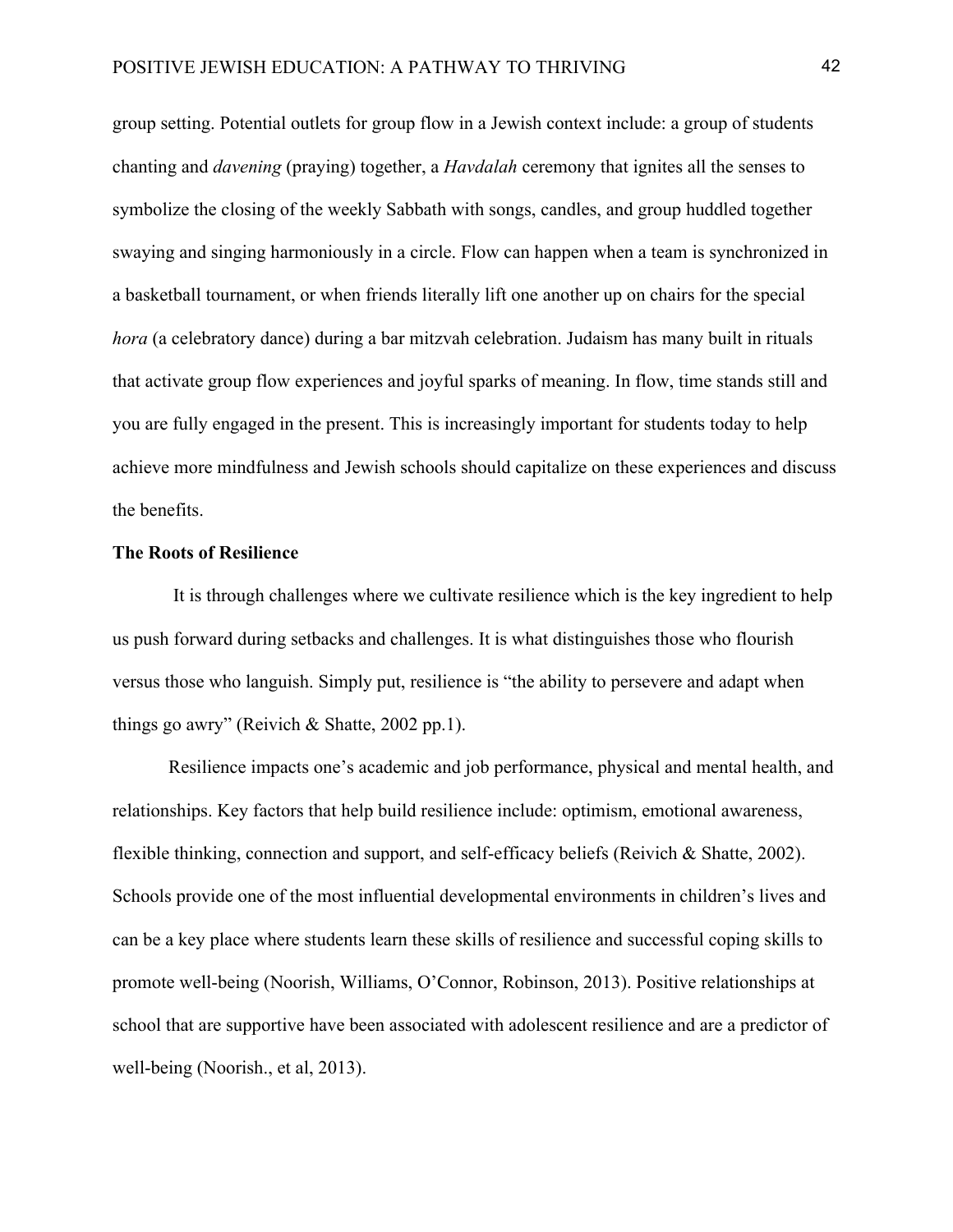group setting. Potential outlets for group flow in a Jewish context include: a group of students chanting and *davening* (praying) together, a *Havdalah* ceremony that ignites all the senses to symbolize the closing of the weekly Sabbath with songs, candles, and group huddled together swaying and singing harmoniously in a circle. Flow can happen when a team is synchronized in a basketball tournament, or when friends literally lift one another up on chairs for the special *hora* (a celebratory dance) during a bar mitzvah celebration. Judaism has many built in rituals that activate group flow experiences and joyful sparks of meaning. In flow, time stands still and you are fully engaged in the present. This is increasingly important for students today to help achieve more mindfulness and Jewish schools should capitalize on these experiences and discuss the benefits.

**The Roots of Resilience**

It is through challenges where we cultivate resilience which is the key ingredient to help us push forward during setbacks and challenges. It is what distinguishes those who flourish versus those who languish. Simply put, resilience is "the ability to persevere and adapt when things go awry" (Reivich & Shatte, 2002 pp.1).

Resilience impacts one's academic and job performance, physical and mental health, and relationships. Key factors that help build resilience include: optimism, emotional awareness, flexible thinking, connection and support, and self-efficacy beliefs (Reivich & Shatte, 2002). Schools provide one of the most influential developmental environments in children's lives and can be a key place where students learn these skills of resilience and successful coping skills to promote well-being (Noorish, Williams, O'Connor, Robinson, 2013). Positive relationships at school that are supportive have been associated with adolescent resilience and are a predictor of well-being (Noorish., et al, 2013).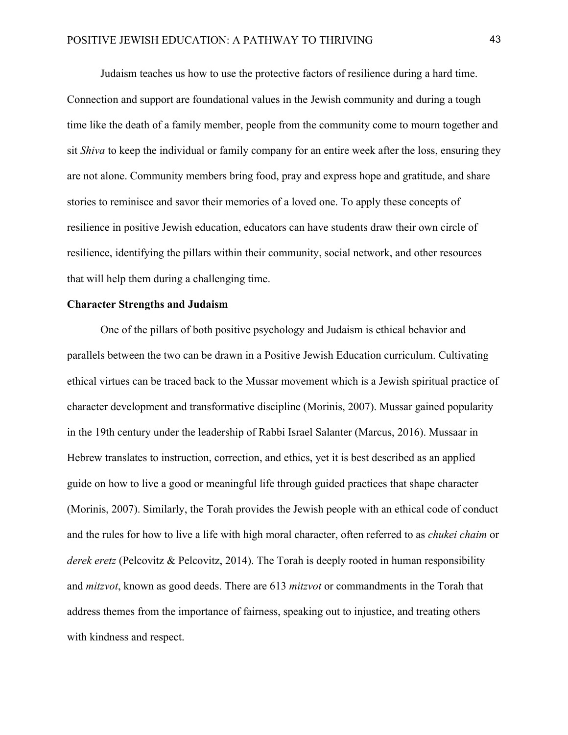Judaism teaches us how to use the protective factors of resilience during a hard time. Connection and support are foundational values in the Jewish community and during a tough time like the death of a family member, people from the community come to mourn together and sit *Shiva* to keep the individual or family company for an entire week after the loss, ensuring they are not alone. Community members bring food, pray and express hope and gratitude, and share stories to reminisce and savor their memories of a loved one. To apply these concepts of resilience in positive Jewish education, educators can have students draw their own circle of resilience, identifying the pillars within their community, social network, and other resources that will help them during a challenging time.

**Character Strengths and Judaism**

One of the pillars of both positive psychology and Judaism is ethical behavior and parallels between the two can be drawn in a Positive Jewish Education curriculum. Cultivating ethical virtues can be traced back to the Mussar movement which is a Jewish spiritual practice of character development and transformative discipline (Morinis, 2007). Mussar gained popularity in the 19th century under the leadership of Rabbi Israel Salanter (Marcus, 2016). Mussaar in Hebrew translates to instruction, correction, and ethics, yet it is best described as an applied guide on how to live a good or meaningful life through guided practices that shape character (Morinis, 2007). Similarly, the Torah provides the Jewish people with an ethical code of conduct and the rules for how to live a life with high moral character, often referred to as *chukei chaim* or *derek eretz* (Pelcovitz & Pelcovitz, 2014). The Torah is deeply rooted in human responsibility and *mitzvot*, known as good deeds. There are 613 *mitzvot* or commandments in the Torah that address themes from the importance of fairness, speaking out to injustice, and treating others with kindness and respect.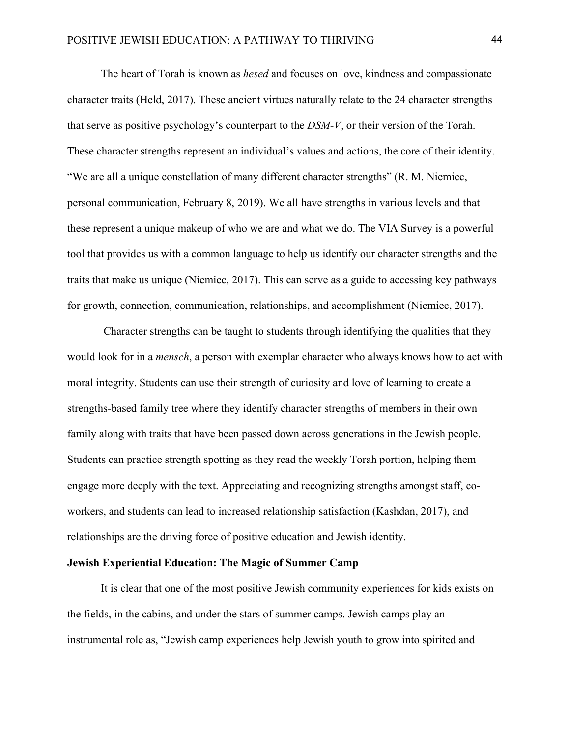The heart of Torah is known as *hesed* and focuses on love, kindness and compassionate character traits (Held, 2017). These ancient virtues naturally relate to the 24 character strengths that serve as positive psychology's counterpart to the *DSM-V*, or their version of the Torah. These character strengths represent an individual's values and actions, the core of their identity. "We are all a unique constellation of many different character strengths" (R. M. Niemiec, personal communication, February 8, 2019). We all have strengths in various levels and that these represent a unique makeup of who we are and what we do. The VIA Survey is a powerful tool that provides us with a common language to help us identify our character strengths and the traits that make us unique (Niemiec, 2017). This can serve as a guide to accessing key pathways for growth, connection, communication, relationships, and accomplishment (Niemiec, 2017).

Character strengths can be taught to students through identifying the qualities that they would look for in a *mensch*, a person with exemplar character who always knows how to act with moral integrity. Students can use their strength of curiosity and love of learning to create a strengths-based family tree where they identify character strengths of members in their own family along with traits that have been passed down across generations in the Jewish people. Students can practice strength spotting as they read the weekly Torah portion, helping them engage more deeply with the text. Appreciating and recognizing strengths amongst staff, co-workers, and students can lead to increased relationship satisfaction (Kashdan, 2017), and relationships are the driving force of positive education and Jewish identity.

**Jewish Experiential Education: The Magic of Summer Camp**

It is clear that one of the most positive Jewish community experiences for kids exists on the fields, in the cabins, and under the stars of summer camps. Jewish camps play an instrumental role as, "Jewish camp experiences help Jewish youth to grow into spirited and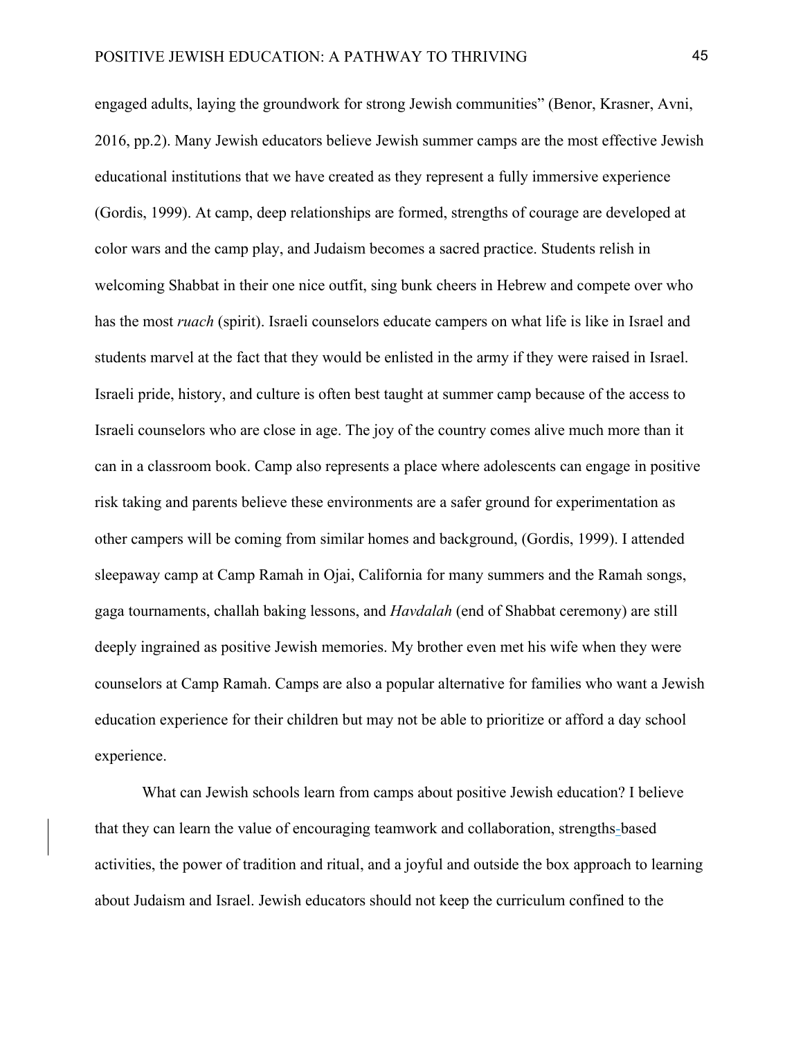engaged adults, laying the groundwork for strong Jewish communities" (Benor, Krasner, Avni, 2016, pp.2). Many Jewish educators believe Jewish summer camps are the most effective Jewish educational institutions that we have created as they represent a fully immersive experience (Gordis, 1999). At camp, deep relationships are formed, strengths of courage are developed at color wars and the camp play, and Judaism becomes a sacred practice. Students relish in welcoming Shabbat in their one nice outfit, sing bunk cheers in Hebrew and compete over who has the most *ruach* (spirit). Israeli counselors educate campers on what life is like in Israel and students marvel at the fact that they would be enlisted in the army if they were raised in Israel. Israeli pride, history, and culture is often best taught at summer camp because of the access to Israeli counselors who are close in age. The joy of the country comes alive much more than it can in a classroom book. Camp also represents a place where adolescents can engage in positive risk taking and parents believe these environments are a safer ground for experimentation as other campers will be coming from similar homes and background, (Gordis, 1999). I attended sleepaway camp at Camp Ramah in Ojai, California for many summers and the Ramah songs, gaga tournaments, challah baking lessons, and *Havdalah* (end of Shabbat ceremony) are still deeply ingrained as positive Jewish memories. My brother even met his wife when they were counselors at Camp Ramah. Camps are also a popular alternative for families who want a Jewish education experience for their children but may not be able to prioritize or afford a day school experience.

What can Jewish schools learn from camps about positive Jewish education? I believe that they can learn the value of encouraging teamwork and collaboration, strengths-based activities, the power of tradition and ritual, and a joyful and outside the box approach to learning about Judaism and Israel. Jewish educators should not keep the curriculum confined to the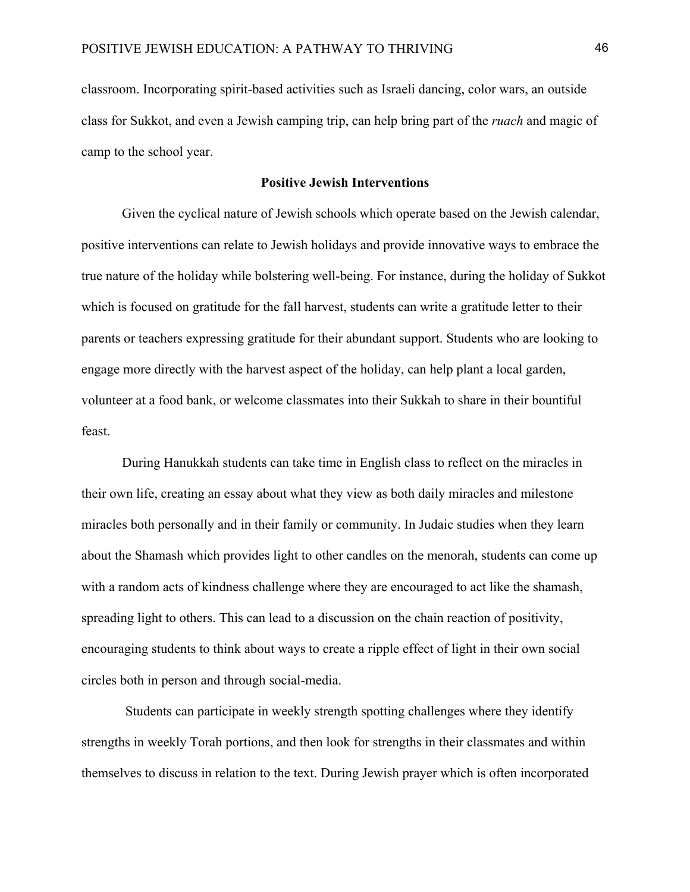classroom. Incorporating spirit-based activities such as Israeli dancing, color wars, an outside class for Sukkot, and even a Jewish camping trip, can help bring part of the *ruach* and magic of camp to the school year.

## Positive Jewish Interventions

Given the cyclical nature of Jewish schools which operate based on the Jewish calendar, positive interventions can relate to Jewish holidays and provide innovative ways to embrace the true nature of the holiday while bolstering well-being. For instance, during the holiday of Sukkot which is focused on gratitude for the fall harvest, students can write a gratitude letter to their parents or teachers expressing gratitude for their abundant support. Students who are looking to engage more directly with the harvest aspect of the holiday, can help plant a local garden, volunteer at a food bank, or welcome classmates into their Sukkah to share in their bountiful feast.

During Hanukkah students can take time in English class to reflect on the miracles in their own life, creating an essay about what they view as both daily miracles and milestone miracles both personally and in their family or community. In Judaic studies when they learn about the Shamash which provides light to other candles on the menorah, students can come up with a random acts of kindness challenge where they are encouraged to act like the shamash, spreading light to others. This can lead to a discussion on the chain reaction of positivity, encouraging students to think about ways to create a ripple effect of light in their own social circles both in person and through social-media.

Students can participate in weekly strength spotting challenges where they identify strengths in weekly Torah portions, and then look for strengths in their classmates and within themselves to discuss in relation to the text. During Jewish prayer which is often incorporated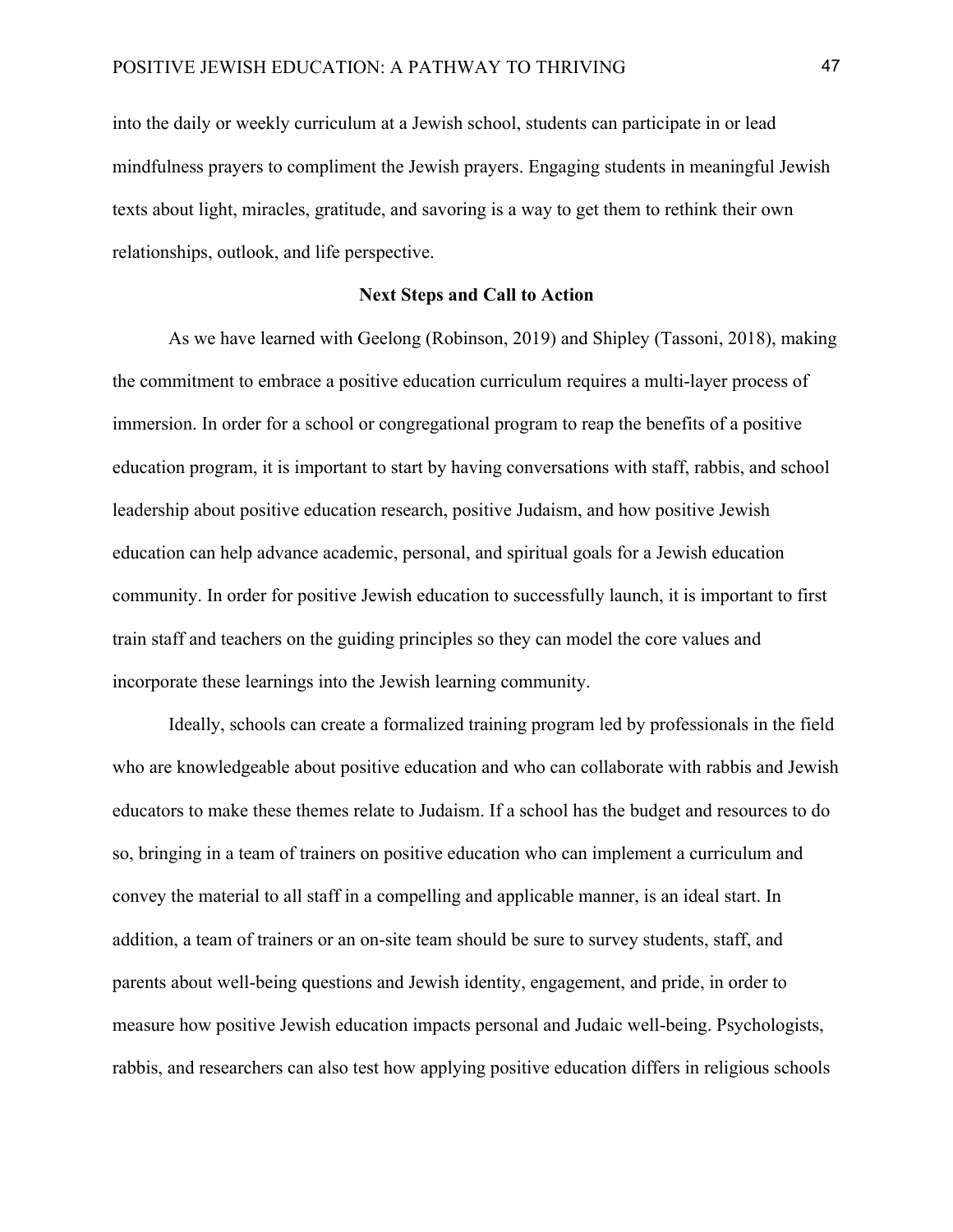into the daily or weekly curriculum at a Jewish school, students can participate in or lead mindfulness prayers to compliment the Jewish prayers. Engaging students in meaningful Jewish texts about light, miracles, gratitude, and savoring is a way to get them to rethink their own relationships, outlook, and life perspective.

## Next Steps and Call to Action

As we have learned with Geelong (Robinson, 2019) and Shipley (Tassoni, 2018), making the commitment to embrace a positive education curriculum requires a multi-layer process of immersion. In order for a school or congregational program to reap the benefits of a positive education program, it is important to start by having conversations with staff, rabbis, and school leadership about positive education research, positive Judaism, and how positive Jewish education can help advance academic, personal, and spiritual goals for a Jewish education community. In order for positive Jewish education to successfully launch, it is important to first train staff and teachers on the guiding principles so they can model the core values and incorporate these learnings into the Jewish learning community.

Ideally, schools can create a formalized training program led by professionals in the field who are knowledgeable about positive education and who can collaborate with rabbis and Jewish educators to make these themes relate to Judaism. If a school has the budget and resources to do so, bringing in a team of trainers on positive education who can implement a curriculum and convey the material to all staff in a compelling and applicable manner, is an ideal start. In addition, a team of trainers or an on-site team should be sure to survey students, staff, and parents about well-being questions and Jewish identity, engagement, and pride, in order to measure how positive Jewish education impacts personal and Judaic well-being. Psychologists, rabbis, and researchers can also test how applying positive education differs in religious schools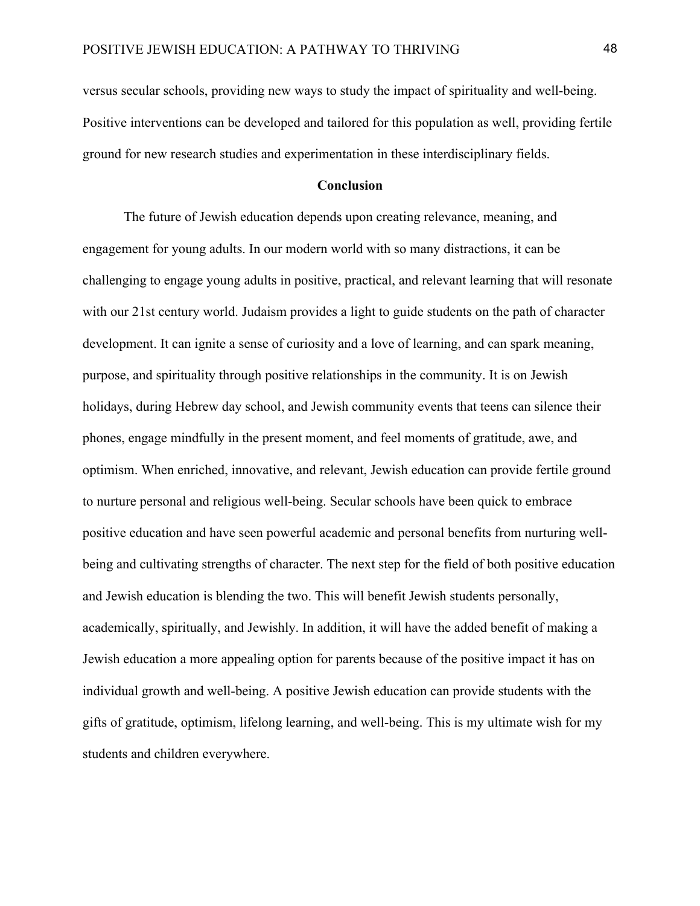versus secular schools, providing new ways to study the impact of spirituality and well-being. Positive interventions can be developed and tailored for this population as well, providing fertile ground for new research studies and experimentation in these interdisciplinary fields.

## Conclusion

The future of Jewish education depends upon creating relevance, meaning, and engagement for young adults. In our modern world with so many distractions, it can be challenging to engage young adults in positive, practical, and relevant learning that will resonate with our 21st century world. Judaism provides a light to guide students on the path of character development. It can ignite a sense of curiosity and a love of learning, and can spark meaning, purpose, and spirituality through positive relationships in the community. It is on Jewish holidays, during Hebrew day school, and Jewish community events that teens can silence their phones, engage mindfully in the present moment, and feel moments of gratitude, awe, and optimism. When enriched, innovative, and relevant, Jewish education can provide fertile ground to nurture personal and religious well-being. Secular schools have been quick to embrace positive education and have seen powerful academic and personal benefits from nurturing well-being and cultivating strengths of character. The next step for the field of both positive education and Jewish education is blending the two. This will benefit Jewish students personally, academically, spiritually, and Jewishly. In addition, it will have the added benefit of making a Jewish education a more appealing option for parents because of the positive impact it has on individual growth and well-being. A positive Jewish education can provide students with the gifts of gratitude, optimism, lifelong learning, and well-being. This is my ultimate wish for my students and children everywhere.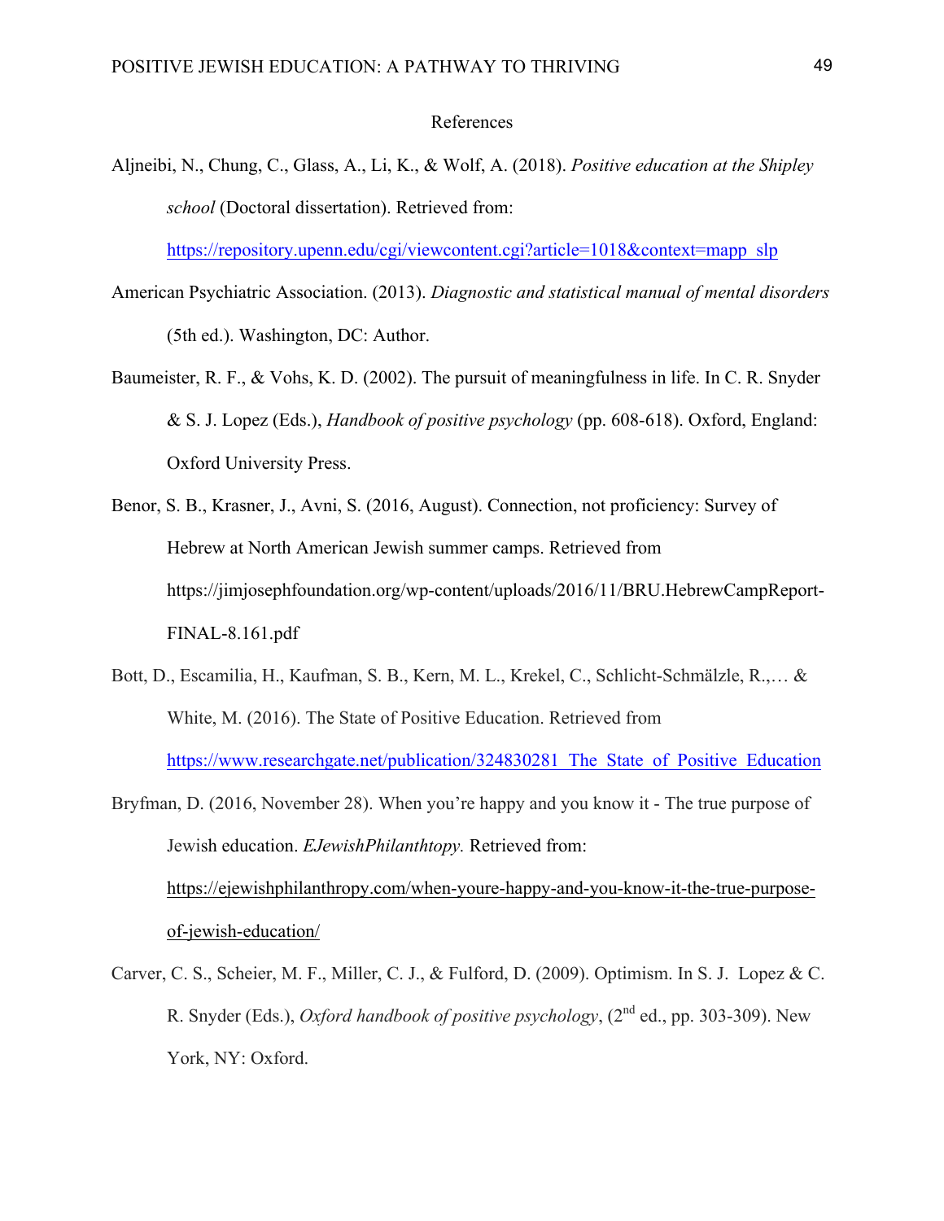# References

Aljneibi, N., Chung, C., Glass, A., Li, K., & Wolf, A. (2018). *Positive education at the Shipley school* (Doctoral dissertation). Retrieved from: https://repository.upenn.edu/cgi/viewcontent.cgi?article=1018&context=mapp_slp

American Psychiatric Association. (2013). *Diagnostic and statistical manual of mental disorders* (5th ed.). Washington, DC: Author.

Baumeister, R. F., & Vohs, K. D. (2002). The pursuit of meaningfulness in life. In C. R. Snyder & S. J. Lopez (Eds.), *Handbook of positive psychology* (pp. 608-618). Oxford, England: Oxford University Press.

Benor, S. B., Krasner, J., Avni, S. (2016, August). Connection, not proficiency: Survey of Hebrew at North American Jewish summer camps. Retrieved from https://jimjosephfoundation.org/wp-content/uploads/2016/11/BRU.HebrewCampReport-FINAL-8.161.pdf

Bott, D., Escamilia, H., Kaufman, S. B., Kern, M. L., Krekel, C., Schlicht-Schmälzle, R.,… & White, M. (2016). The State of Positive Education. Retrieved from https://www.researchgate.net/publication/324830281_The_State_of_Positive_Education

Bryfman, D. (2016, November 28). When you're happy and you know it - The true purpose of Jewish education. *EJewishPhilanthtopy.* Retrieved from: https://ejewishphilanthropy.com/when-youre-happy-and-you-know-it-the-true-purpose-of-jewish-education/

Carver, C. S., Scheier, M. F., Miller, C. J., & Fulford, D. (2009). Optimism. In S. J. Lopez & C. R. Snyder (Eds.), *Oxford handbook of positive psychology*, (2nd ed., pp. 303-309). New York, NY: Oxford.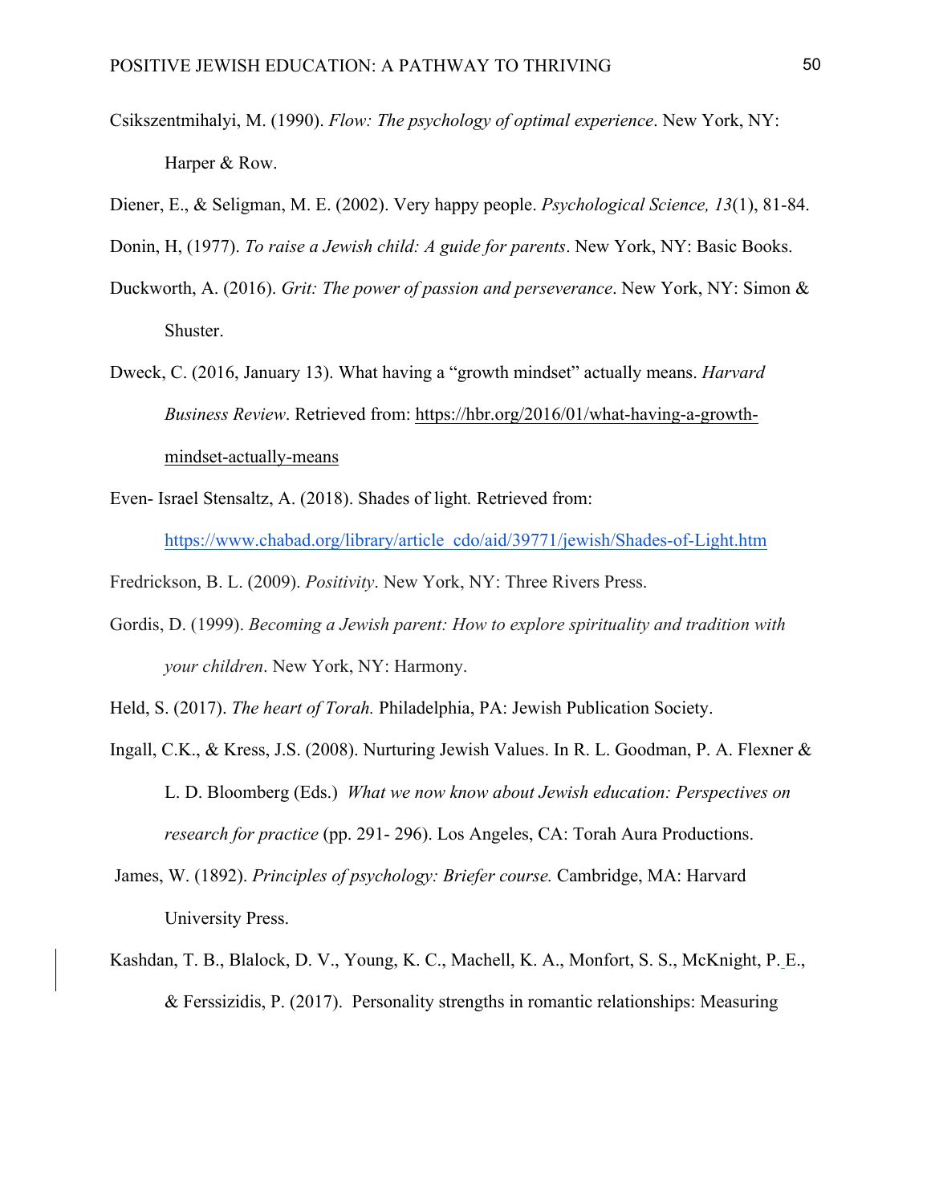Csikszentmihalyi, M. (1990). *Flow: The psychology of optimal experience*. New York, NY: Harper & Row.

Diener, E., & Seligman, M. E. (2002). Very happy people. *Psychological Science, 13*(1), 81-84.

Donin, H, (1977). *To raise a Jewish child: A guide for parents*. New York, NY: Basic Books.

Duckworth, A. (2016). *Grit: The power of passion and perseverance*. New York, NY: Simon & Shuster.

Dweck, C. (2016, January 13). What having a "growth mindset" actually means. *Harvard Business Review*. Retrieved from: https://hbr.org/2016/01/what-having-a-growth-mindset-actually-means

Even- Israel Stensaltz, A. (2018). Shades of light. Retrieved from: https://www.chabad.org/library/article_cdo/aid/39771/jewish/Shades-of-Light.htm

Fredrickson, B. L. (2009). *Positivity*. New York, NY: Three Rivers Press.

Gordis, D. (1999). *Becoming a Jewish parent: How to explore spirituality and tradition with your children*. New York, NY: Harmony.

Held, S. (2017). *The heart of Torah.* Philadelphia, PA: Jewish Publication Society.

Ingall, C.K., & Kress, J.S. (2008). Nurturing Jewish Values. In R. L. Goodman, P. A. Flexner & L. D. Bloomberg (Eds.) *What we now know about Jewish education: Perspectives on research for practice* (pp. 291- 296). Los Angeles, CA: Torah Aura Productions.

James, W. (1892). *Principles of psychology: Briefer course.* Cambridge, MA: Harvard University Press.

Kashdan, T. B., Blalock, D. V., Young, K. C., Machell, K. A., Monfort, S. S., McKnight, P. E., & Ferssizidis, P. (2017). Personality strengths in romantic relationships: Measuring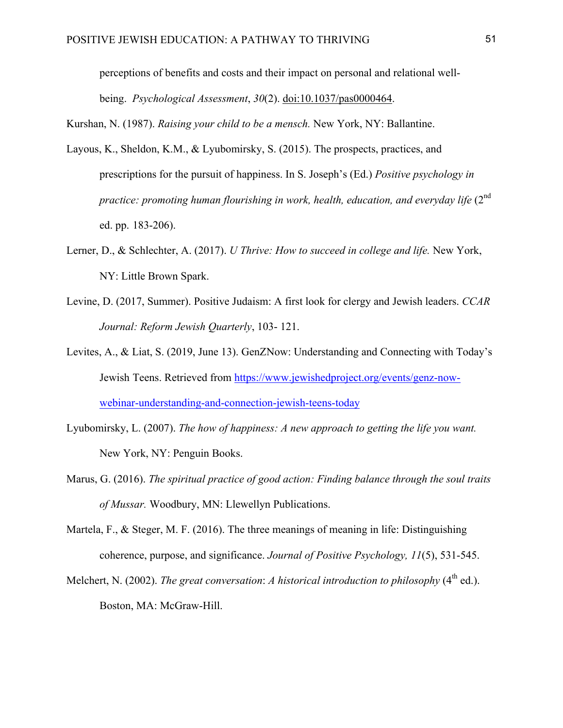perceptions of benefits and costs and their impact on personal and relational well-being. *Psychological Assessment*, *30*(2). doi:10.1037/pas0000464.

Kurshan, N. (1987). *Raising your child to be a mensch.* New York, NY: Ballantine.

Layous, K., Sheldon, K.M., & Lyubomirsky, S. (2015). The prospects, practices, and prescriptions for the pursuit of happiness. In S. Joseph's (Ed.) *Positive psychology in practice: promoting human flourishing in work, health, education, and everyday life* (2nd ed. pp. 183-206).

Lerner, D., & Schlechter, A. (2017). *U Thrive: How to succeed in college and life.* New York, NY: Little Brown Spark.

Levine, D. (2017, Summer). Positive Judaism: A first look for clergy and Jewish leaders. *CCAR Journal: Reform Jewish Quarterly*, 103- 121.

Levites, A., & Liat, S. (2019, June 13). GenZNow: Understanding and Connecting with Today's Jewish Teens. Retrieved from https://www.jewishedproject.org/events/genz-now-webinar-understanding-and-connection-jewish-teens-today

Lyubomirsky, L. (2007). *The how of happiness: A new approach to getting the life you want.* New York, NY: Penguin Books.

Marus, G. (2016). *The spiritual practice of good action: Finding balance through the soul traits of Mussar.* Woodbury, MN: Llewellyn Publications.

Martela, F., & Steger, M. F. (2016). The three meanings of meaning in life: Distinguishing coherence, purpose, and significance. *Journal of Positive Psychology, 11*(5), 531-545.

Melchert, N. (2002). *The great conversation*: *A historical introduction to philosophy* (4th ed.). Boston, MA: McGraw-Hill.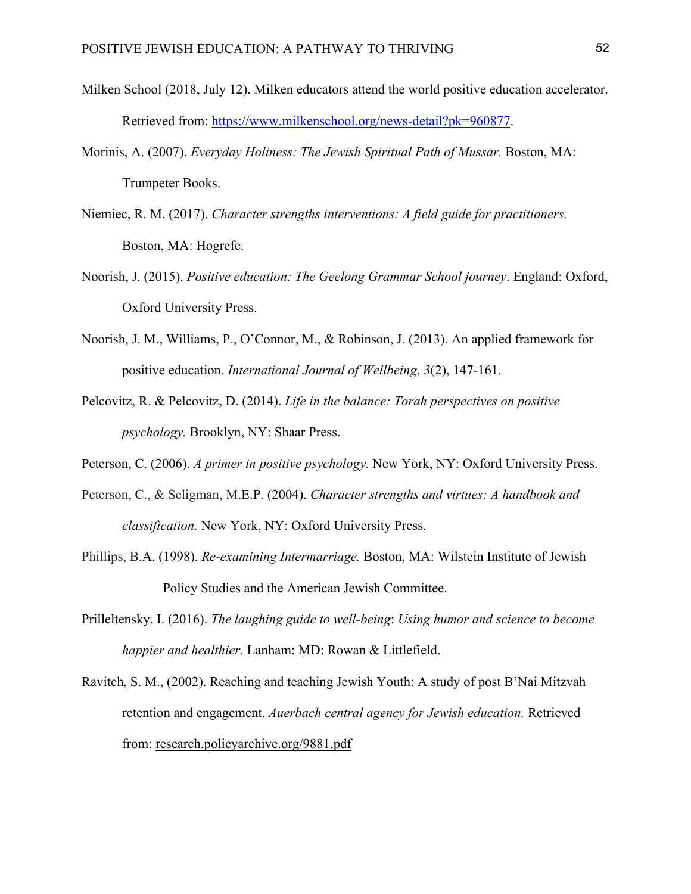Milken School (2018, July 12). Milken educators attend the world positive education accelerator. Retrieved from: https://www.milkenschool.org/news-detail?pk=960877.

Morinis, A. (2007). *Everyday Holiness: The Jewish Spiritual Path of Mussar.* Boston, MA: Trumpeter Books.

Niemiec, R. M. (2017). *Character strengths interventions: A field guide for practitioners.* Boston, MA: Hogrefe.

Noorish, J. (2015). *Positive education: The Geelong Grammar School journey*. England: Oxford, Oxford University Press.

Noorish, J. M., Williams, P., O'Connor, M., & Robinson, J. (2013). An applied framework for positive education. *International Journal of Wellbeing*, *3*(2), 147-161.

Pelcovitz, R. & Pelcovitz, D. (2014). *Life in the balance: Torah perspectives on positive psychology.* Brooklyn, NY: Shaar Press.

Peterson, C. (2006). *A primer in positive psychology.* New York, NY: Oxford University Press.

Peterson, C., & Seligman, M.E.P. (2004). *Character strengths and virtues: A handbook and classification.* New York, NY: Oxford University Press.

Phillips, B.A. (1998). *Re-examining Intermarriage.* Boston, MA: Wilstein Institute of Jewish Policy Studies and the American Jewish Committee.

Prilleltensky, I. (2016). *The laughing guide to well-being*: *Using humor and science to become happier and healthier*. Lanham: MD: Rowan & Littlefield.

Ravitch, S. M., (2002). Reaching and teaching Jewish Youth: A study of post B'Nai Mitzvah retention and engagement. *Auerbach central agency for Jewish education.* Retrieved from: research.policyarchive.org/9881.pdf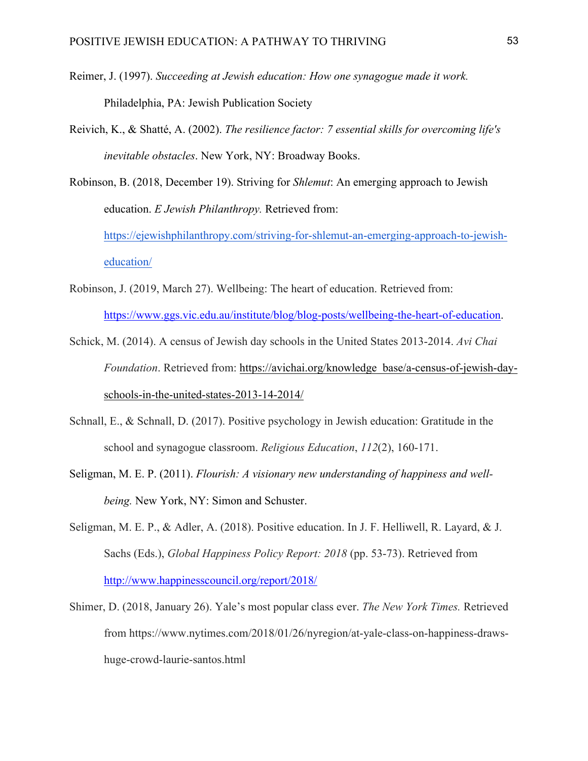Reimer, J. (1997). *Succeeding at Jewish education: How one synagogue made it work.* Philadelphia, PA: Jewish Publication Society

Reivich, K., & Shatté, A. (2002). *The resilience factor: 7 essential skills for overcoming life's inevitable obstacles*. New York, NY: Broadway Books.

Robinson, B. (2018, December 19). Striving for *Shlemut*: An emerging approach to Jewish education. *E Jewish Philanthropy.* Retrieved from: https://ejewishphilanthropy.com/striving-for-shlemut-an-emerging-approach-to-jewish-education/

Robinson, J. (2019, March 27). Wellbeing: The heart of education. Retrieved from: https://www.ggs.vic.edu.au/institute/blog/blog-posts/wellbeing-the-heart-of-education.

Schick, M. (2014). A census of Jewish day schools in the United States 2013-2014. *Avi Chai Foundation*. Retrieved from: https://avichai.org/knowledge_base/a-census-of-jewish-day-schools-in-the-united-states-2013-14-2014/

Schnall, E., & Schnall, D. (2017). Positive psychology in Jewish education: Gratitude in the school and synagogue classroom. *Religious Education*, *112*(2), 160-171.

Seligman, M. E. P. (2011). *Flourish: A visionary new understanding of happiness and well-being.* New York, NY: Simon and Schuster.

Seligman, M. E. P., & Adler, A. (2018). Positive education. In J. F. Helliwell, R. Layard, & J. Sachs (Eds.), *Global Happiness Policy Report: 2018* (pp. 53-73). Retrieved from http://www.happinesscouncil.org/report/2018/

Shimer, D. (2018, January 26). Yale's most popular class ever. *The New York Times.* Retrieved from https://www.nytimes.com/2018/01/26/nyregion/at-yale-class-on-happiness-draws-huge-crowd-laurie-santos.html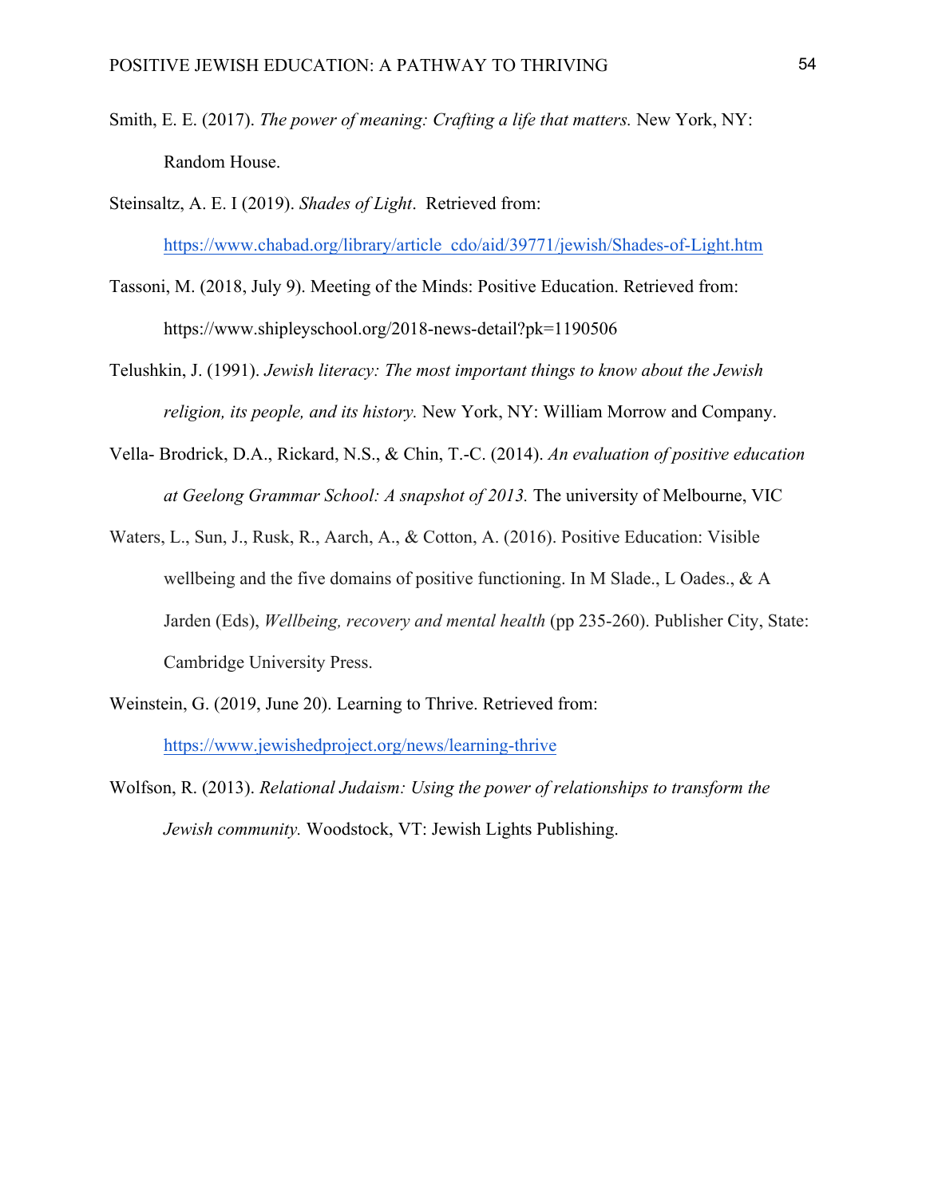Smith, E. E. (2017). *The power of meaning: Crafting a life that matters.* New York, NY: Random House.

Steinsaltz, A. E. I (2019). *Shades of Light*. Retrieved from: https://www.chabad.org/library/article_cdo/aid/39771/jewish/Shades-of-Light.htm

Tassoni, M. (2018, July 9). Meeting of the Minds: Positive Education. Retrieved from: https://www.shipleyschool.org/2018-news-detail?pk=1190506

Telushkin, J. (1991). *Jewish literacy: The most important things to know about the Jewish religion, its people, and its history.* New York, NY: William Morrow and Company.

Vella- Brodrick, D.A., Rickard, N.S., & Chin, T.-C. (2014). *An evaluation of positive education at Geelong Grammar School: A snapshot of 2013.* The university of Melbourne, VIC

Waters, L., Sun, J., Rusk, R., Aarch, A., & Cotton, A. (2016). Positive Education: Visible wellbeing and the five domains of positive functioning. In M Slade., L Oades., & A Jarden (Eds), *Wellbeing, recovery and mental health* (pp 235-260). Publisher City, State: Cambridge University Press.

Weinstein, G. (2019, June 20). Learning to Thrive. Retrieved from: https://www.jewishedproject.org/news/learning-thrive

Wolfson, R. (2013). *Relational Judaism: Using the power of relationships to transform the Jewish community.* Woodstock, VT: Jewish Lights Publishing.